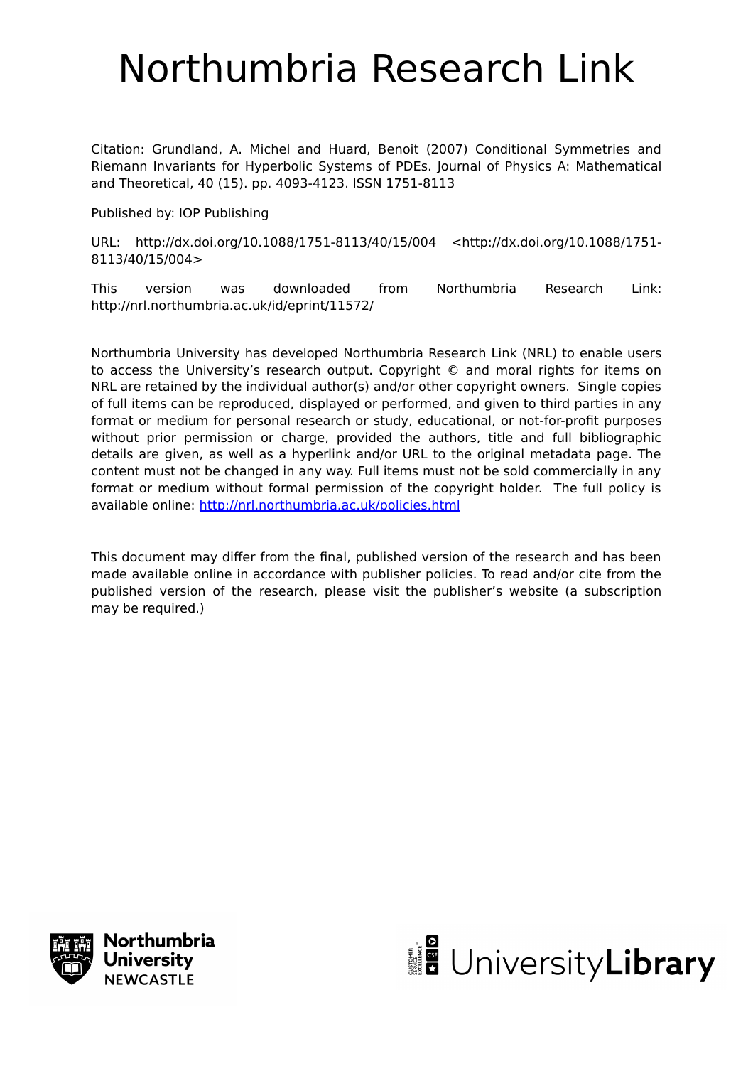# Northumbria Research Link

Citation: Grundland, A. Michel and Huard, Benoit (2007) Conditional Symmetries and Riemann Invariants for Hyperbolic Systems of PDEs. Journal of Physics A: Mathematical and Theoretical, 40 (15). pp. 4093-4123. ISSN 1751-8113

Published by: IOP Publishing

URL: http://dx.doi.org/10.1088/1751-8113/40/15/004 <http://dx.doi.org/10.1088/1751-8113/40/15/004>

This version was downloaded from Northumbria Research Link: http://nrl.northumbria.ac.uk/id/eprint/11572/

Northumbria University has developed Northumbria Research Link (NRL) to enable users to access the University's research output. Copyright © and moral rights for items on NRL are retained by the individual author(s) and/or other copyright owners. Single copies of full items can be reproduced, displayed or performed, and given to third parties in any format or medium for personal research or study, educational, or not-for-profit purposes without prior permission or charge, provided the authors, title and full bibliographic details are given, as well as a hyperlink and/or URL to the original metadata page. The content must not be changed in any way. Full items must not be sold commercially in any format or medium without formal permission of the copyright holder. The full policy is available online: http://nrl.northumbria.ac.uk/policies.html

This document may differ from the final, published version of the research and has been made available online in accordance with publisher policies. To read and/or cite from the published version of the research, please visit the publisher's website (a subscription may be required.)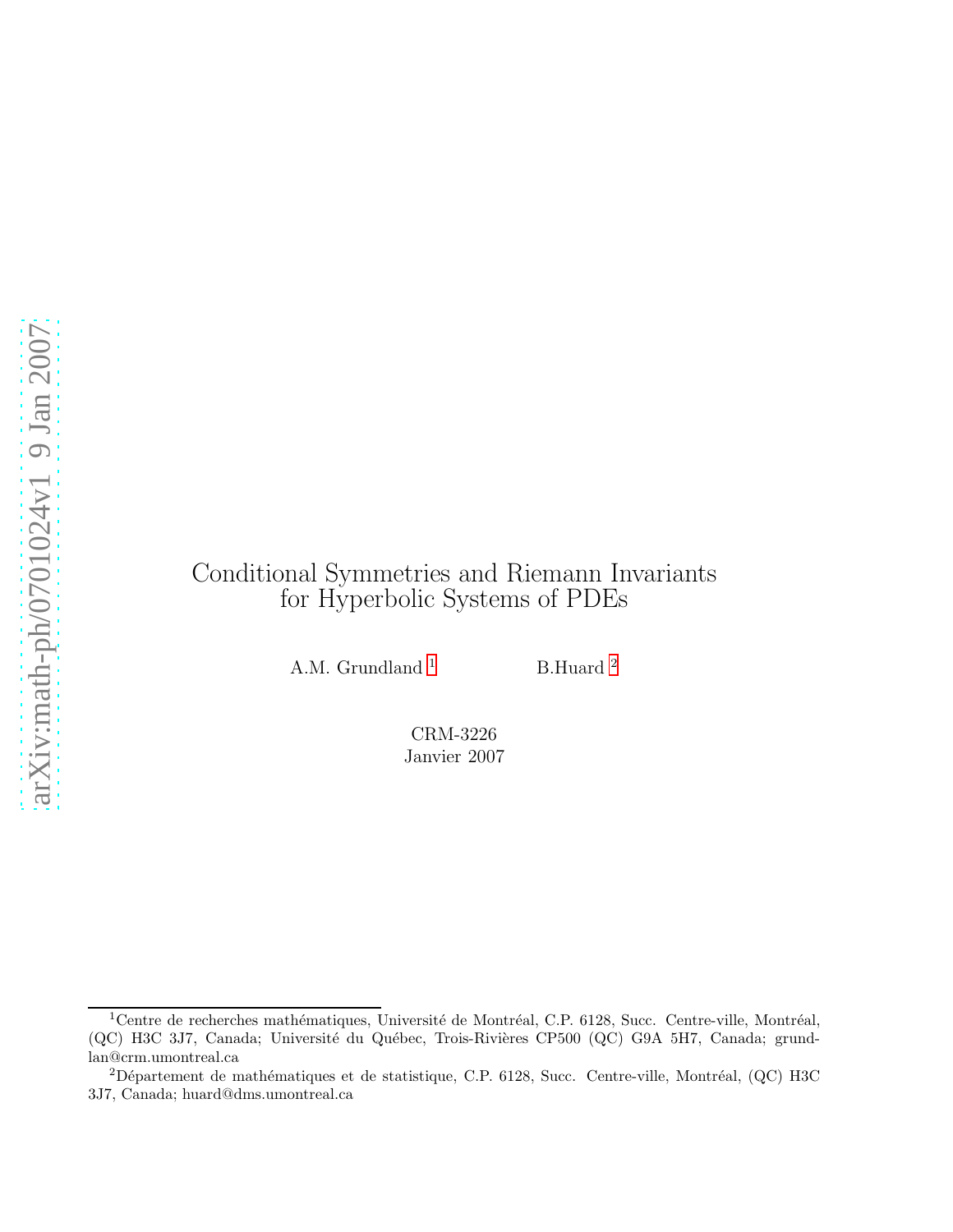# Conditional Symmetries and Riemann Invariants for Hyperbolic Systems of PDEs

A.M. Grundland [1] B.Huard [2]

CRM-3226
Janvier 2007

---

[1] Centre de recherches mathématiques, Université de Montréal, C.P. 6128, Succ. Centre-ville, Montréal, (QC) H3C 3J7, Canada; Université du Québec, Trois-Rivières CP500 (QC) G9A 5H7, Canada; grundlan@crm.umontreal.ca

[2] Département de mathématiques et de statistique, C.P. 6128, Succ. Centre-ville, Montréal, (QC) H3C 3J7, Canada; huard@dms.umontreal.ca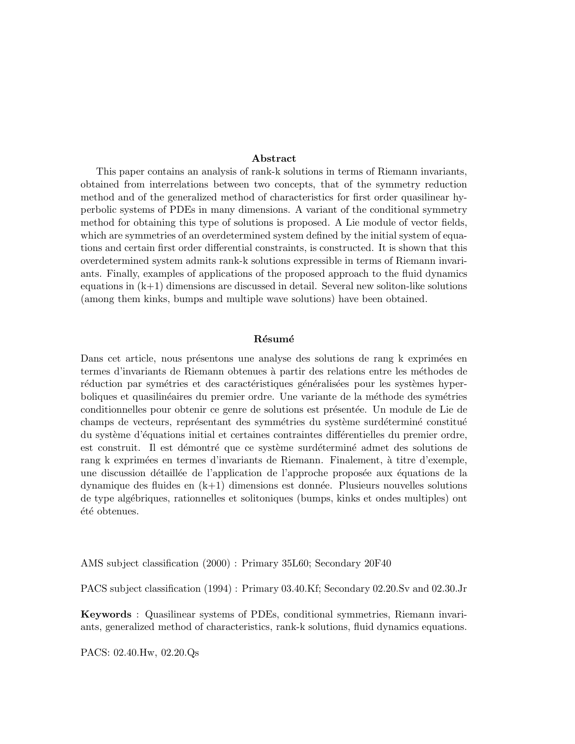**Abstract**

This paper contains an analysis of rank-k solutions in terms of Riemann invariants, obtained from interrelations between two concepts, that of the symmetry reduction method and of the generalized method of characteristics for first order quasilinear hyperbolic systems of PDEs in many dimensions. A variant of the conditional symmetry method for obtaining this type of solutions is proposed. A Lie module of vector fields, which are symmetries of an overdetermined system defined by the initial system of equations and certain first order differential constraints, is constructed. It is shown that this overdetermined system admits rank-k solutions expressible in terms of Riemann invariants. Finally, examples of applications of the proposed approach to the fluid dynamics equations in (k+1) dimensions are discussed in detail. Several new soliton-like solutions (among them kinks, bumps and multiple wave solutions) have been obtained.

**Résumé**

Dans cet article, nous présentons une analyse des solutions de rang k exprimées en termes d'invariants de Riemann obtenues à partir des relations entre les méthodes de réduction par symétries et des caractéristiques généralisées pour les systèmes hyperboliques et quasilinéaires du premier ordre. Une variante de la méthode des symétries conditionnelles pour obtenir ce genre de solutions est présentée. Un module de Lie de champs de vecteurs, représentant des symmétries du système surdéterminé constitué du système d'équations initial et certaines contraintes différentielles du premier ordre, est construit. Il est démontré que ce système surdéterminé admet des solutions de rang k exprimées en termes d'invariants de Riemann. Finalement, à titre d'exemple, une discussion détaillée de l'application de l'approche proposée aux équations de la dynamique des fluides en (k+1) dimensions est donnée. Plusieurs nouvelles solutions de type algébriques, rationnelles et solitoniques (bumps, kinks et ondes multiples) ont été obtenues.

AMS subject classification (2000) : Primary 35L60; Secondary 20F40

PACS subject classification (1994) : Primary 03.40.Kf; Secondary 02.20.Sv and 02.30.Jr

**Keywords** : Quasilinear systems of PDEs, conditional symmetries, Riemann invariants, generalized method of characteristics, rank-k solutions, fluid dynamics equations.

PACS: 02.40.Hw, 02.20.Qs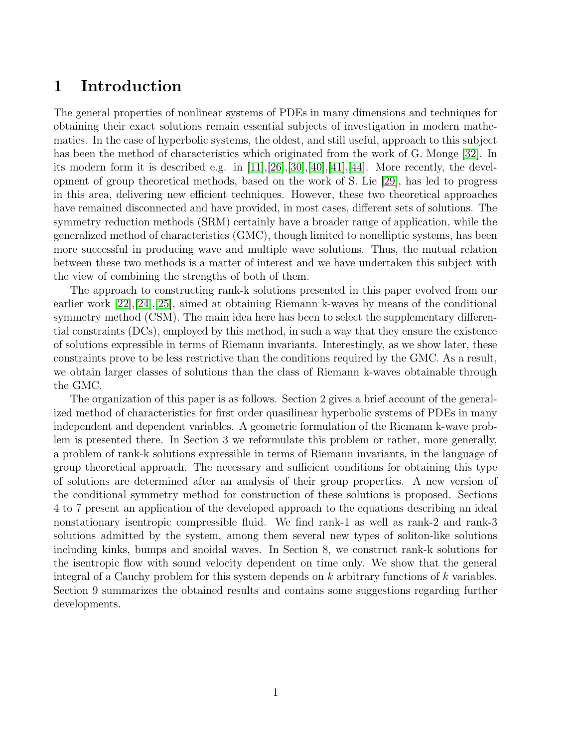# 1 Introduction

The general properties of nonlinear systems of PDEs in many dimensions and techniques for obtaining their exact solutions remain essential subjects of investigation in modern mathematics. In the case of hyperbolic systems, the oldest, and still useful, approach to this subject has been the method of characteristics which originated from the work of G. Monge [32]. In its modern form it is described e.g. in [11],[26],[30],[40],[41],[44]. More recently, the development of group theoretical methods, based on the work of S. Lie [29], has led to progress in this area, delivering new efficient techniques. However, these two theoretical approaches have remained disconnected and have provided, in most cases, different sets of solutions. The symmetry reduction methods (SRM) certainly have a broader range of application, while the generalized method of characteristics (GMC), though limited to nonelliptic systems, has been more successful in producing wave and multiple wave solutions. Thus, the mutual relation between these two methods is a matter of interest and we have undertaken this subject with the view of combining the strengths of both of them.

The approach to constructing rank-k solutions presented in this paper evolved from our earlier work [22],[24],[25], aimed at obtaining Riemann k-waves by means of the conditional symmetry method (CSM). The main idea here has been to select the supplementary differential constraints (DCs), employed by this method, in such a way that they ensure the existence of solutions expressible in terms of Riemann invariants. Interestingly, as we show later, these constraints prove to be less restrictive than the conditions required by the GMC. As a result, we obtain larger classes of solutions than the class of Riemann k-waves obtainable through the GMC.

The organization of this paper is as follows. Section 2 gives a brief account of the generalized method of characteristics for first order quasilinear hyperbolic systems of PDEs in many independent and dependent variables. A geometric formulation of the Riemann k-wave problem is presented there. In Section 3 we reformulate this problem or rather, more generally, a problem of rank-k solutions expressible in terms of Riemann invariants, in the language of group theoretical approach. The necessary and sufficient conditions for obtaining this type of solutions are determined after an analysis of their group properties. A new version of the conditional symmetry method for construction of these solutions is proposed. Sections 4 to 7 present an application of the developed approach to the equations describing an ideal nonstationary isentropic compressible fluid. We find rank-1 as well as rank-2 and rank-3 solutions admitted by the system, among them several new types of soliton-like solutions including kinks, bumps and snoidal waves. In Section 8, we construct rank-k solutions for the isentropic flow with sound velocity dependent on time only. We show that the general integral of a Cauchy problem for this system depends on $k$ arbitrary functions of $k$ variables. Section 9 summarizes the obtained results and contains some suggestions regarding further developments.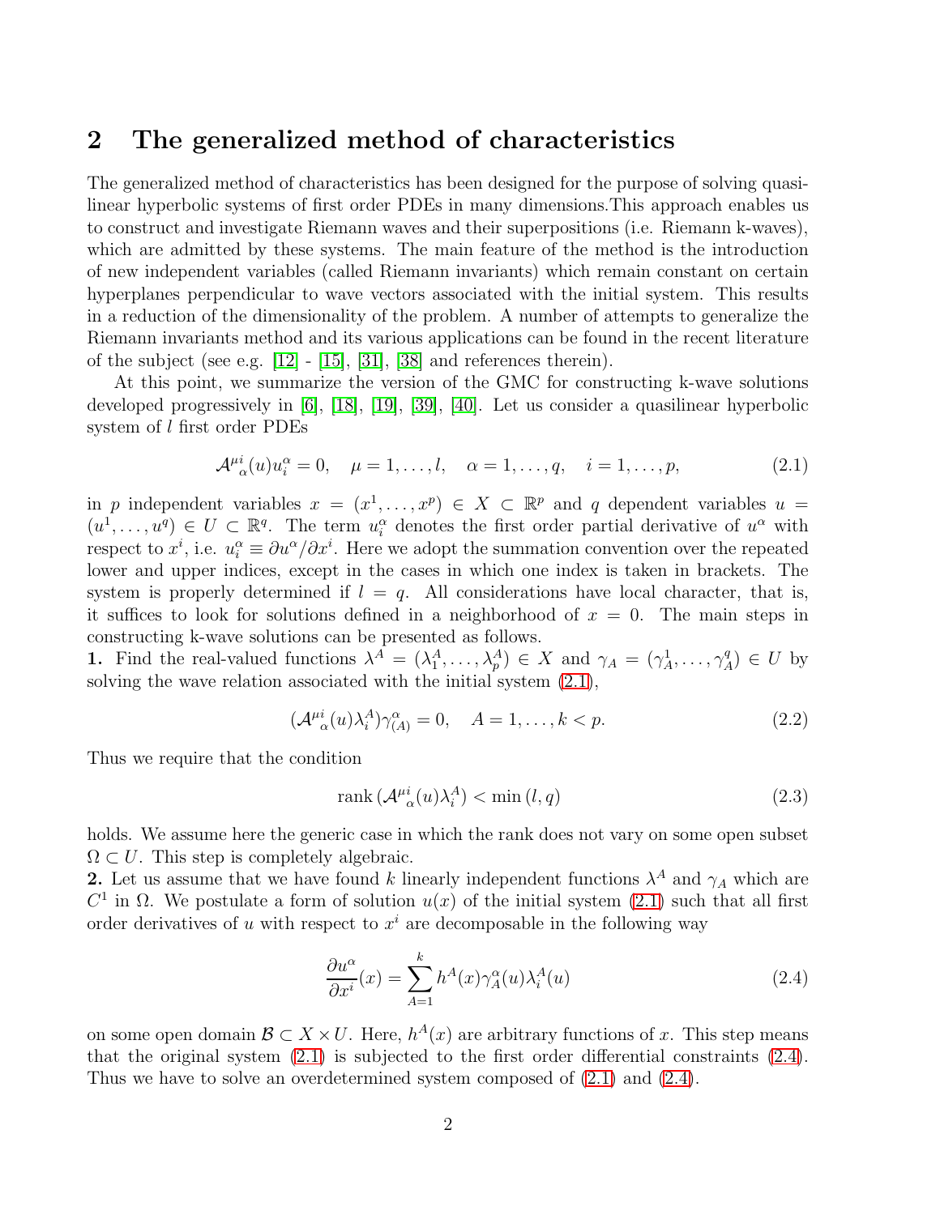## 2 The generalized method of characteristics

The generalized method of characteristics has been designed for the purpose of solving quasilinear hyperbolic systems of first order PDEs in many dimensions.This approach enables us to construct and investigate Riemann waves and their superpositions (i.e. Riemann k-waves), which are admitted by these systems. The main feature of the method is the introduction of new independent variables (called Riemann invariants) which remain constant on certain hyperplanes perpendicular to wave vectors associated with the initial system. This results in a reduction of the dimensionality of the problem. A number of attempts to generalize the Riemann invariants method and its various applications can be found in the recent literature of the subject (see e.g. [12] - [15], [31], [38] and references therein).

At this point, we summarize the version of the GMC for constructing k-wave solutions developed progressively in [6], [18], [19], [39], [40]. Let us consider a quasilinear hyperbolic system of $l$ first order PDEs

$$\mathcal{A}^{\mu i}_{\ \alpha}(u)u^{\alpha}_{i}=0, \quad \mu=1,\dots,l, \quad \alpha=1,\dots,q, \quad i=1,\dots,p, \tag{2.1}$$

in $p$ independent variables $x=(x^1,\dots,x^p)\in X\subset\mathbb{R}^p$ and $q$ dependent variables $u=(u^1,\dots,u^q)\in U\subset\mathbb{R}^q$. The term $u^{\alpha}_i$ denotes the first order partial derivative of $u^{\alpha}$ with respect to $x^i$, i.e. $u^{\alpha}_i\equiv\partial u^{\alpha}/\partial x^i$. Here we adopt the summation convention over the repeated lower and upper indices, except in the cases in which one index is taken in brackets. The system is properly determined if $l=q$. All considerations have local character, that is, it suffices to look for solutions defined in a neighborhood of $x=0$. The main steps in constructing k-wave solutions can be presented as follows.

**1.** Find the real-valued functions $\lambda^A=(\lambda^A_1,\dots,\lambda^A_p)\in X$ and $\gamma_A=(\gamma^1_A,\dots,\gamma^q_A)\in U$ by solving the wave relation associated with the initial system (2.1),

$$(\mathcal{A}^{\mu i}_{\ \alpha}(u)\lambda^A_i)\gamma^{\alpha}_{(A)}=0, \quad A=1,\dots,k<p. \tag{2.2}$$

Thus we require that the condition

$$\operatorname{rank}(\mathcal{A}^{\mu i}_{\ \alpha}(u)\lambda^A_i)<\min(l,q) \tag{2.3}$$

holds. We assume here the generic case in which the rank does not vary on some open subset $\Omega\subset U$. This step is completely algebraic.

**2.** Let us assume that we have found $k$ linearly independent functions $\lambda^A$ and $\gamma_A$ which are $C^1$ in $\Omega$. We postulate a form of solution $u(x)$ of the initial system (2.1) such that all first order derivatives of $u$ with respect to $x^i$ are decomposable in the following way

$$\frac{\partial u^{\alpha}}{\partial x^i}(x)=\sum_{A=1}^{k}h^A(x)\gamma^{\alpha}_A(u)\lambda^A_i(u) \tag{2.4}$$

on some open domain $\mathcal{B}\subset X\times U$. Here, $h^A(x)$ are arbitrary functions of $x$. This step means that the original system (2.1) is subjected to the first order differential constraints (2.4). Thus we have to solve an overdetermined system composed of (2.1) and (2.4).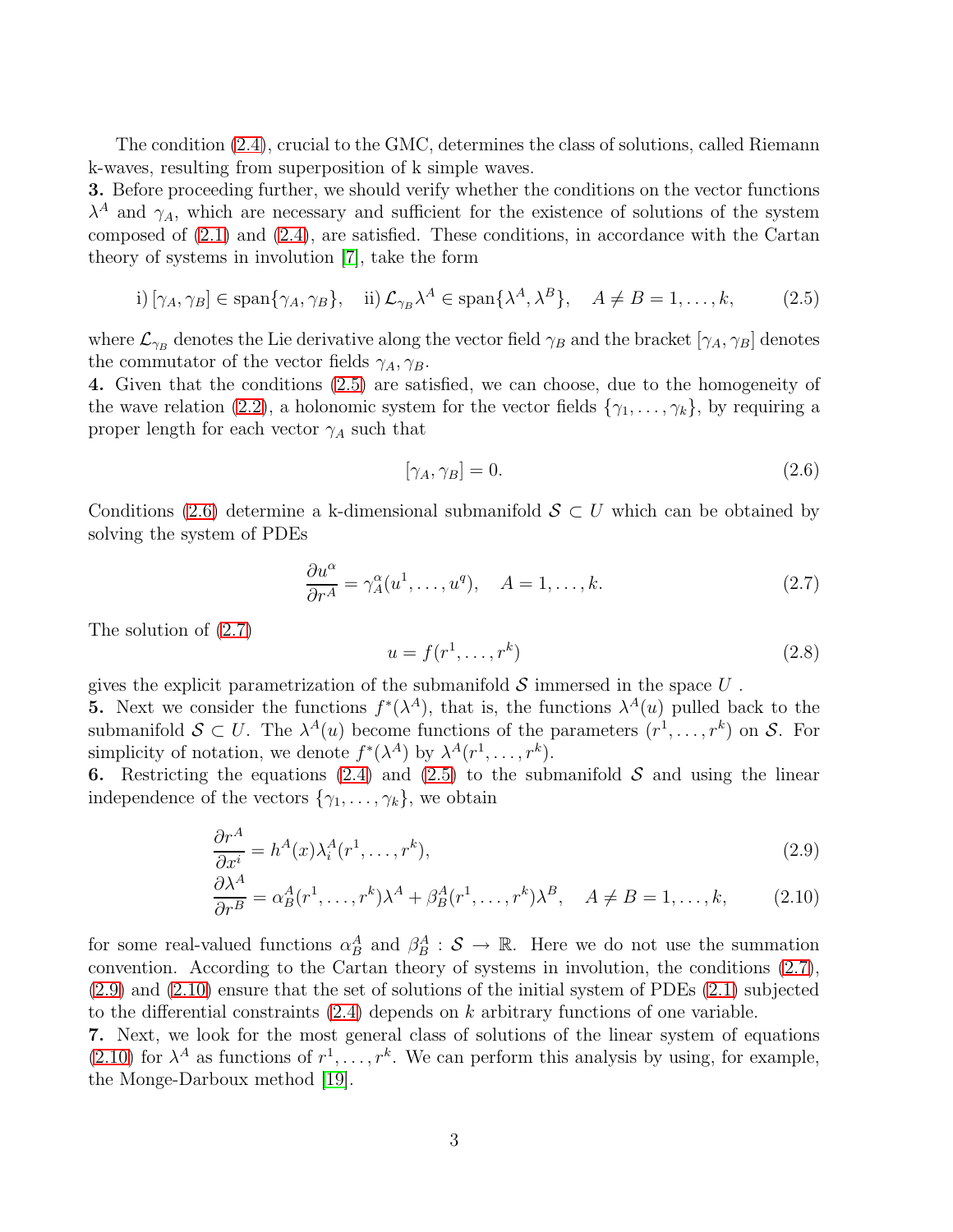The condition (2.4), crucial to the GMC, determines the class of solutions, called Riemann k-waves, resulting from superposition of k simple waves.

**3.** Before proceeding further, we should verify whether the conditions on the vector functions $\lambda^A$ and $\gamma_A$, which are necessary and sufficient for the existence of solutions of the system composed of (2.1) and (2.4), are satisfied. These conditions, in accordance with the Cartan theory of systems in involution [7], take the form

$$\text{i)}\, [\gamma_A, \gamma_B] \in \text{span}\{\gamma_A, \gamma_B\}, \quad \text{ii)}\, \mathcal{L}_{\gamma_B}\lambda^A \in \text{span}\{\lambda^A, \lambda^B\}, \quad A \neq B = 1, \ldots, k, \tag{2.5}$$

where $\mathcal{L}_{\gamma_B}$ denotes the Lie derivative along the vector field $\gamma_B$ and the bracket $[\gamma_A, \gamma_B]$ denotes the commutator of the vector fields $\gamma_A, \gamma_B$.

**4.** Given that the conditions (2.5) are satisfied, we can choose, due to the homogeneity of the wave relation (2.2), a holonomic system for the vector fields $\{\gamma_1, \ldots, \gamma_k\}$, by requiring a proper length for each vector $\gamma_A$ such that

$$[\gamma_A, \gamma_B] = 0. \tag{2.6}$$

Conditions (2.6) determine a k-dimensional submanifold $\mathcal{S} \subset U$ which can be obtained by solving the system of PDEs

$$\frac{\partial u^\alpha}{\partial r^A} = \gamma_A^\alpha(u^1, \ldots, u^q), \quad A = 1, \ldots, k. \tag{2.7}$$

The solution of (2.7)

$$u = f(r^1, \ldots, r^k) \tag{2.8}$$

gives the explicit parametrization of the submanifold $\mathcal{S}$ immersed in the space $U$ .

**5.** Next we consider the functions $f^*(\lambda^A)$, that is, the functions $\lambda^A(u)$ pulled back to the submanifold $\mathcal{S} \subset U$. The $\lambda^A(u)$ become functions of the parameters $(r^1, \ldots, r^k)$ on $\mathcal{S}$. For simplicity of notation, we denote $f^*(\lambda^A)$ by $\lambda^A(r^1, \ldots, r^k)$.

**6.** Restricting the equations (2.4) and (2.5) to the submanifold $\mathcal{S}$ and using the linear independence of the vectors $\{\gamma_1, \ldots, \gamma_k\}$, we obtain

$$\frac{\partial r^A}{\partial x^i} = h^A(x)\lambda_i^A(r^1, \ldots, r^k), \tag{2.9}$$

$$\frac{\partial \lambda^A}{\partial r^B} = \alpha_B^A(r^1, \ldots, r^k)\lambda^A + \beta_B^A(r^1, \ldots, r^k)\lambda^B, \quad A \neq B = 1, \ldots, k, \tag{2.10}$$

for some real-valued functions $\alpha_B^A$ and $\beta_B^A : \mathcal{S} \to \mathbb{R}$. Here we do not use the summation convention. According to the Cartan theory of systems in involution, the conditions (2.7), (2.9) and (2.10) ensure that the set of solutions of the initial system of PDEs (2.1) subjected to the differential constraints (2.4) depends on $k$ arbitrary functions of one variable.

**7.** Next, we look for the most general class of solutions of the linear system of equations (2.10) for $\lambda^A$ as functions of $r^1, \ldots, r^k$. We can perform this analysis by using, for example, the Monge-Darboux method [19].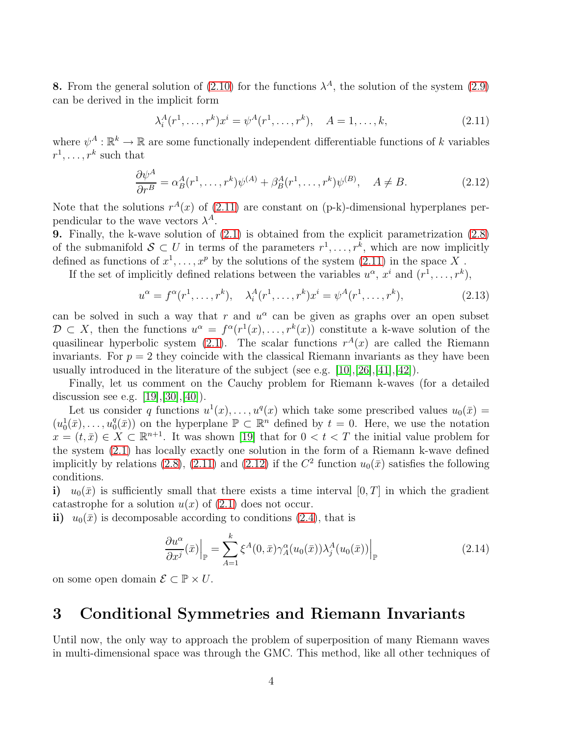**8.** From the general solution of (2.10) for the functions $\lambda^A$, the solution of the system (2.9) can be derived in the implicit form

$$\lambda_i^A(r^1, \ldots, r^k)x^i = \psi^A(r^1, \ldots, r^k), \quad A = 1, \ldots, k, \tag{2.11}$$

where $\psi^A : \mathbb{R}^k \to \mathbb{R}$ are some functionally independent differentiable functions of $k$ variables $r^1, \ldots, r^k$ such that

$$\frac{\partial \psi^A}{\partial r^B} = \alpha_B^A(r^1, \ldots, r^k)\psi^{(A)} + \beta_B^A(r^1, \ldots, r^k)\psi^{(B)}, \quad A \neq B. \tag{2.12}$$

Note that the solutions $r^A(x)$ of (2.11) are constant on (p-k)-dimensional hyperplanes perpendicular to the wave vectors $\lambda^A$.

**9.** Finally, the k-wave solution of (2.1) is obtained from the explicit parametrization (2.8) of the submanifold $\mathcal{S} \subset U$ in terms of the parameters $r^1, \ldots, r^k$, which are now implicitly defined as functions of $x^1, \ldots, x^p$ by the solutions of the system (2.11) in the space $X$ .

If the set of implicitly defined relations between the variables $u^\alpha$, $x^i$ and $(r^1, \ldots, r^k)$,

$$u^\alpha = f^\alpha(r^1, \ldots, r^k), \quad \lambda_i^A(r^1, \ldots, r^k)x^i = \psi^A(r^1, \ldots, r^k), \tag{2.13}$$

can be solved in such a way that $r$ and $u^\alpha$ can be given as graphs over an open subset $\mathcal{D} \subset X$, then the functions $u^\alpha = f^\alpha(r^1(x), \ldots, r^k(x))$ constitute a k-wave solution of the quasilinear hyperbolic system (2.1). The scalar functions $r^A(x)$ are called the Riemann invariants. For $p = 2$ they coincide with the classical Riemann invariants as they have been usually introduced in the literature of the subject (see e.g. [10],[26],[41],[42]).

Finally, let us comment on the Cauchy problem for Riemann k-waves (for a detailed discussion see e.g. [19],[30],[40]).

Let us consider $q$ functions $u^1(x), \ldots, u^q(x)$ which take some prescribed values $u_0(\bar{x}) = (u_0^1(\bar{x}), \ldots, u_0^q(\bar{x}))$ on the hyperplane $\mathbb{P} \subset \mathbb{R}^n$ defined by $t = 0$. Here, we use the notation $x = (t, \bar{x}) \in X \subset \mathbb{R}^{n+1}$. It was shown [19] that for $0 < t < T$ the initial value problem for the system (2.1) has locally exactly one solution in the form of a Riemann k-wave defined implicitly by relations (2.8), (2.11) and (2.12) if the $C^2$ function $u_0(\bar{x})$ satisfies the following conditions.

**i)** $u_0(\bar{x})$ is sufficiently small that there exists a time interval $[0, T]$ in which the gradient catastrophe for a solution $u(x)$ of (2.1) does not occur.

**ii)** $u_0(\bar{x})$ is decomposable according to conditions (2.4), that is

$$\frac{\partial u^\alpha}{\partial x^j}(\bar{x})\Big|_{\mathbb{P}} = \sum_{A=1}^{k} \xi^A(0, \bar{x})\gamma_A^\alpha(u_0(\bar{x}))\lambda_j^A(u_0(\bar{x}))\Big|_{\mathbb{P}} \tag{2.14}$$

on some open domain $\mathcal{E} \subset \mathbb{P} \times U$.

# 3 Conditional Symmetries and Riemann Invariants

Until now, the only way to approach the problem of superposition of many Riemann waves in multi-dimensional space was through the GMC. This method, like all other techniques of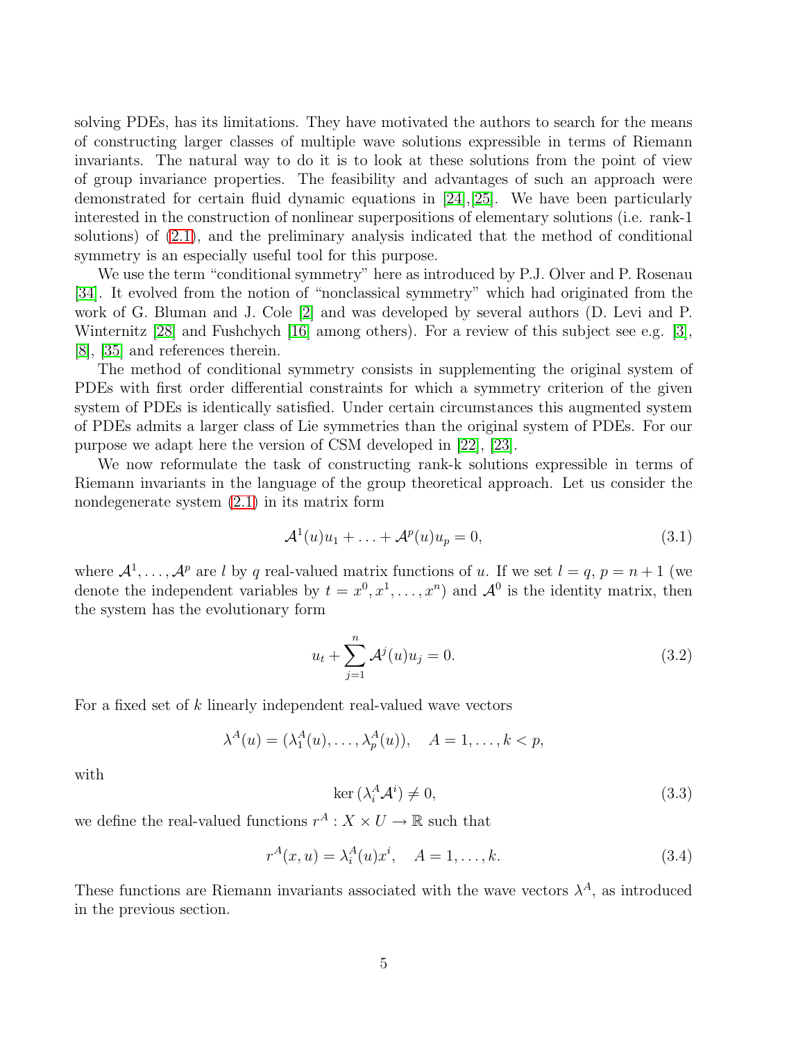solving PDEs, has its limitations. They have motivated the authors to search for the means of constructing larger classes of multiple wave solutions expressible in terms of Riemann invariants. The natural way to do it is to look at these solutions from the point of view of group invariance properties. The feasibility and advantages of such an approach were demonstrated for certain fluid dynamic equations in [24],[25]. We have been particularly interested in the construction of nonlinear superpositions of elementary solutions (i.e. rank-1 solutions) of (2.1), and the preliminary analysis indicated that the method of conditional symmetry is an especially useful tool for this purpose.

We use the term "conditional symmetry" here as introduced by P.J. Olver and P. Rosenau [34]. It evolved from the notion of "nonclassical symmetry" which had originated from the work of G. Bluman and J. Cole [2] and was developed by several authors (D. Levi and P. Winternitz [28] and Fushchych [16] among others). For a review of this subject see e.g. [3], [8], [35] and references therein.

The method of conditional symmetry consists in supplementing the original system of PDEs with first order differential constraints for which a symmetry criterion of the given system of PDEs is identically satisfied. Under certain circumstances this augmented system of PDEs admits a larger class of Lie symmetries than the original system of PDEs. For our purpose we adapt here the version of CSM developed in [22], [23].

We now reformulate the task of constructing rank-k solutions expressible in terms of Riemann invariants in the language of the group theoretical approach. Let us consider the nondegenerate system (2.1) in its matrix form

$$\mathcal{A}^1(u)u_1 + \ldots + \mathcal{A}^p(u)u_p = 0, \tag{3.1}$$

where $\mathcal{A}^1, \ldots, \mathcal{A}^p$ are $l$ by $q$ real-valued matrix functions of $u$. If we set $l = q$, $p = n + 1$ (we denote the independent variables by $t = x^0, x^1, \ldots, x^n$) and $\mathcal{A}^0$ is the identity matrix, then the system has the evolutionary form

$$u_t + \sum_{j=1}^{n} \mathcal{A}^j(u)u_j = 0. \tag{3.2}$$

For a fixed set of $k$ linearly independent real-valued wave vectors

$$\lambda^A(u) = (\lambda_1^A(u), \ldots, \lambda_p^A(u)), \quad A = 1, \ldots, k < p,$$

with

$$\ker\left(\lambda_i^A \mathcal{A}^i\right) \neq 0, \tag{3.3}$$

we define the real-valued functions $r^A : X \times U \to \mathbb{R}$ such that

$$r^A(x, u) = \lambda_i^A(u)x^i, \quad A = 1, \ldots, k. \tag{3.4}$$

These functions are Riemann invariants associated with the wave vectors $\lambda^A$, as introduced in the previous section.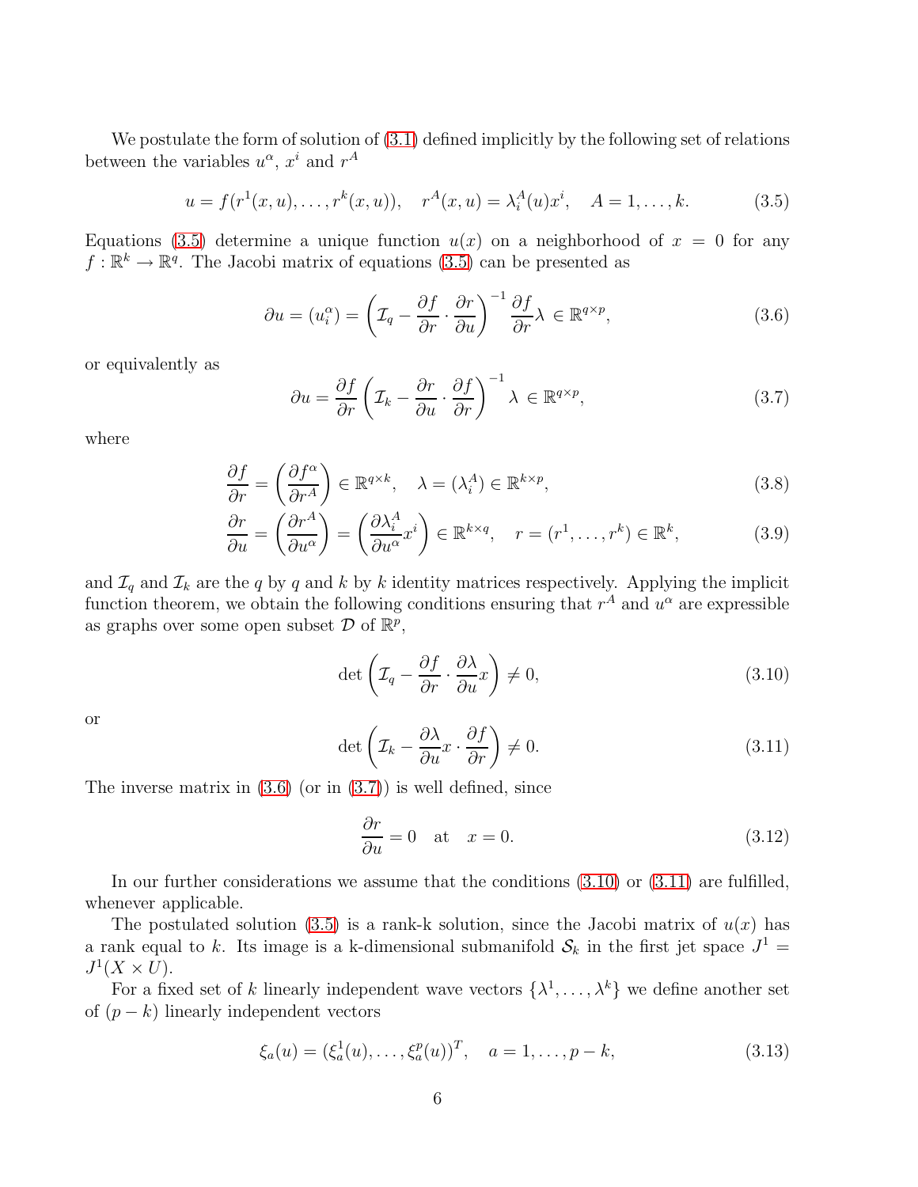We postulate the form of solution of (3.1) defined implicitly by the following set of relations between the variables $u^\alpha$, $x^i$ and $r^A$

$$u = f(r^1(x,u),\ldots,r^k(x,u)), \quad r^A(x,u) = \lambda_i^A(u)x^i, \quad A = 1,\ldots,k. \tag{3.5}$$

Equations (3.5) determine a unique function $u(x)$ on a neighborhood of $x = 0$ for any $f : \mathbb{R}^k \to \mathbb{R}^q$. The Jacobi matrix of equations (3.5) can be presented as

$$\partial u = (u_i^\alpha) = \left(\mathcal{I}_q - \frac{\partial f}{\partial r}\cdot\frac{\partial r}{\partial u}\right)^{-1}\frac{\partial f}{\partial r}\lambda \in \mathbb{R}^{q\times p}, \tag{3.6}$$

or equivalently as

$$\partial u = \frac{\partial f}{\partial r}\left(\mathcal{I}_k - \frac{\partial r}{\partial u}\cdot\frac{\partial f}{\partial r}\right)^{-1}\lambda \in \mathbb{R}^{q\times p}, \tag{3.7}$$

where

$$\frac{\partial f}{\partial r} = \left(\frac{\partial f^\alpha}{\partial r^A}\right) \in \mathbb{R}^{q\times k}, \quad \lambda = (\lambda_i^A) \in \mathbb{R}^{k\times p}, \tag{3.8}$$

$$\frac{\partial r}{\partial u} = \left(\frac{\partial r^A}{\partial u^\alpha}\right) = \left(\frac{\partial \lambda_i^A}{\partial u^\alpha}x^i\right) \in \mathbb{R}^{k\times q}, \quad r = (r^1,\ldots,r^k) \in \mathbb{R}^k, \tag{3.9}$$

and $\mathcal{I}_q$ and $\mathcal{I}_k$ are the $q$ by $q$ and $k$ by $k$ identity matrices respectively. Applying the implicit function theorem, we obtain the following conditions ensuring that $r^A$ and $u^\alpha$ are expressible as graphs over some open subset $\mathcal{D}$ of $\mathbb{R}^p$,

$$\det\left(\mathcal{I}_q - \frac{\partial f}{\partial r}\cdot\frac{\partial \lambda}{\partial u}x\right) \neq 0, \tag{3.10}$$

or

$$\det\left(\mathcal{I}_k - \frac{\partial \lambda}{\partial u}x\cdot\frac{\partial f}{\partial r}\right) \neq 0. \tag{3.11}$$

The inverse matrix in (3.6) (or in (3.7)) is well defined, since

$$\frac{\partial r}{\partial u} = 0 \quad \text{at} \quad x = 0. \tag{3.12}$$

In our further considerations we assume that the conditions (3.10) or (3.11) are fulfilled, whenever applicable.

The postulated solution (3.5) is a rank-k solution, since the Jacobi matrix of $u(x)$ has a rank equal to $k$. Its image is a k-dimensional submanifold $\mathcal{S}_k$ in the first jet space $J^1 = J^1(X\times U)$.

For a fixed set of $k$ linearly independent wave vectors $\{\lambda^1,\ldots,\lambda^k\}$ we define another set of $(p-k)$ linearly independent vectors

$$\xi_a(u) = (\xi_a^1(u),\ldots,\xi_a^p(u))^T, \quad a = 1,\ldots,p-k, \tag{3.13}$$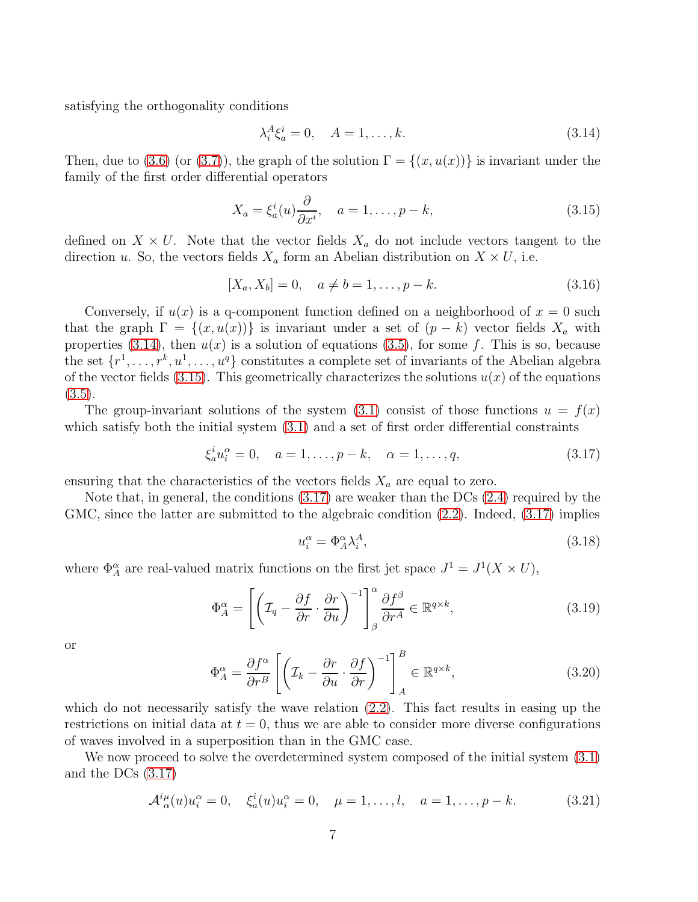satisfying the orthogonality conditions

$$\lambda_i^A \xi_a^i = 0, \quad A = 1, \ldots, k. \tag{3.14}$$

Then, due to (3.6) (or (3.7)), the graph of the solution $\Gamma = \{(x, u(x))\}$ is invariant under the family of the first order differential operators

$$X_a = \xi_a^i(u) \frac{\partial}{\partial x^i}, \quad a = 1, \ldots, p-k, \tag{3.15}$$

defined on $X \times U$. Note that the vector fields $X_a$ do not include vectors tangent to the direction $u$. So, the vectors fields $X_a$ form an Abelian distribution on $X \times U$, i.e.

$$[X_a, X_b] = 0, \quad a \neq b = 1, \ldots, p-k. \tag{3.16}$$

Conversely, if $u(x)$ is a q-component function defined on a neighborhood of $x = 0$ such that the graph $\Gamma = \{(x, u(x))\}$ is invariant under a set of $(p-k)$ vector fields $X_a$ with properties (3.14), then $u(x)$ is a solution of equations (3.5), for some $f$. This is so, because the set $\{r^1, \ldots, r^k, u^1, \ldots, u^q\}$ constitutes a complete set of invariants of the Abelian algebra of the vector fields (3.15). This geometrically characterizes the solutions $u(x)$ of the equations (3.5).

The group-invariant solutions of the system (3.1) consist of those functions $u = f(x)$ which satisfy both the initial system (3.1) and a set of first order differential constraints

$$\xi_a^i u_i^\alpha = 0, \quad a = 1, \ldots, p-k, \quad \alpha = 1, \ldots, q, \tag{3.17}$$

ensuring that the characteristics of the vectors fields $X_a$ are equal to zero.

Note that, in general, the conditions (3.17) are weaker than the DCs (2.4) required by the GMC, since the latter are submitted to the algebraic condition (2.2). Indeed, (3.17) implies

$$u_i^\alpha = \Phi_A^\alpha \lambda_i^A, \tag{3.18}$$

where $\Phi_A^\alpha$ are real-valued matrix functions on the first jet space $J^1 = J^1(X \times U)$,

$$\Phi_A^\alpha = \left[ \left( \mathcal{I}_q - \frac{\partial f}{\partial r} \cdot \frac{\partial r}{\partial u} \right)^{-1} \right]_\beta^\alpha \frac{\partial f^\beta}{\partial r^A} \in \mathbb{R}^{q \times k}, \tag{3.19}$$

or

$$\Phi_A^\alpha = \frac{\partial f^\alpha}{\partial r^B} \left[ \left( \mathcal{I}_k - \frac{\partial r}{\partial u} \cdot \frac{\partial f}{\partial r} \right)^{-1} \right]_A^B \in \mathbb{R}^{q \times k}, \tag{3.20}$$

which do not necessarily satisfy the wave relation (2.2). This fact results in easing up the restrictions on initial data at $t = 0$, thus we are able to consider more diverse configurations of waves involved in a superposition than in the GMC case.

We now proceed to solve the overdetermined system composed of the initial system (3.1) and the DCs (3.17)

$$\mathcal{A}_\alpha^{i\mu}(u) u_i^\alpha = 0, \quad \xi_a^i(u) u_i^\alpha = 0, \quad \mu = 1, \ldots, l, \quad a = 1, \ldots, p-k. \tag{3.21}$$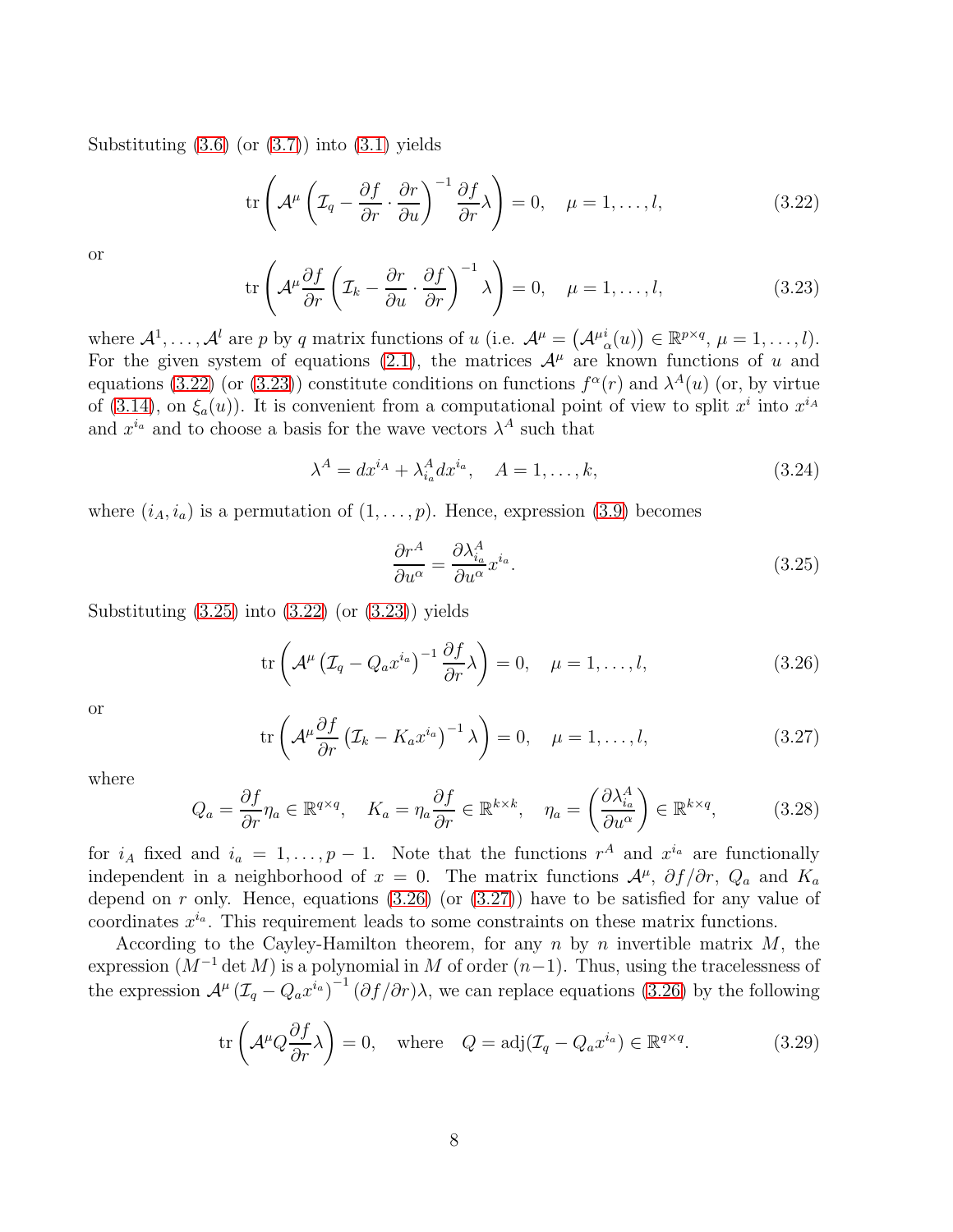Substituting (3.6) (or (3.7)) into (3.1) yields

$$\operatorname{tr}\left(\mathcal{A}^{\mu}\left(\mathcal{I}_q - \frac{\partial f}{\partial r}\cdot\frac{\partial r}{\partial u}\right)^{-1}\frac{\partial f}{\partial r}\lambda\right) = 0, \quad \mu = 1,\ldots,l, \tag{3.22}$$

or

$$\operatorname{tr}\left(\mathcal{A}^{\mu}\frac{\partial f}{\partial r}\left(\mathcal{I}_k - \frac{\partial r}{\partial u}\cdot\frac{\partial f}{\partial r}\right)^{-1}\lambda\right) = 0, \quad \mu = 1,\ldots,l, \tag{3.23}$$

where $\mathcal{A}^1,\ldots,\mathcal{A}^l$ are $p$ by $q$ matrix functions of $u$ (i.e. $\mathcal{A}^{\mu} = \left(\mathcal{A}^{\mu}{}^{i}_{\alpha}(u)\right) \in \mathbb{R}^{p\times q}$, $\mu = 1,\ldots,l$). For the given system of equations (2.1), the matrices $\mathcal{A}^{\mu}$ are known functions of $u$ and equations (3.22) (or (3.23)) constitute conditions on functions $f^{\alpha}(r)$ and $\lambda^A(u)$ (or, by virtue of (3.14), on $\xi_a(u)$). It is convenient from a computational point of view to split $x^i$ into $x^{i_A}$ and $x^{i_a}$ and to choose a basis for the wave vectors $\lambda^A$ such that

$$\lambda^A = dx^{i_A} + \lambda^A_{i_a} dx^{i_a}, \quad A = 1,\ldots,k, \tag{3.24}$$

where $(i_A, i_a)$ is a permutation of $(1,\ldots,p)$. Hence, expression (3.9) becomes

$$\frac{\partial r^A}{\partial u^{\alpha}} = \frac{\partial \lambda^A_{i_a}}{\partial u^{\alpha}} x^{i_a}. \tag{3.25}$$

Substituting (3.25) into (3.22) (or (3.23)) yields

$$\operatorname{tr}\left(\mathcal{A}^{\mu}\left(\mathcal{I}_q - Q_a x^{i_a}\right)^{-1}\frac{\partial f}{\partial r}\lambda\right) = 0, \quad \mu = 1,\ldots,l, \tag{3.26}$$

or

$$\operatorname{tr}\left(\mathcal{A}^{\mu}\frac{\partial f}{\partial r}\left(\mathcal{I}_k - K_a x^{i_a}\right)^{-1}\lambda\right) = 0, \quad \mu = 1,\ldots,l, \tag{3.27}$$

where

$$Q_a = \frac{\partial f}{\partial r}\eta_a \in \mathbb{R}^{q\times q}, \quad K_a = \eta_a\frac{\partial f}{\partial r} \in \mathbb{R}^{k\times k}, \quad \eta_a = \left(\frac{\partial \lambda^A_{i_a}}{\partial u^{\alpha}}\right) \in \mathbb{R}^{k\times q}, \tag{3.28}$$

for $i_A$ fixed and $i_a = 1,\ldots,p-1$. Note that the functions $r^A$ and $x^{i_a}$ are functionally independent in a neighborhood of $x = 0$. The matrix functions $\mathcal{A}^{\mu}$, $\partial f/\partial r$, $Q_a$ and $K_a$ depend on $r$ only. Hence, equations (3.26) (or (3.27)) have to be satisfied for any value of coordinates $x^{i_a}$. This requirement leads to some constraints on these matrix functions.

According to the Cayley-Hamilton theorem, for any $n$ by $n$ invertible matrix $M$, the expression $(M^{-1}\det M)$ is a polynomial in $M$ of order $(n-1)$. Thus, using the tracelessness of the expression $\mathcal{A}^{\mu}\left(\mathcal{I}_q - Q_a x^{i_a}\right)^{-1}(\partial f/\partial r)\lambda$, we can replace equations (3.26) by the following

$$\operatorname{tr}\left(\mathcal{A}^{\mu} Q \frac{\partial f}{\partial r}\lambda\right) = 0, \quad \text{where} \quad Q = \operatorname{adj}(\mathcal{I}_q - Q_a x^{i_a}) \in \mathbb{R}^{q\times q}. \tag{3.29}$$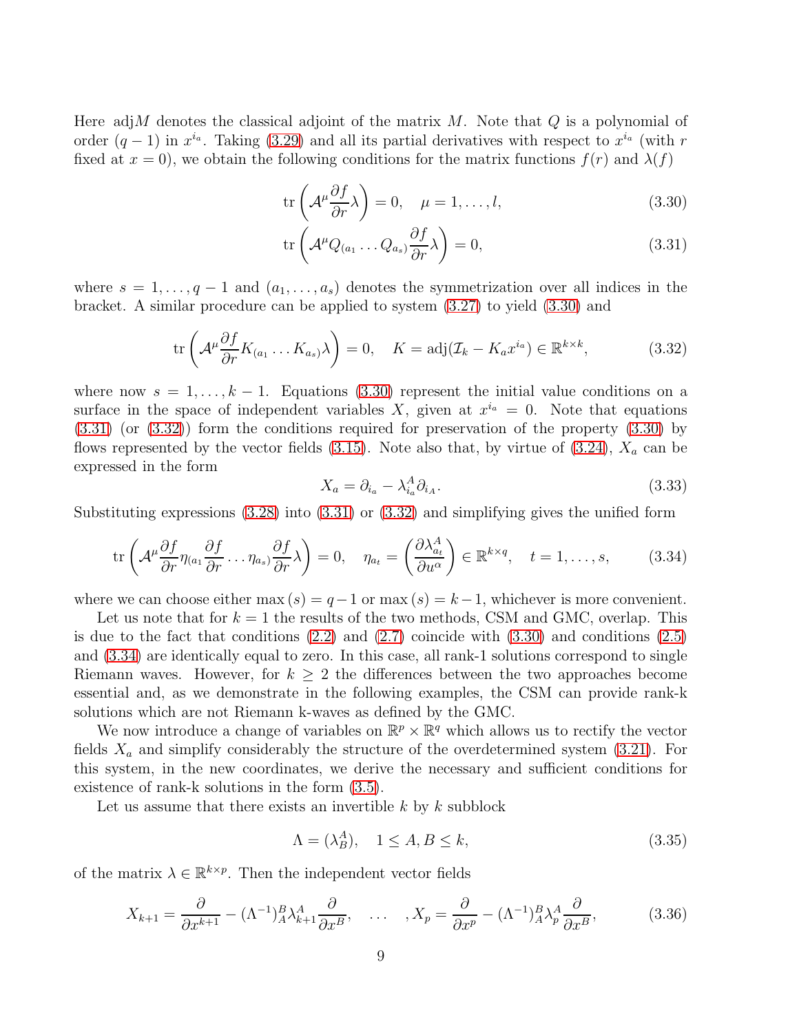Here adj$M$ denotes the classical adjoint of the matrix $M$. Note that $Q$ is a polynomial of order $(q-1)$ in $x^{i_a}$. Taking (3.29) and all its partial derivatives with respect to $x^{i_a}$ (with $r$ fixed at $x=0$), we obtain the following conditions for the matrix functions $f(r)$ and $\lambda(f)$

$$\operatorname{tr}\left(\mathcal{A}^\mu \frac{\partial f}{\partial r}\lambda\right)=0, \quad \mu=1,\ldots,l, \tag{3.30}$$

$$\operatorname{tr}\left(\mathcal{A}^\mu Q_{(a_1}\ldots Q_{a_s)}\frac{\partial f}{\partial r}\lambda\right)=0, \tag{3.31}$$

where $s=1,\ldots,q-1$ and $(a_1,\ldots,a_s)$ denotes the symmetrization over all indices in the bracket. A similar procedure can be applied to system (3.27) to yield (3.30) and

$$\operatorname{tr}\left(\mathcal{A}^\mu \frac{\partial f}{\partial r}K_{(a_1}\ldots K_{a_s)}\lambda\right)=0, \quad K=\operatorname{adj}(\mathcal{I}_k-K_a x^{i_a})\in\mathbb{R}^{k\times k}, \tag{3.32}$$

where now $s=1,\ldots,k-1$. Equations (3.30) represent the initial value conditions on a surface in the space of independent variables $X$, given at $x^{i_a}=0$. Note that equations (3.31) (or (3.32)) form the conditions required for preservation of the property (3.30) by flows represented by the vector fields (3.15). Note also that, by virtue of (3.24), $X_a$ can be expressed in the form

$$X_a=\partial_{i_a}-\lambda^A_{i_a}\partial_{i_A}. \tag{3.33}$$

Substituting expressions (3.28) into (3.31) or (3.32) and simplifying gives the unified form

$$\operatorname{tr}\left(\mathcal{A}^\mu \frac{\partial f}{\partial r}\eta_{(a_1}\frac{\partial f}{\partial r}\ldots\eta_{a_s)}\frac{\partial f}{\partial r}\lambda\right)=0, \quad \eta_{a_t}=\left(\frac{\partial \lambda^A_{a_t}}{\partial u^\alpha}\right)\in\mathbb{R}^{k\times q}, \quad t=1,\ldots,s, \tag{3.34}$$

where we can choose either $\max(s)=q-1$ or $\max(s)=k-1$, whichever is more convenient.

Let us note that for $k=1$ the results of the two methods, CSM and GMC, overlap. This is due to the fact that conditions (2.2) and (2.7) coincide with (3.30) and conditions (2.5) and (3.34) are identically equal to zero. In this case, all rank-1 solutions correspond to single Riemann waves. However, for $k\geq 2$ the differences between the two approaches become essential and, as we demonstrate in the following examples, the CSM can provide rank-k solutions which are not Riemann k-waves as defined by the GMC.

We now introduce a change of variables on $\mathbb{R}^p\times\mathbb{R}^q$ which allows us to rectify the vector fields $X_a$ and simplify considerably the structure of the overdetermined system (3.21). For this system, in the new coordinates, we derive the necessary and sufficient conditions for existence of rank-k solutions in the form (3.5).

Let us assume that there exists an invertible $k$ by $k$ subblock

$$\Lambda=(\lambda^A_B), \quad 1\leq A,B\leq k, \tag{3.35}$$

of the matrix $\lambda\in\mathbb{R}^{k\times p}$. Then the independent vector fields

$$X_{k+1}=\frac{\partial}{\partial x^{k+1}}-(\Lambda^{-1})^B_A\lambda^A_{k+1}\frac{\partial}{\partial x^B}, \quad \ldots \quad ,X_p=\frac{\partial}{\partial x^p}-(\Lambda^{-1})^B_A\lambda^A_p\frac{\partial}{\partial x^B}, \tag{3.36}$$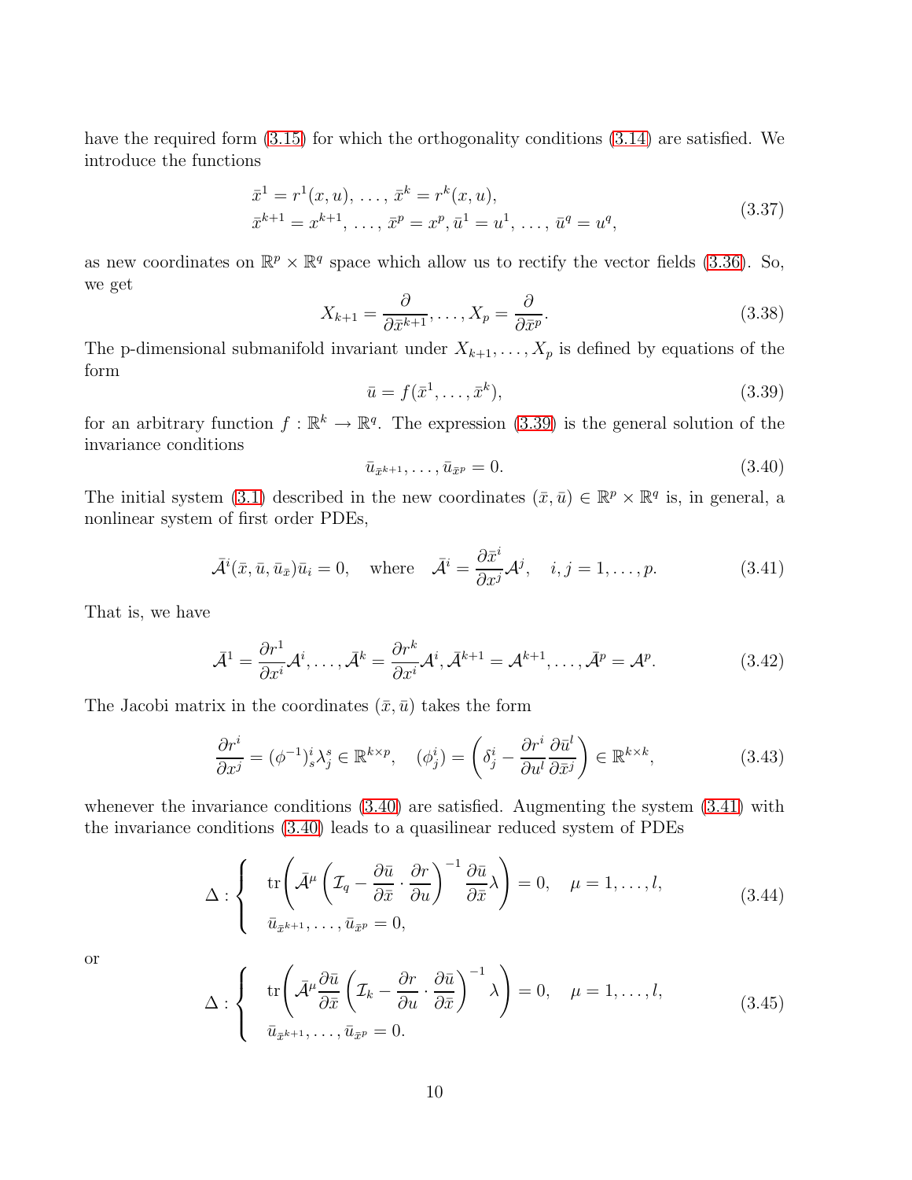have the required form (3.15) for which the orthogonality conditions (3.14) are satisfied. We introduce the functions

$$
\begin{aligned}
&\bar{x}^1 = r^1(x,u),\ \ldots,\ \bar{x}^k = r^k(x,u),\\
&\bar{x}^{k+1} = x^{k+1},\ \ldots,\ \bar{x}^p = x^p, \bar{u}^1 = u^1,\ \ldots,\ \bar{u}^q = u^q,
\end{aligned}
\tag{3.37}
$$

as new coordinates on $\mathbb{R}^p \times \mathbb{R}^q$ space which allow us to rectify the vector fields (3.36). So, we get

$$
X_{k+1} = \frac{\partial}{\partial \bar{x}^{k+1}}, \ldots, X_p = \frac{\partial}{\partial \bar{x}^p}. \tag{3.38}
$$

The p-dimensional submanifold invariant under $X_{k+1}, \ldots, X_p$ is defined by equations of the form

$$
\bar{u} = f(\bar{x}^1, \ldots, \bar{x}^k), \tag{3.39}
$$

for an arbitrary function $f : \mathbb{R}^k \to \mathbb{R}^q$. The expression (3.39) is the general solution of the invariance conditions

$$
\bar{u}_{\bar{x}^{k+1}}, \ldots, \bar{u}_{\bar{x}^p} = 0. \tag{3.40}
$$

The initial system (3.1) described in the new coordinates $(\bar{x}, \bar{u}) \in \mathbb{R}^p \times \mathbb{R}^q$ is, in general, a nonlinear system of first order PDEs,

$$
\bar{\mathcal{A}}^i(\bar{x}, \bar{u}, \bar{u}_{\bar{x}})\bar{u}_i = 0, \quad \text{where} \quad \bar{\mathcal{A}}^i = \frac{\partial \bar{x}^i}{\partial x^j}\mathcal{A}^j, \quad i,j = 1, \ldots, p. \tag{3.41}
$$

That is, we have

$$
\bar{\mathcal{A}}^1 = \frac{\partial r^1}{\partial x^i}\mathcal{A}^i, \ldots, \bar{\mathcal{A}}^k = \frac{\partial r^k}{\partial x^i}\mathcal{A}^i, \bar{\mathcal{A}}^{k+1} = \mathcal{A}^{k+1}, \ldots, \bar{\mathcal{A}}^p = \mathcal{A}^p. \tag{3.42}
$$

The Jacobi matrix in the coordinates $(\bar{x}, \bar{u})$ takes the form

$$
\frac{\partial r^i}{\partial x^j} = (\phi^{-1})^i_s \lambda^s_j \in \mathbb{R}^{k\times p}, \quad (\phi^i_j) = \left(\delta^i_j - \frac{\partial r^i}{\partial u^l}\frac{\partial \bar{u}^l}{\partial \bar{x}^j}\right) \in \mathbb{R}^{k\times k}, \tag{3.43}
$$

whenever the invariance conditions (3.40) are satisfied. Augmenting the system (3.41) with the invariance conditions (3.40) leads to a quasilinear reduced system of PDEs

$$
\Delta : \begin{cases}
\operatorname{tr}\left(\bar{\mathcal{A}}^\mu \left(\mathcal{I}_q - \dfrac{\partial \bar{u}}{\partial \bar{x}} \cdot \dfrac{\partial r}{\partial u}\right)^{-1} \dfrac{\partial \bar{u}}{\partial \bar{x}}\lambda\right) = 0, \quad \mu = 1, \ldots, l,\\
\bar{u}_{\bar{x}^{k+1}}, \ldots, \bar{u}_{\bar{x}^p} = 0,
\end{cases}
\tag{3.44}
$$

or

$$
\Delta : \begin{cases}
\operatorname{tr}\left(\bar{\mathcal{A}}^\mu \dfrac{\partial \bar{u}}{\partial \bar{x}} \left(\mathcal{I}_k - \dfrac{\partial r}{\partial u} \cdot \dfrac{\partial \bar{u}}{\partial \bar{x}}\right)^{-1} \lambda\right) = 0, \quad \mu = 1, \ldots, l,\\
\bar{u}_{\bar{x}^{k+1}}, \ldots, \bar{u}_{\bar{x}^p} = 0.
\end{cases}
\tag{3.45}
$$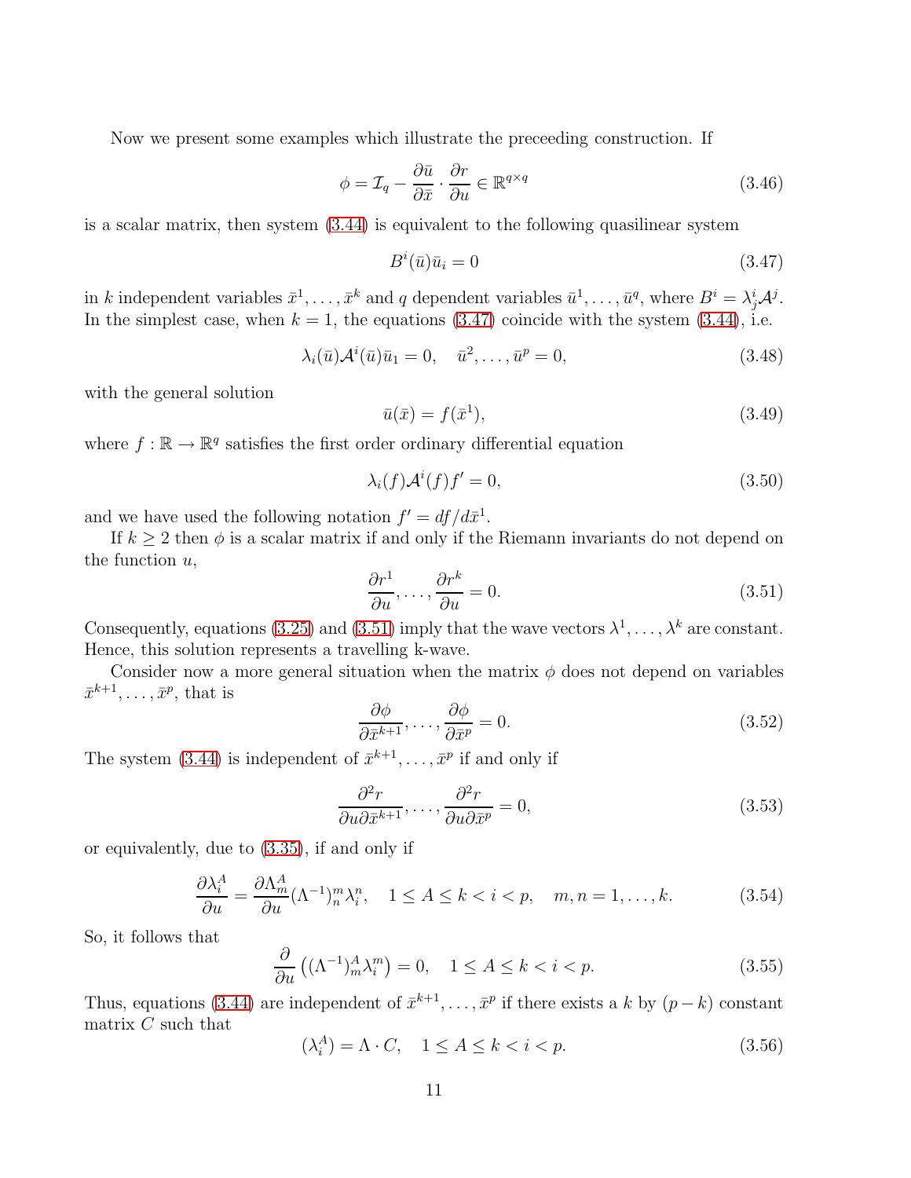Now we present some examples which illustrate the preceeding construction. If

$$\phi = \mathcal{I}_q - \frac{\partial \bar{u}}{\partial \bar{x}} \cdot \frac{\partial r}{\partial u} \in \mathbb{R}^{q\times q} \tag{3.46}$$

is a scalar matrix, then system (3.44) is equivalent to the following quasilinear system

$$B^i(\bar{u})\bar{u}_i = 0 \tag{3.47}$$

in $k$ independent variables $\bar{x}^1, \ldots, \bar{x}^k$ and $q$ dependent variables $\bar{u}^1, \ldots, \bar{u}^q$, where $B^i = \lambda^i_j \mathcal{A}^j$. In the simplest case, when $k = 1$, the equations (3.47) coincide with the system (3.44), i.e.

$$\lambda_i(\bar{u})\mathcal{A}^i(\bar{u})\bar{u}_1 = 0, \quad \bar{u}^2, \ldots, \bar{u}^p = 0, \tag{3.48}$$

with the general solution

$$\bar{u}(\bar{x}) = f(\bar{x}^1), \tag{3.49}$$

where $f : \mathbb{R} \to \mathbb{R}^q$ satisfies the first order ordinary differential equation

$$\lambda_i(f)\mathcal{A}^i(f)f' = 0, \tag{3.50}$$

and we have used the following notation $f' = df/d\bar{x}^1$.

If $k \geq 2$ then $\phi$ is a scalar matrix if and only if the Riemann invariants do not depend on the function $u$,

$$\frac{\partial r^1}{\partial u}, \ldots, \frac{\partial r^k}{\partial u} = 0. \tag{3.51}$$

Consequently, equations (3.25) and (3.51) imply that the wave vectors $\lambda^1, \ldots, \lambda^k$ are constant. Hence, this solution represents a travelling k-wave.

Consider now a more general situation when the matrix $\phi$ does not depend on variables $\bar{x}^{k+1}, \ldots, \bar{x}^p$, that is

$$\frac{\partial \phi}{\partial \bar{x}^{k+1}}, \ldots, \frac{\partial \phi}{\partial \bar{x}^p} = 0. \tag{3.52}$$

The system (3.44) is independent of $\bar{x}^{k+1}, \ldots, \bar{x}^p$ if and only if

$$\frac{\partial^2 r}{\partial u \partial \bar{x}^{k+1}}, \ldots, \frac{\partial^2 r}{\partial u \partial \bar{x}^p} = 0, \tag{3.53}$$

or equivalently, due to (3.35), if and only if

$$\frac{\partial \lambda^A_i}{\partial u} = \frac{\partial \Lambda^A_m}{\partial u}(\Lambda^{-1})^m_n \lambda^n_i, \quad 1 \leq A \leq k < i < p, \quad m, n = 1, \ldots, k. \tag{3.54}$$

So, it follows that

$$\frac{\partial}{\partial u}\left((\Lambda^{-1})^A_m \lambda^m_i\right) = 0, \quad 1 \leq A \leq k < i < p. \tag{3.55}$$

Thus, equations (3.44) are independent of $\bar{x}^{k+1}, \ldots, \bar{x}^p$ if there exists a $k$ by $(p-k)$ constant matrix $C$ such that

$$(\lambda^A_i) = \Lambda \cdot C, \quad 1 \leq A \leq k < i < p. \tag{3.56}$$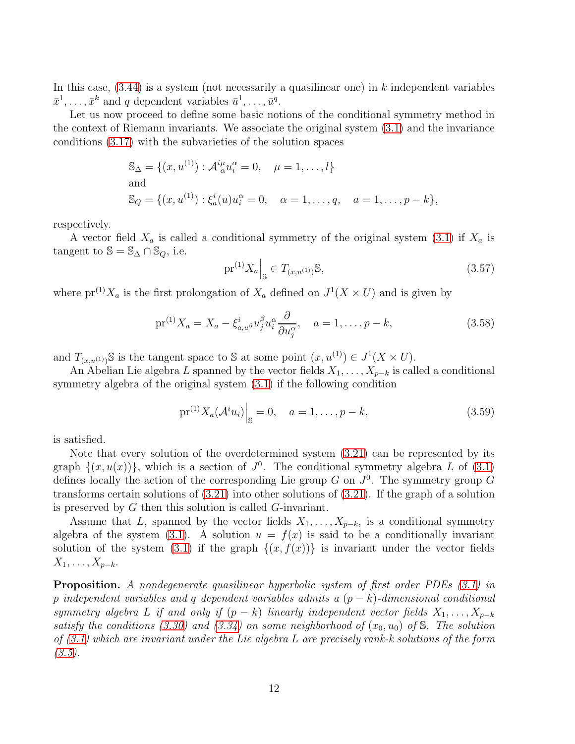In this case, (3.44) is a system (not necessarily a quasilinear one) in $k$ independent variables $\bar{x}^1, \ldots, \bar{x}^k$ and $q$ dependent variables $\bar{u}^1, \ldots, \bar{u}^q$.

Let us now proceed to define some basic notions of the conditional symmetry method in the context of Riemann invariants. We associate the original system (3.1) and the invariance conditions (3.17) with the subvarieties of the solution spaces

$$
\begin{aligned}
&\mathbb{S}_\Delta = \{(x, u^{(1)}) : \mathcal{A}^{i\mu}_{\alpha} u^\alpha_i = 0, \quad \mu = 1, \ldots, l\} \\
&\text{and} \\
&\mathbb{S}_Q = \{(x, u^{(1)}) : \xi^i_a(u) u^\alpha_i = 0, \quad \alpha = 1, \ldots, q, \quad a = 1, \ldots, p-k\},
\end{aligned}
$$

respectively.

A vector field $X_a$ is called a conditional symmetry of the original system (3.1) if $X_a$ is tangent to $\mathbb{S} = \mathbb{S}_\Delta \cap \mathbb{S}_Q$, i.e.

$$
\mathrm{pr}^{(1)} X_a \Big|_{\mathbb{S}} \in T_{(x,u^{(1)})}\mathbb{S}, \tag{3.57}
$$

where $\mathrm{pr}^{(1)} X_a$ is the first prolongation of $X_a$ defined on $J^1(X \times U)$ and is given by

$$
\mathrm{pr}^{(1)} X_a = X_a - \xi^i_{a,u^\beta} u^\beta_j u^\alpha_i \frac{\partial}{\partial u^\alpha_j}, \quad a = 1, \ldots, p-k, \tag{3.58}
$$

and $T_{(x,u^{(1)})}\mathbb{S}$ is the tangent space to $\mathbb{S}$ at some point $(x, u^{(1)}) \in J^1(X \times U)$.

An Abelian Lie algebra $L$ spanned by the vector fields $X_1, \ldots, X_{p-k}$ is called a conditional symmetry algebra of the original system (3.1) if the following condition

$$
\mathrm{pr}^{(1)} X_a (\mathcal{A}^i u_i)\Big|_{\mathbb{S}} = 0, \quad a = 1, \ldots, p-k, \tag{3.59}
$$

is satisfied.

Note that every solution of the overdetermined system (3.21) can be represented by its graph $\{(x, u(x))\}$, which is a section of $J^0$. The conditional symmetry algebra $L$ of (3.1) defines locally the action of the corresponding Lie group $G$ on $J^0$. The symmetry group $G$ transforms certain solutions of (3.21) into other solutions of (3.21). If the graph of a solution is preserved by $G$ then this solution is called $G$-invariant.

Assume that $L$, spanned by the vector fields $X_1, \ldots, X_{p-k}$, is a conditional symmetry algebra of the system (3.1). A solution $u = f(x)$ is said to be a conditionally invariant solution of the system (3.1) if the graph $\{(x, f(x))\}$ is invariant under the vector fields $X_1, \ldots, X_{p-k}$.

**Proposition.** *A nondegenerate quasilinear hyperbolic system of first order PDEs (3.1) in $p$ independent variables and $q$ dependent variables admits a $(p-k)$-dimensional conditional symmetry algebra $L$ if and only if $(p-k)$ linearly independent vector fields $X_1, \ldots, X_{p-k}$ satisfy the conditions (3.30) and (3.34) on some neighborhood of $(x_0, u_0)$ of $\mathbb{S}$. The solution of (3.1) which are invariant under the Lie algebra $L$ are precisely rank-$k$ solutions of the form (3.5).*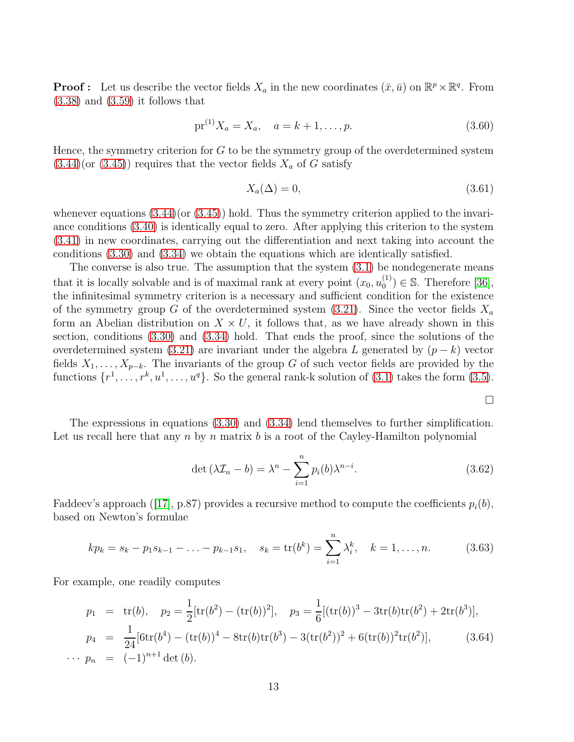**Proof :** Let us describe the vector fields $X_a$ in the new coordinates $(\bar{x}, \bar{u})$ on $\mathbb{R}^p \times \mathbb{R}^q$. From (3.38) and (3.59) it follows that

$$\mathrm{pr}^{(1)} X_a = X_a, \quad a = k+1, \ldots, p. \tag{3.60}$$

Hence, the symmetry criterion for $G$ to be the symmetry group of the overdetermined system (3.44)(or (3.45)) requires that the vector fields $X_a$ of $G$ satisfy

$$X_a(\Delta) = 0, \tag{3.61}$$

whenever equations (3.44)(or (3.45)) hold. Thus the symmetry criterion applied to the invariance conditions (3.40) is identically equal to zero. After applying this criterion to the system (3.41) in new coordinates, carrying out the differentiation and next taking into account the conditions (3.30) and (3.34) we obtain the equations which are identically satisfied.

The converse is also true. The assumption that the system (3.1) be nondegenerate means that it is locally solvable and is of maximal rank at every point $(x_0, u_0^{(1)}) \in \mathbb{S}$. Therefore [36], the infinitesimal symmetry criterion is a necessary and sufficient condition for the existence of the symmetry group $G$ of the overdetermined system (3.21). Since the vector fields $X_a$ form an Abelian distribution on $X \times U$, it follows that, as we have already shown in this section, conditions (3.30) and (3.34) hold. That ends the proof, since the solutions of the overdetermined system (3.21) are invariant under the algebra $L$ generated by $(p-k)$ vector fields $X_1, \ldots, X_{p-k}$. The invariants of the group $G$ of such vector fields are provided by the functions $\{r^1, \ldots, r^k, u^1, \ldots, u^q\}$. So the general rank-k solution of (3.1) takes the form (3.5).

$\square$

The expressions in equations (3.30) and (3.34) lend themselves to further simplification. Let us recall here that any $n$ by $n$ matrix $b$ is a root of the Cayley-Hamilton polynomial

$$\det(\lambda \mathcal{I}_n - b) = \lambda^n - \sum_{i=1}^{n} p_i(b) \lambda^{n-i}. \tag{3.62}$$

Faddeev's approach ([17], p.87) provides a recursive method to compute the coefficients $p_i(b)$, based on Newton's formulae

$$k p_k = s_k - p_1 s_{k-1} - \ldots - p_{k-1} s_1, \quad s_k = \mathrm{tr}(b^k) = \sum_{i=1}^{n} \lambda_i^k, \quad k = 1, \ldots, n. \tag{3.63}$$

For example, one readily computes

$$\begin{aligned}
p_1 &= \mathrm{tr}(b), \quad p_2 = \frac{1}{2}[\mathrm{tr}(b^2) - (\mathrm{tr}(b))^2], \quad p_3 = \frac{1}{6}[(\mathrm{tr}(b))^3 - 3\mathrm{tr}(b)\mathrm{tr}(b^2) + 2\mathrm{tr}(b^3)], \\
p_4 &= \frac{1}{24}[6\mathrm{tr}(b^4) - (\mathrm{tr}(b))^4 - 8\mathrm{tr}(b)\mathrm{tr}(b^3) - 3(\mathrm{tr}(b^2))^2 + 6(\mathrm{tr}(b))^2\mathrm{tr}(b^2)], \\
\cdots\ p_n &= (-1)^{n+1} \det(b).
\end{aligned} \tag{3.64}$$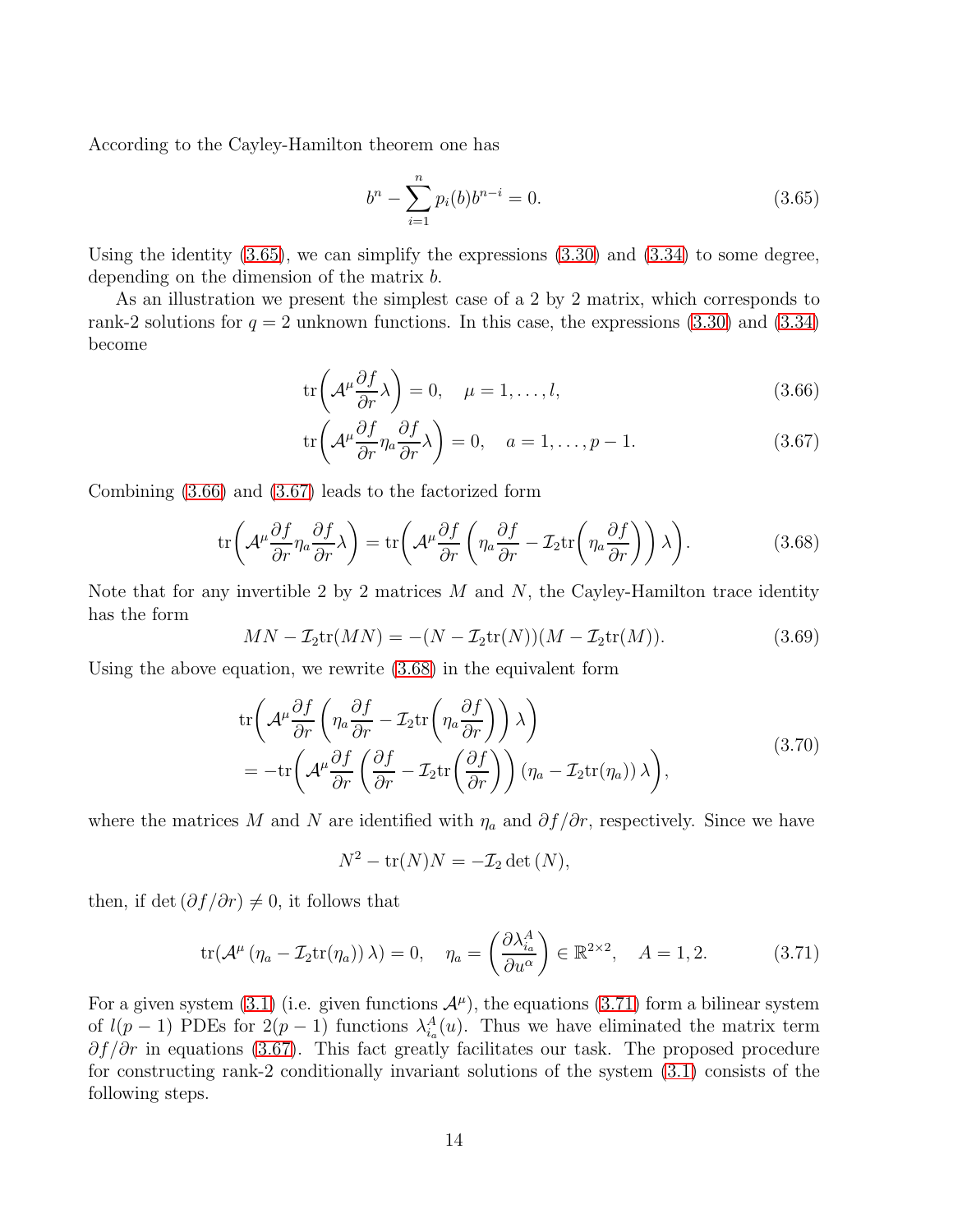According to the Cayley-Hamilton theorem one has

$$b^n - \sum_{i=1}^{n} p_i(b) b^{n-i} = 0. \tag{3.65}$$

Using the identity (3.65), we can simplify the expressions (3.30) and (3.34) to some degree, depending on the dimension of the matrix $b$.

As an illustration we present the simplest case of a 2 by 2 matrix, which corresponds to rank-2 solutions for $q = 2$ unknown functions. In this case, the expressions (3.30) and (3.34) become

$$\mathrm{tr}\left( \mathcal{A}^\mu \frac{\partial f}{\partial r} \lambda \right) = 0, \quad \mu = 1, \ldots, l, \tag{3.66}$$

$$\mathrm{tr}\left( \mathcal{A}^\mu \frac{\partial f}{\partial r} \eta_a \frac{\partial f}{\partial r} \lambda \right) = 0, \quad a = 1, \ldots, p-1. \tag{3.67}$$

Combining (3.66) and (3.67) leads to the factorized form

$$\mathrm{tr}\left( \mathcal{A}^\mu \frac{\partial f}{\partial r} \eta_a \frac{\partial f}{\partial r} \lambda \right) = \mathrm{tr}\left( \mathcal{A}^\mu \frac{\partial f}{\partial r} \left( \eta_a \frac{\partial f}{\partial r} - \mathcal{I}_2 \mathrm{tr}\left( \eta_a \frac{\partial f}{\partial r} \right) \right) \lambda \right). \tag{3.68}$$

Note that for any invertible 2 by 2 matrices $M$ and $N$, the Cayley-Hamilton trace identity has the form

$$MN - \mathcal{I}_2 \mathrm{tr}(MN) = -(N - \mathcal{I}_2 \mathrm{tr}(N))(M - \mathcal{I}_2 \mathrm{tr}(M)). \tag{3.69}$$

Using the above equation, we rewrite (3.68) in the equivalent form

$$\begin{aligned} &\mathrm{tr}\left( \mathcal{A}^\mu \frac{\partial f}{\partial r} \left( \eta_a \frac{\partial f}{\partial r} - \mathcal{I}_2 \mathrm{tr}\left( \eta_a \frac{\partial f}{\partial r} \right) \right) \lambda \right) \\ &= -\mathrm{tr}\left( \mathcal{A}^\mu \frac{\partial f}{\partial r} \left( \frac{\partial f}{\partial r} - \mathcal{I}_2 \mathrm{tr}\left( \frac{\partial f}{\partial r} \right) \right) \left( \eta_a - \mathcal{I}_2 \mathrm{tr}(\eta_a) \right) \lambda \right), \end{aligned} \tag{3.70}$$

where the matrices $M$ and $N$ are identified with $\eta_a$ and $\partial f / \partial r$, respectively. Since we have

$$N^2 - \mathrm{tr}(N) N = -\mathcal{I}_2 \det(N),$$

then, if $\det(\partial f / \partial r) \neq 0$, it follows that

$$\mathrm{tr}(\mathcal{A}^\mu \left( \eta_a - \mathcal{I}_2 \mathrm{tr}(\eta_a) \right) \lambda) = 0, \quad \eta_a = \left( \frac{\partial \lambda^A_{i_a}}{\partial u^\alpha} \right) \in \mathbb{R}^{2 \times 2}, \quad A = 1, 2. \tag{3.71}$$

For a given system (3.1) (i.e. given functions $\mathcal{A}^\mu$), the equations (3.71) form a bilinear system of $l(p-1)$ PDEs for $2(p-1)$ functions $\lambda^A_{i_a}(u)$. Thus we have eliminated the matrix term $\partial f / \partial r$ in equations (3.67). This fact greatly facilitates our task. The proposed procedure for constructing rank-2 conditionally invariant solutions of the system (3.1) consists of the following steps.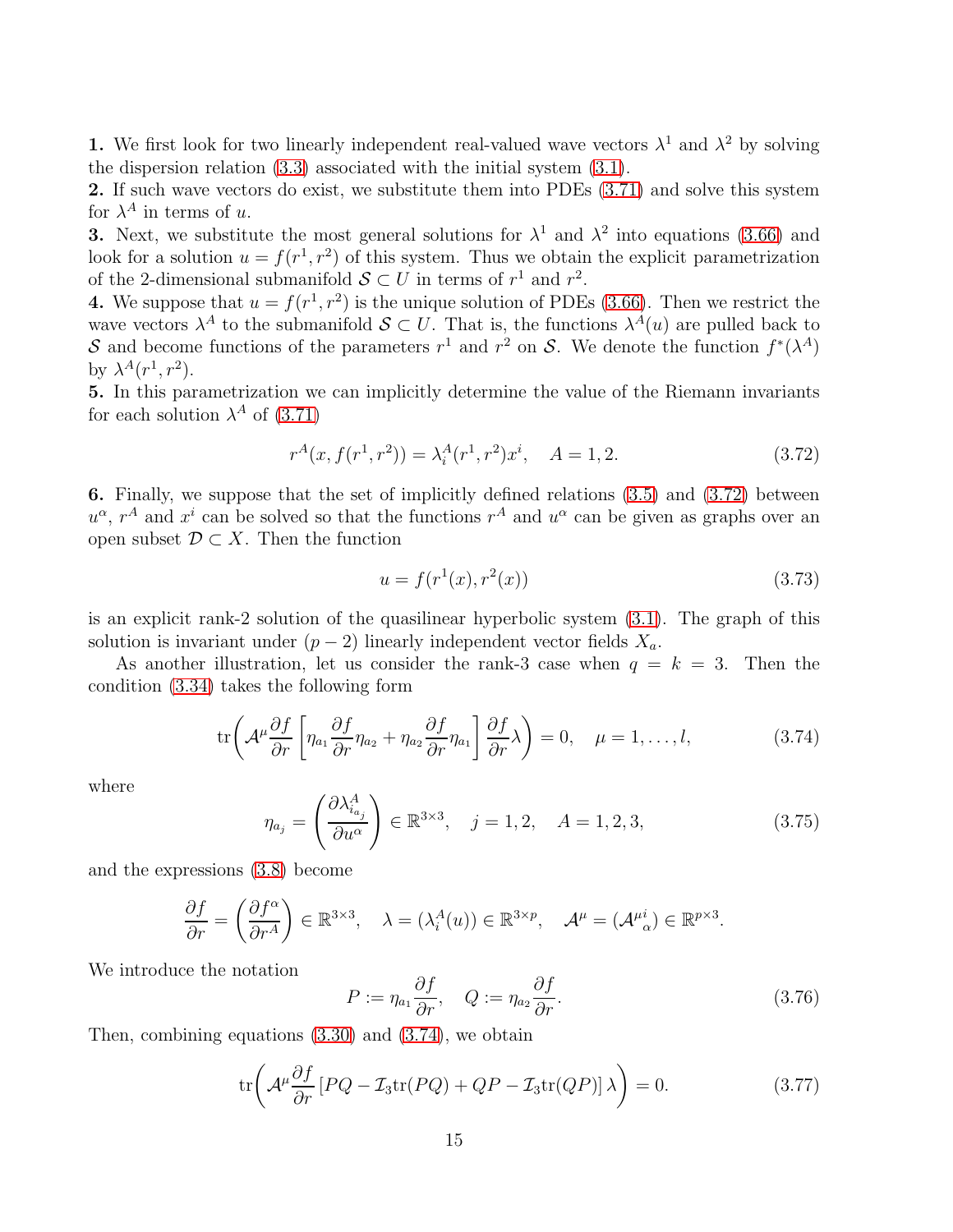**1.** We first look for two linearly independent real-valued wave vectors $\lambda^1$ and $\lambda^2$ by solving the dispersion relation (3.3) associated with the initial system (3.1).

**2.** If such wave vectors do exist, we substitute them into PDEs (3.71) and solve this system for $\lambda^A$ in terms of $u$.

**3.** Next, we substitute the most general solutions for $\lambda^1$ and $\lambda^2$ into equations (3.66) and look for a solution $u = f(r^1, r^2)$ of this system. Thus we obtain the explicit parametrization of the 2-dimensional submanifold $\mathcal{S} \subset U$ in terms of $r^1$ and $r^2$.

**4.** We suppose that $u = f(r^1, r^2)$ is the unique solution of PDEs (3.66). Then we restrict the wave vectors $\lambda^A$ to the submanifold $\mathcal{S} \subset U$. That is, the functions $\lambda^A(u)$ are pulled back to $\mathcal{S}$ and become functions of the parameters $r^1$ and $r^2$ on $\mathcal{S}$. We denote the function $f^*(\lambda^A)$ by $\lambda^A(r^1, r^2)$.

**5.** In this parametrization we can implicitly determine the value of the Riemann invariants for each solution $\lambda^A$ of (3.71)

$$r^A(x, f(r^1, r^2)) = \lambda^A_i(r^1, r^2) x^i, \quad A = 1, 2. \tag{3.72}$$

**6.** Finally, we suppose that the set of implicitly defined relations (3.5) and (3.72) between $u^\alpha$, $r^A$ and $x^i$ can be solved so that the functions $r^A$ and $u^\alpha$ can be given as graphs over an open subset $\mathcal{D} \subset X$. Then the function

$$u = f(r^1(x), r^2(x)) \tag{3.73}$$

is an explicit rank-2 solution of the quasilinear hyperbolic system (3.1). The graph of this solution is invariant under $(p-2)$ linearly independent vector fields $X_a$.

As another illustration, let us consider the rank-3 case when $q = k = 3$. Then the condition (3.34) takes the following form

$$\operatorname{tr}\left( \mathcal{A}^\mu \frac{\partial f}{\partial r} \left[ \eta_{a_1} \frac{\partial f}{\partial r} \eta_{a_2} + \eta_{a_2} \frac{\partial f}{\partial r} \eta_{a_1} \right] \frac{\partial f}{\partial r} \lambda \right) = 0, \quad \mu = 1, \ldots, l, \tag{3.74}$$

where

$$\eta_{a_j} = \left( \frac{\partial \lambda^A_{i_{a_j}}}{\partial u^\alpha} \right) \in \mathbb{R}^{3\times 3}, \quad j = 1, 2, \quad A = 1, 2, 3, \tag{3.75}$$

and the expressions (3.8) become

$$\frac{\partial f}{\partial r} = \left( \frac{\partial f^\alpha}{\partial r^A} \right) \in \mathbb{R}^{3\times 3}, \quad \lambda = (\lambda^A_i(u)) \in \mathbb{R}^{3\times p}, \quad \mathcal{A}^\mu = (\mathcal{A}^{\mu i}_{\ \ \alpha}) \in \mathbb{R}^{p\times 3}.$$

We introduce the notation

$$P := \eta_{a_1} \frac{\partial f}{\partial r}, \quad Q := \eta_{a_2} \frac{\partial f}{\partial r}. \tag{3.76}$$

Then, combining equations (3.30) and (3.74), we obtain

$$\operatorname{tr}\left( \mathcal{A}^\mu \frac{\partial f}{\partial r} \left[ PQ - \mathcal{I}_3 \operatorname{tr}(PQ) + QP - \mathcal{I}_3 \operatorname{tr}(QP) \right] \lambda \right) = 0. \tag{3.77}$$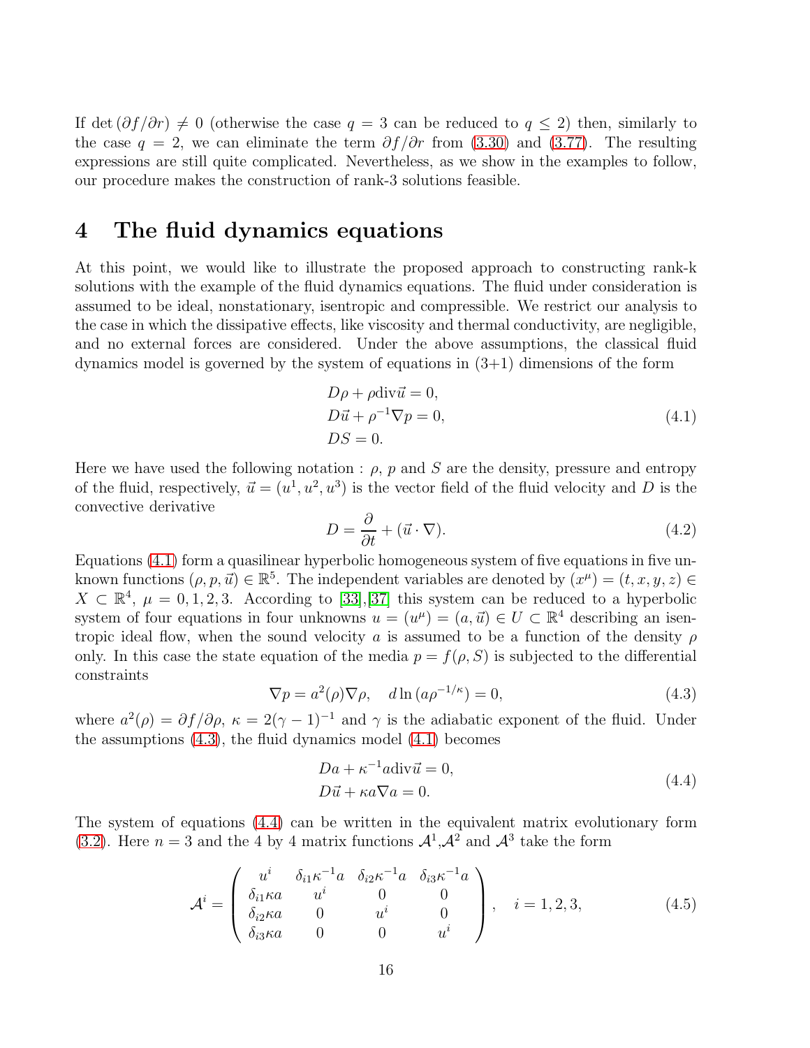If $\det(\partial f/\partial r) \neq 0$ (otherwise the case $q = 3$ can be reduced to $q \leq 2$) then, similarly to the case $q = 2$, we can eliminate the term $\partial f/\partial r$ from (3.30) and (3.77). The resulting expressions are still quite complicated. Nevertheless, as we show in the examples to follow, our procedure makes the construction of rank-3 solutions feasible.

# 4 The fluid dynamics equations

At this point, we would like to illustrate the proposed approach to constructing rank-k solutions with the example of the fluid dynamics equations. The fluid under consideration is assumed to be ideal, nonstationary, isentropic and compressible. We restrict our analysis to the case in which the dissipative effects, like viscosity and thermal conductivity, are negligible, and no external forces are considered. Under the above assumptions, the classical fluid dynamics model is governed by the system of equations in (3+1) dimensions of the form

$$
\begin{aligned}
&D\rho + \rho \operatorname{div}\vec{u} = 0, \\
&D\vec{u} + \rho^{-1}\nabla p = 0, \\
&DS = 0.
\end{aligned}
\tag{4.1}
$$

Here we have used the following notation : $\rho$, $p$ and $S$ are the density, pressure and entropy of the fluid, respectively, $\vec{u} = (u^1, u^2, u^3)$ is the vector field of the fluid velocity and $D$ is the convective derivative

$$
D = \frac{\partial}{\partial t} + (\vec{u} \cdot \nabla). \tag{4.2}
$$

Equations (4.1) form a quasilinear hyperbolic homogeneous system of five equations in five unknown functions $(\rho, p, \vec{u}) \in \mathbb{R}^5$. The independent variables are denoted by $(x^\mu) = (t, x, y, z) \in X \subset \mathbb{R}^4$, $\mu = 0, 1, 2, 3$. According to [33],[37] this system can be reduced to a hyperbolic system of four equations in four unknowns $u = (u^\mu) = (a, \vec{u}) \in U \subset \mathbb{R}^4$ describing an isentropic ideal flow, when the sound velocity $a$ is assumed to be a function of the density $\rho$ only. In this case the state equation of the media $p = f(\rho, S)$ is subjected to the differential constraints

$$
\nabla p = a^2(\rho)\nabla\rho, \quad d\ln(a\rho^{-1/\kappa}) = 0, \tag{4.3}
$$

where $a^2(\rho) = \partial f/\partial\rho$, $\kappa = 2(\gamma - 1)^{-1}$ and $\gamma$ is the adiabatic exponent of the fluid. Under the assumptions (4.3), the fluid dynamics model (4.1) becomes

$$
\begin{aligned}
&Da + \kappa^{-1} a \operatorname{div}\vec{u} = 0, \\
&D\vec{u} + \kappa a \nabla a = 0.
\end{aligned}
\tag{4.4}
$$

The system of equations (4.4) can be written in the equivalent matrix evolutionary form (3.2). Here $n = 3$ and the 4 by 4 matrix functions $\mathcal{A}^1$,$\mathcal{A}^2$ and $\mathcal{A}^3$ take the form

$$
\mathcal{A}^i = \begin{pmatrix}
u^i & \delta_{i1}\kappa^{-1}a & \delta_{i2}\kappa^{-1}a & \delta_{i3}\kappa^{-1}a \\
\delta_{i1}\kappa a & u^i & 0 & 0 \\
\delta_{i2}\kappa a & 0 & u^i & 0 \\
\delta_{i3}\kappa a & 0 & 0 & u^i
\end{pmatrix}, \quad i = 1, 2, 3, \tag{4.5}
$$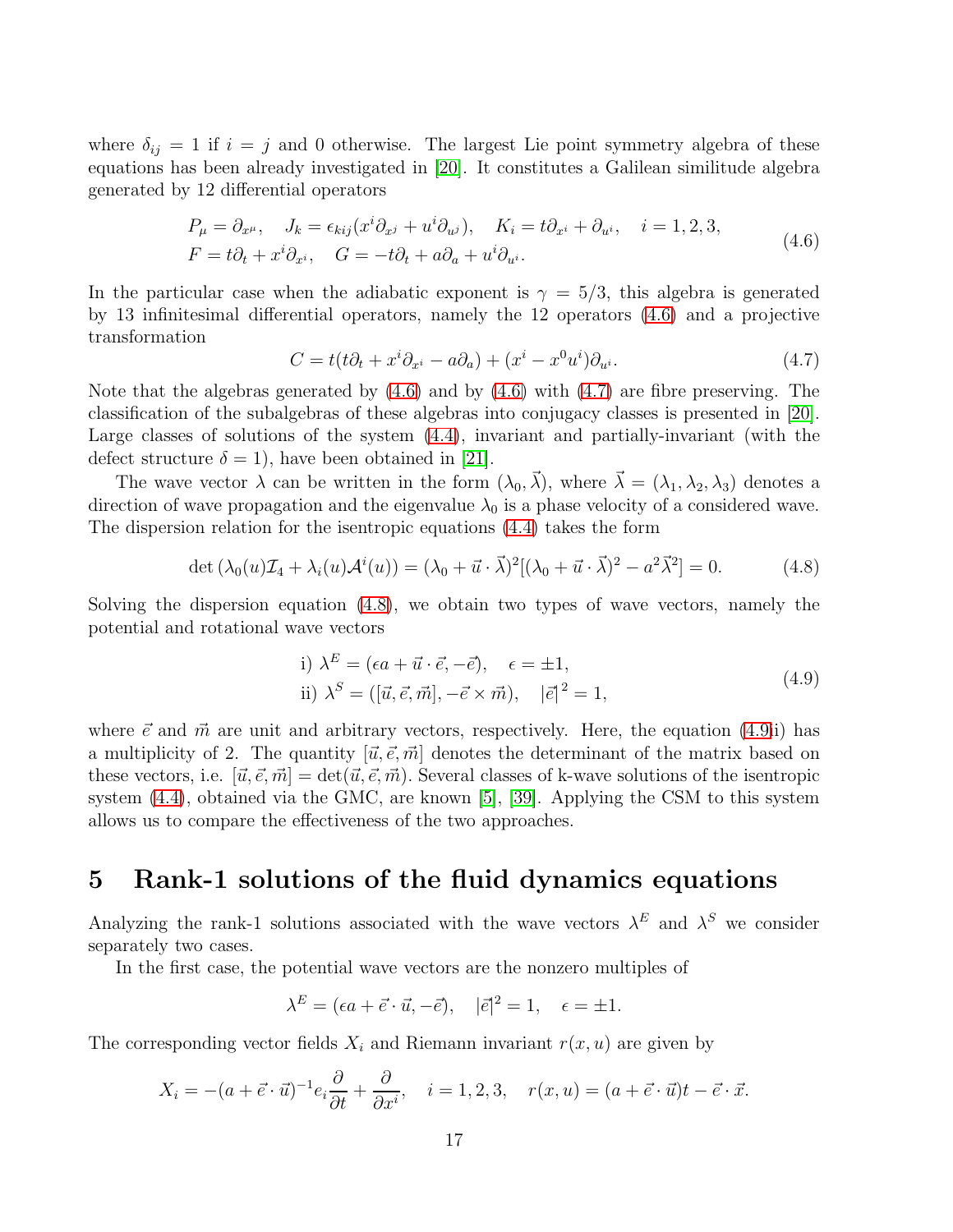where $\delta_{ij} = 1$ if $i = j$ and 0 otherwise. The largest Lie point symmetry algebra of these equations has been already investigated in [20]. It constitutes a Galilean similitude algebra generated by 12 differential operators

$$
\begin{aligned}
&P_\mu = \partial_{x^\mu}, \quad J_k = \epsilon_{kij}(x^i\partial_{x^j} + u^i\partial_{u^j}), \quad K_i = t\partial_{x^i} + \partial_{u^i}, \quad i = 1,2,3, \\
&F = t\partial_t + x^i\partial_{x^i}, \quad G = -t\partial_t + a\partial_a + u^i\partial_{u^i}.
\end{aligned}
\tag{4.6}
$$

In the particular case when the adiabatic exponent is $\gamma = 5/3$, this algebra is generated by 13 infinitesimal differential operators, namely the 12 operators (4.6) and a projective transformation

$$
C = t(t\partial_t + x^i\partial_{x^i} - a\partial_a) + (x^i - x^0u^i)\partial_{u^i}. \tag{4.7}
$$

Note that the algebras generated by (4.6) and by (4.6) with (4.7) are fibre preserving. The classification of the subalgebras of these algebras into conjugacy classes is presented in [20]. Large classes of solutions of the system (4.4), invariant and partially-invariant (with the defect structure $\delta = 1$), have been obtained in [21].

The wave vector $\lambda$ can be written in the form $(\lambda_0, \vec{\lambda})$, where $\vec{\lambda} = (\lambda_1, \lambda_2, \lambda_3)$ denotes a direction of wave propagation and the eigenvalue $\lambda_0$ is a phase velocity of a considered wave. The dispersion relation for the isentropic equations (4.4) takes the form

$$
\det\left(\lambda_0(u)\mathcal{I}_4 + \lambda_i(u)\mathcal{A}^i(u)\right) = (\lambda_0 + \vec{u}\cdot\vec{\lambda})^2[(\lambda_0 + \vec{u}\cdot\vec{\lambda})^2 - a^2\vec{\lambda}^2] = 0. \tag{4.8}
$$

Solving the dispersion equation (4.8), we obtain two types of wave vectors, namely the potential and rotational wave vectors

$$
\begin{aligned}
&\text{i) } \lambda^E = (\epsilon a + \vec{u}\cdot\vec{e}, -\vec{e}), \quad \epsilon = \pm 1, \\
&\text{ii) } \lambda^S = ([\vec{u}, \vec{e}, \vec{m}], -\vec{e}\times\vec{m}), \quad |\vec{e}|^2 = 1,
\end{aligned}
\tag{4.9}
$$

where $\vec{e}$ and $\vec{m}$ are unit and arbitrary vectors, respectively. Here, the equation (4.9ii) has a multiplicity of 2. The quantity $[\vec{u}, \vec{e}, \vec{m}]$ denotes the determinant of the matrix based on these vectors, i.e. $[\vec{u}, \vec{e}, \vec{m}] = \det(\vec{u}, \vec{e}, \vec{m})$. Several classes of k-wave solutions of the isentropic system (4.4), obtained via the GMC, are known [5], [39]. Applying the CSM to this system allows us to compare the effectiveness of the two approaches.

# 5 Rank-1 solutions of the fluid dynamics equations

Analyzing the rank-1 solutions associated with the wave vectors $\lambda^E$ and $\lambda^S$ we consider separately two cases.

In the first case, the potential wave vectors are the nonzero multiples of

$$
\lambda^E = (\epsilon a + \vec{e}\cdot\vec{u}, -\vec{e}), \quad |\vec{e}|^2 = 1, \quad \epsilon = \pm 1.
$$

The corresponding vector fields $X_i$ and Riemann invariant $r(x, u)$ are given by

$$
X_i = -(a + \vec{e}\cdot\vec{u})^{-1}e_i\frac{\partial}{\partial t} + \frac{\partial}{\partial x^i}, \quad i = 1,2,3, \quad r(x,u) = (a + \vec{e}\cdot\vec{u})t - \vec{e}\cdot\vec{x}.
$$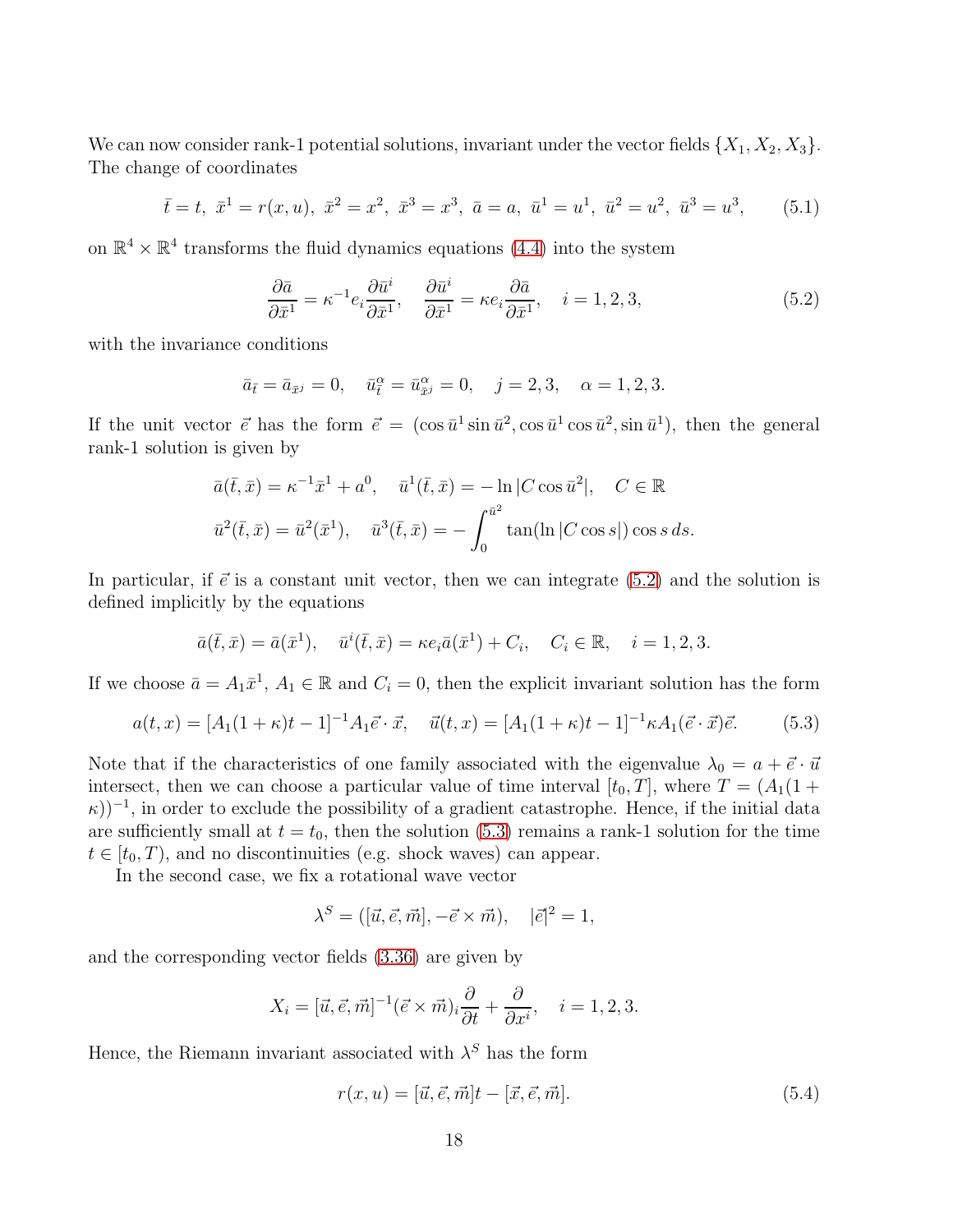We can now consider rank-1 potential solutions, invariant under the vector fields $\{X_1, X_2, X_3\}$. The change of coordinates

$$\bar{t} = t,\ \bar{x}^1 = r(x, u),\ \bar{x}^2 = x^2,\ \bar{x}^3 = x^3,\ \bar{a} = a,\ \bar{u}^1 = u^1,\ \bar{u}^2 = u^2,\ \bar{u}^3 = u^3, \tag{5.1}$$

on $\mathbb{R}^4 \times \mathbb{R}^4$ transforms the fluid dynamics equations (4.4) into the system

$$\frac{\partial \bar{a}}{\partial \bar{x}^1} = \kappa^{-1} e_i \frac{\partial \bar{u}^i}{\partial \bar{x}^1}, \quad \frac{\partial \bar{u}^i}{\partial \bar{x}^1} = \kappa e_i \frac{\partial \bar{a}}{\partial \bar{x}^1}, \quad i = 1, 2, 3, \tag{5.2}$$

with the invariance conditions

$$\bar{a}_{\bar{t}} = \bar{a}_{\bar{x}^j} = 0, \quad \bar{u}^\alpha_{\bar{t}} = \bar{u}^\alpha_{\bar{x}^j} = 0, \quad j = 2, 3, \quad \alpha = 1, 2, 3.$$

If the unit vector $\vec{e}$ has the form $\vec{e} = (\cos \bar{u}^1 \sin \bar{u}^2, \cos \bar{u}^1 \cos \bar{u}^2, \sin \bar{u}^1)$, then the general rank-1 solution is given by

$$\bar{a}(\bar{t}, \bar{x}) = \kappa^{-1} \bar{x}^1 + a^0, \quad \bar{u}^1(\bar{t}, \bar{x}) = -\ln |C \cos \bar{u}^2|, \quad C \in \mathbb{R}$$
$$\bar{u}^2(\bar{t}, \bar{x}) = \bar{u}^2(\bar{x}^1), \quad \bar{u}^3(\bar{t}, \bar{x}) = -\int_0^{\bar{u}^2} \tan(\ln |C \cos s|) \cos s \, ds.$$

In particular, if $\vec{e}$ is a constant unit vector, then we can integrate (5.2) and the solution is defined implicitly by the equations

$$\bar{a}(\bar{t}, \bar{x}) = \bar{a}(\bar{x}^1), \quad \bar{u}^i(\bar{t}, \bar{x}) = \kappa e_i \bar{a}(\bar{x}^1) + C_i, \quad C_i \in \mathbb{R}, \quad i = 1, 2, 3.$$

If we choose $\bar{a} = A_1 \bar{x}^1$, $A_1 \in \mathbb{R}$ and $C_i = 0$, then the explicit invariant solution has the form

$$a(t, x) = [A_1(1 + \kappa)t - 1]^{-1} A_1 \vec{e} \cdot \vec{x}, \quad \vec{u}(t, x) = [A_1(1 + \kappa)t - 1]^{-1} \kappa A_1 (\vec{e} \cdot \vec{x}) \vec{e}. \tag{5.3}$$

Note that if the characteristics of one family associated with the eigenvalue $\lambda_0 = a + \vec{e} \cdot \vec{u}$ intersect, then we can choose a particular value of time interval $[t_0, T]$, where $T = (A_1(1 + \kappa))^{-1}$, in order to exclude the possibility of a gradient catastrophe. Hence, if the initial data are sufficiently small at $t = t_0$, then the solution (5.3) remains a rank-1 solution for the time $t \in [t_0, T)$, and no discontinuities (e.g. shock waves) can appear.

In the second case, we fix a rotational wave vector

$$\lambda^S = ([\vec{u}, \vec{e}, \vec{m}], -\vec{e} \times \vec{m}), \quad |\vec{e}|^2 = 1,$$

and the corresponding vector fields (3.36) are given by

$$X_i = [\vec{u}, \vec{e}, \vec{m}]^{-1} (\vec{e} \times \vec{m})_i \frac{\partial}{\partial t} + \frac{\partial}{\partial x^i}, \quad i = 1, 2, 3.$$

Hence, the Riemann invariant associated with $\lambda^S$ has the form

$$r(x, u) = [\vec{u}, \vec{e}, \vec{m}]t - [\vec{x}, \vec{e}, \vec{m}]. \tag{5.4}$$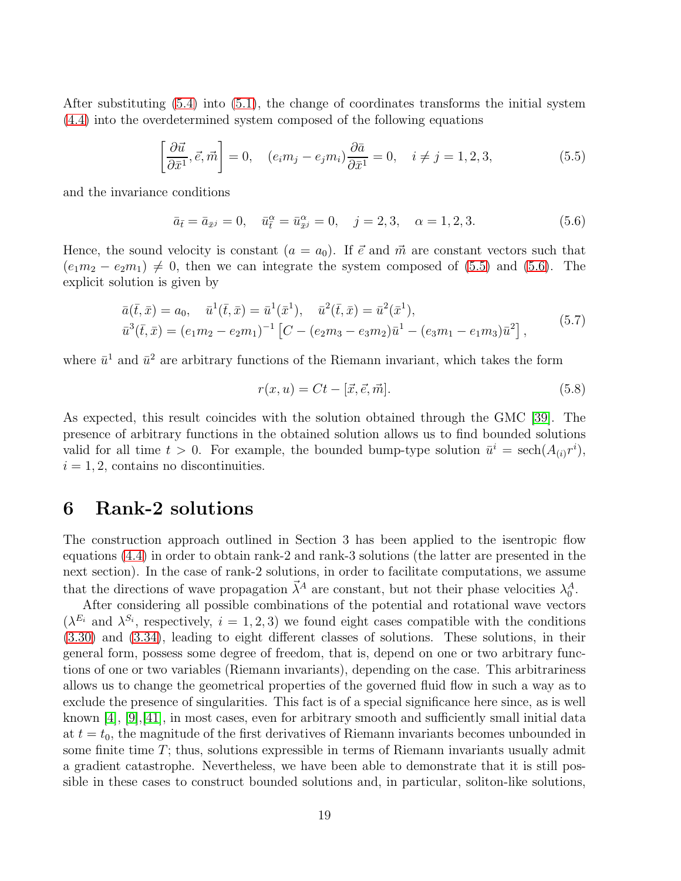After substituting (5.4) into (5.1), the change of coordinates transforms the initial system (4.4) into the overdetermined system composed of the following equations

$$\left[\frac{\partial \vec{u}}{\partial \bar{x}^1}, \vec{e}, \vec{m}\right] = 0, \quad (e_i m_j - e_j m_i)\frac{\partial \bar{a}}{\partial \bar{x}^1} = 0, \quad i \neq j = 1,2,3, \tag{5.5}$$

and the invariance conditions

$$\bar{a}_{\bar{t}} = \bar{a}_{\bar{x}^j} = 0, \quad \bar{u}^\alpha_{\bar{t}} = \bar{u}^\alpha_{\bar{x}^j} = 0, \quad j = 2,3, \quad \alpha = 1,2,3. \tag{5.6}$$

Hence, the sound velocity is constant ($a = a_0$). If $\vec{e}$ and $\vec{m}$ are constant vectors such that $(e_1 m_2 - e_2 m_1) \neq 0$, then we can integrate the system composed of (5.5) and (5.6). The explicit solution is given by

$$\begin{aligned}
&\bar{a}(\bar{t}, \bar{x}) = a_0, \quad \bar{u}^1(\bar{t}, \bar{x}) = \bar{u}^1(\bar{x}^1), \quad \bar{u}^2(\bar{t}, \bar{x}) = \bar{u}^2(\bar{x}^1), \\
&\bar{u}^3(\bar{t}, \bar{x}) = (e_1 m_2 - e_2 m_1)^{-1}\left[C - (e_2 m_3 - e_3 m_2)\bar{u}^1 - (e_3 m_1 - e_1 m_3)\bar{u}^2\right],
\end{aligned} \tag{5.7}$$

where $\bar{u}^1$ and $\bar{u}^2$ are arbitrary functions of the Riemann invariant, which takes the form

$$r(x, u) = Ct - [\vec{x}, \vec{e}, \vec{m}]. \tag{5.8}$$

As expected, this result coincides with the solution obtained through the GMC [39]. The presence of arbitrary functions in the obtained solution allows us to find bounded solutions valid for all time $t > 0$. For example, the bounded bump-type solution $\bar{u}^i = \operatorname{sech}(A_{(i)} r^i)$, $i = 1, 2$, contains no discontinuities.

# 6 Rank-2 solutions

The construction approach outlined in Section 3 has been applied to the isentropic flow equations (4.4) in order to obtain rank-2 and rank-3 solutions (the latter are presented in the next section). In the case of rank-2 solutions, in order to facilitate computations, we assume that the directions of wave propagation $\vec{\lambda}^A$ are constant, but not their phase velocities $\lambda^A_0$.

After considering all possible combinations of the potential and rotational wave vectors ($\lambda^{E_i}$ and $\lambda^{S_i}$, respectively, $i = 1, 2, 3$) we found eight cases compatible with the conditions (3.30) and (3.34), leading to eight different classes of solutions. These solutions, in their general form, possess some degree of freedom, that is, depend on one or two arbitrary functions of one or two variables (Riemann invariants), depending on the case. This arbitrariness allows us to change the geometrical properties of the governed fluid flow in such a way as to exclude the presence of singularities. This fact is of a special significance here since, as is well known [4], [9],[41], in most cases, even for arbitrary smooth and sufficiently small initial data at $t = t_0$, the magnitude of the first derivatives of Riemann invariants becomes unbounded in some finite time $T$; thus, solutions expressible in terms of Riemann invariants usually admit a gradient catastrophe. Nevertheless, we have been able to demonstrate that it is still possible in these cases to construct bounded solutions and, in particular, soliton-like solutions,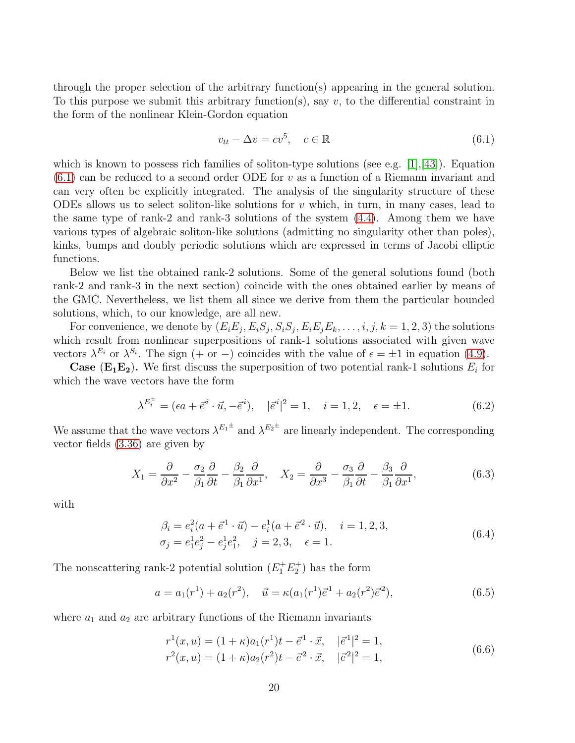through the proper selection of the arbitrary function(s) appearing in the general solution. To this purpose we submit this arbitrary function(s), say $v$, to the differential constraint in the form of the nonlinear Klein-Gordon equation

$$v_{tt} - \Delta v = cv^5, \quad c \in \mathbb{R} \tag{6.1}$$

which is known to possess rich families of soliton-type solutions (see e.g. [1],[43]). Equation (6.1) can be reduced to a second order ODE for $v$ as a function of a Riemann invariant and can very often be explicitly integrated. The analysis of the singularity structure of these ODEs allows us to select soliton-like solutions for $v$ which, in turn, in many cases, lead to the same type of rank-2 and rank-3 solutions of the system (4.4). Among them we have various types of algebraic soliton-like solutions (admitting no singularity other than poles), kinks, bumps and doubly periodic solutions which are expressed in terms of Jacobi elliptic functions.

Below we list the obtained rank-2 solutions. Some of the general solutions found (both rank-2 and rank-3 in the next section) coincide with the ones obtained earlier by means of the GMC. Nevertheless, we list them all since we derive from them the particular bounded solutions, which, to our knowledge, are all new.

For convenience, we denote by $(E_iE_j, E_iS_j, S_iS_j, E_iE_jE_k, \ldots, i, j, k = 1, 2, 3)$ the solutions which result from nonlinear superpositions of rank-1 solutions associated with given wave vectors $\lambda^{E_i}$ or $\lambda^{S_i}$. The sign ($+$ or $-$) coincides with the value of $\epsilon = \pm 1$ in equation (4.9).

**Case $(\mathbf{E_1E_2})$.** We first discuss the superposition of two potential rank-1 solutions $E_i$ for which the wave vectors have the form

$$\lambda^{E_i^{\pm}} = (\epsilon a + \vec{e}^{\,i} \cdot \vec{u}, -\vec{e}^{\,i}), \quad |\vec{e}^{\,i}|^2 = 1, \quad i = 1, 2, \quad \epsilon = \pm 1. \tag{6.2}$$

We assume that the wave vectors $\lambda^{E_1^{\pm}}$ and $\lambda^{E_2^{\pm}}$ are linearly independent. The corresponding vector fields (3.36) are given by

$$X_1 = \frac{\partial}{\partial x^2} - \frac{\sigma_2}{\beta_1}\frac{\partial}{\partial t} - \frac{\beta_2}{\beta_1}\frac{\partial}{\partial x^1}, \quad X_2 = \frac{\partial}{\partial x^3} - \frac{\sigma_3}{\beta_1}\frac{\partial}{\partial t} - \frac{\beta_3}{\beta_1}\frac{\partial}{\partial x^1}, \tag{6.3}$$

with

$$\begin{aligned} &\beta_i = e_i^2(a + \vec{e}^{\,1} \cdot \vec{u}) - e_i^1(a + \vec{e}^{\,2} \cdot \vec{u}), \quad i = 1, 2, 3, \\ &\sigma_j = e_1^1 e_j^2 - e_j^1 e_1^2, \quad j = 2, 3, \quad \epsilon = 1. \end{aligned} \tag{6.4}$$

The nonscattering rank-2 potential solution $(E_1^+E_2^+)$ has the form

$$a = a_1(r^1) + a_2(r^2), \quad \vec{u} = \kappa(a_1(r^1)\vec{e}^{\,1} + a_2(r^2)\vec{e}^{\,2}), \tag{6.5}$$

where $a_1$ and $a_2$ are arbitrary functions of the Riemann invariants

$$\begin{aligned} &r^1(x, u) = (1 + \kappa)a_1(r^1)t - \vec{e}^{\,1} \cdot \vec{x}, \quad |\vec{e}^{\,1}|^2 = 1, \\ &r^2(x, u) = (1 + \kappa)a_2(r^2)t - \vec{e}^{\,2} \cdot \vec{x}, \quad |\vec{e}^{\,2}|^2 = 1, \end{aligned} \tag{6.6}$$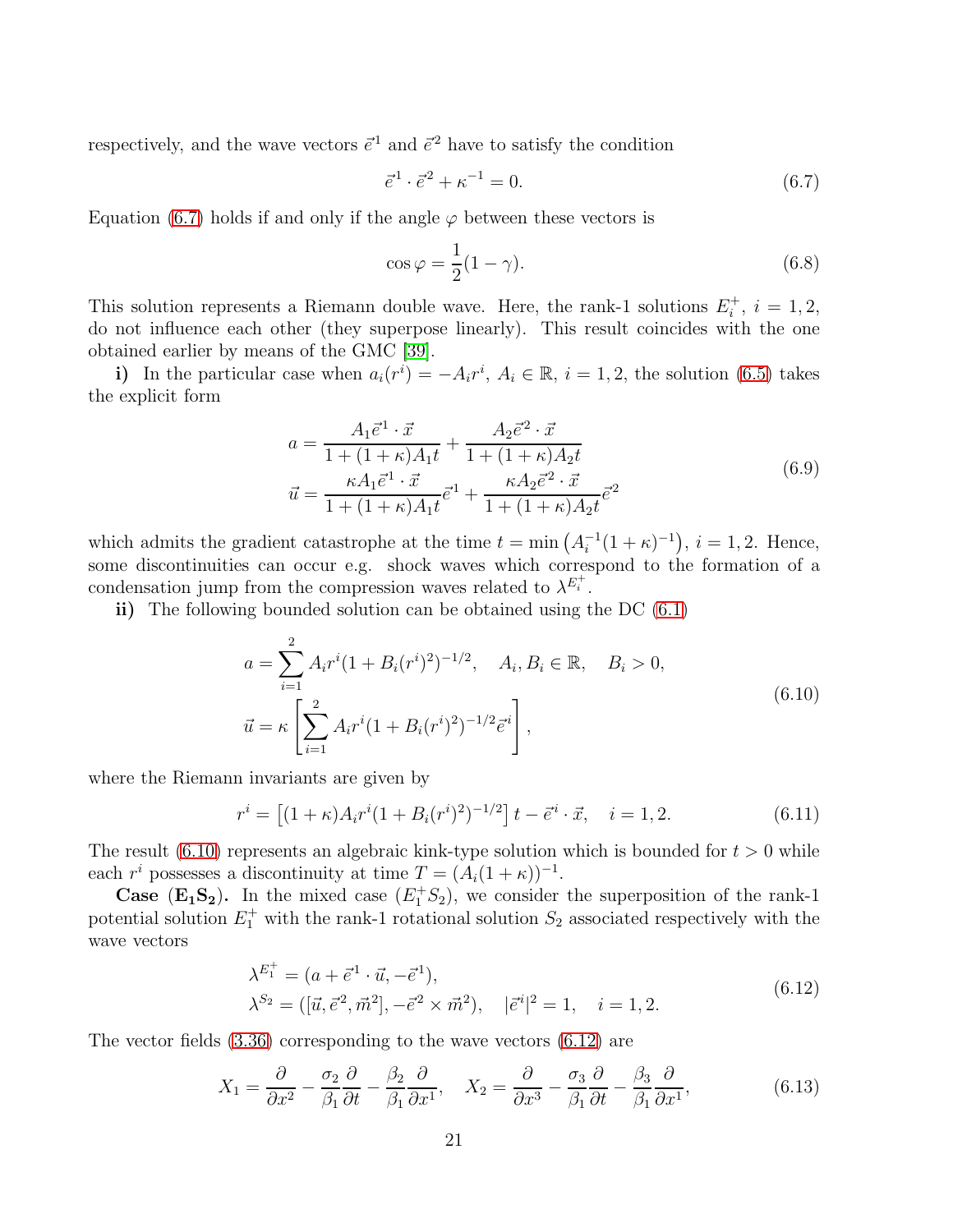respectively, and the wave vectors $\vec{e}^1$ and $\vec{e}^2$ have to satisfy the condition

$$\vec{e}^1 \cdot \vec{e}^2 + \kappa^{-1} = 0. \tag{6.7}$$

Equation (6.7) holds if and only if the angle $\varphi$ between these vectors is

$$\cos\varphi = \frac{1}{2}(1-\gamma). \tag{6.8}$$

This solution represents a Riemann double wave. Here, the rank-1 solutions $E_i^+$, $i = 1, 2$, do not influence each other (they superpose linearly). This result coincides with the one obtained earlier by means of the GMC [39].

**i)** In the particular case when $a_i(r^i) = -A_i r^i$, $A_i \in \mathbb{R}$, $i = 1, 2$, the solution (6.5) takes the explicit form

$$\begin{aligned}
a &= \frac{A_1 \vec{e}^1 \cdot \vec{x}}{1 + (1+\kappa)A_1 t} + \frac{A_2 \vec{e}^2 \cdot \vec{x}}{1 + (1+\kappa)A_2 t} \\
\vec{u} &= \frac{\kappa A_1 \vec{e}^1 \cdot \vec{x}}{1 + (1+\kappa)A_1 t}\vec{e}^1 + \frac{\kappa A_2 \vec{e}^2 \cdot \vec{x}}{1 + (1+\kappa)A_2 t}\vec{e}^2
\end{aligned} \tag{6.9}$$

which admits the gradient catastrophe at the time $t = \min\left(A_i^{-1}(1+\kappa)^{-1}\right)$, $i = 1, 2$. Hence, some discontinuities can occur e.g. shock waves which correspond to the formation of a condensation jump from the compression waves related to $\lambda^{E_i^+}$.

**ii)** The following bounded solution can be obtained using the DC (6.1)

$$\begin{aligned}
a &= \sum_{i=1}^{2} A_i r^i (1 + B_i (r^i)^2)^{-1/2}, \quad A_i, B_i \in \mathbb{R}, \quad B_i > 0, \\
\vec{u} &= \kappa \left[ \sum_{i=1}^{2} A_i r^i (1 + B_i (r^i)^2)^{-1/2} \vec{e}^i \right],
\end{aligned} \tag{6.10}$$

where the Riemann invariants are given by

$$r^i = \left[(1+\kappa) A_i r^i (1 + B_i (r^i)^2)^{-1/2}\right] t - \vec{e}^i \cdot \vec{x}, \quad i = 1, 2. \tag{6.11}$$

The result (6.10) represents an algebraic kink-type solution which is bounded for $t > 0$ while each $r^i$ possesses a discontinuity at time $T = (A_i(1+\kappa))^{-1}$.

**Case $(\mathbf{E_1 S_2})$.** In the mixed case $(E_1^+ S_2)$, we consider the superposition of the rank-1 potential solution $E_1^+$ with the rank-1 rotational solution $S_2$ associated respectively with the wave vectors

$$\begin{aligned}
\lambda^{E_1^+} &= (a + \vec{e}^1 \cdot \vec{u}, -\vec{e}^1), \\
\lambda^{S_2} &= ([\vec{u}, \vec{e}^2, \vec{m}^2], -\vec{e}^2 \times \vec{m}^2), \quad |\vec{e}^i|^2 = 1, \quad i = 1, 2.
\end{aligned} \tag{6.12}$$

The vector fields (3.36) corresponding to the wave vectors (6.12) are

$$X_1 = \frac{\partial}{\partial x^2} - \frac{\sigma_2}{\beta_1}\frac{\partial}{\partial t} - \frac{\beta_2}{\beta_1}\frac{\partial}{\partial x^1}, \quad X_2 = \frac{\partial}{\partial x^3} - \frac{\sigma_3}{\beta_1}\frac{\partial}{\partial t} - \frac{\beta_3}{\beta_1}\frac{\partial}{\partial x^1}, \tag{6.13}$$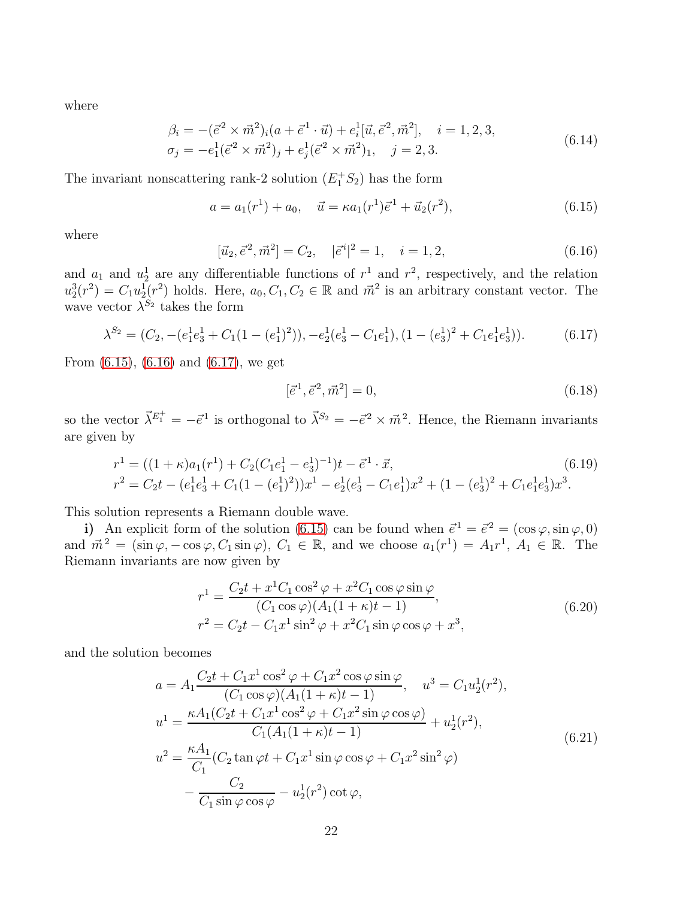where

$$
\begin{aligned}
\beta_i &= -(\vec{e}^{\,2} \times \vec{m}^{\,2})_i (a + \vec{e}^{\,1} \cdot \vec{u}) + e_i^1 [\vec{u}, \vec{e}^{\,2}, \vec{m}^{\,2}], \quad i = 1, 2, 3, \\
\sigma_j &= -e_1^1 (\vec{e}^{\,2} \times \vec{m}^{\,2})_j + e_j^1 (\vec{e}^{\,2} \times \vec{m}^{\,2})_1, \quad j = 2, 3.
\end{aligned} \tag{6.14}
$$

The invariant nonscattering rank-2 solution ($E_1^+ S_2$) has the form

$$
a = a_1(r^1) + a_0, \quad \vec{u} = \kappa a_1(r^1) \vec{e}^{\,1} + \vec{u}_2(r^2), \tag{6.15}
$$

where

$$
[\vec{u}_2, \vec{e}^{\,2}, \vec{m}^{\,2}] = C_2, \quad |\vec{e}^{\,i}|^2 = 1, \quad i = 1, 2, \tag{6.16}
$$

and $a_1$ and $u_2^1$ are any differentiable functions of $r^1$ and $r^2$, respectively, and the relation $u_2^3(r^2) = C_1 u_2^1(r^2)$ holds. Here, $a_0, C_1, C_2 \in \mathbb{R}$ and $\vec{m}^{\,2}$ is an arbitrary constant vector. The wave vector $\lambda^{S_2}$ takes the form

$$
\lambda^{S_2} = (C_2, -(e_1^1 e_3^1 + C_1(1 - (e_1^1)^2)), -e_2^1(e_3^1 - C_1 e_1^1), (1 - (e_3^1)^2 + C_1 e_1^1 e_3^1)). \tag{6.17}
$$

From (6.15), (6.16) and (6.17), we get

$$
[\vec{e}^{\,1}, \vec{e}^{\,2}, \vec{m}^{\,2}] = 0, \tag{6.18}
$$

so the vector $\vec{\lambda}^{E_1^+} = -\vec{e}^{\,1}$ is orthogonal to $\vec{\lambda}^{S_2} = -\vec{e}^{\,2} \times \vec{m}^{\,2}$. Hence, the Riemann invariants are given by

$$
\begin{aligned}
r^1 &= ((1 + \kappa) a_1(r^1) + C_2 (C_1 e_1^1 - e_3^1)^{-1}) t - \vec{e}^{\,1} \cdot \vec{x}, \\
r^2 &= C_2 t - (e_1^1 e_3^1 + C_1(1 - (e_1^1)^2)) x^1 - e_2^1 (e_3^1 - C_1 e_1^1) x^2 + (1 - (e_3^1)^2 + C_1 e_1^1 e_3^1) x^3.
\end{aligned} \tag{6.19}
$$

This solution represents a Riemann double wave.

**i)** An explicit form of the solution (6.15) can be found when $\vec{e}^{\,1} = \vec{e}^{\,2} = (\cos\varphi, \sin\varphi, 0)$ and $\vec{m}^{\,2} = (\sin\varphi, -\cos\varphi, C_1 \sin\varphi)$, $C_1 \in \mathbb{R}$, and we choose $a_1(r^1) = A_1 r^1$, $A_1 \in \mathbb{R}$. The Riemann invariants are now given by

$$
\begin{aligned}
r^1 &= \frac{C_2 t + x^1 C_1 \cos^2\varphi + x^2 C_1 \cos\varphi \sin\varphi}{(C_1 \cos\varphi)(A_1(1 + \kappa)t - 1)}, \\
r^2 &= C_2 t - C_1 x^1 \sin^2\varphi + x^2 C_1 \sin\varphi \cos\varphi + x^3,
\end{aligned} \tag{6.20}
$$

and the solution becomes

$$
\begin{aligned}
a &= A_1 \frac{C_2 t + C_1 x^1 \cos^2\varphi + C_1 x^2 \cos\varphi \sin\varphi}{(C_1 \cos\varphi)(A_1(1 + \kappa)t - 1)}, \quad u^3 = C_1 u_2^1(r^2), \\
u^1 &= \frac{\kappa A_1 (C_2 t + C_1 x^1 \cos^2\varphi + C_1 x^2 \sin\varphi \cos\varphi)}{C_1 (A_1(1 + \kappa)t - 1)} + u_2^1(r^2), \\
u^2 &= \frac{\kappa A_1}{C_1} (C_2 \tan\varphi\, t + C_1 x^1 \sin\varphi \cos\varphi + C_1 x^2 \sin^2\varphi) \\
&\quad - \frac{C_2}{C_1 \sin\varphi \cos\varphi} - u_2^1(r^2) \cot\varphi,
\end{aligned} \tag{6.21}
$$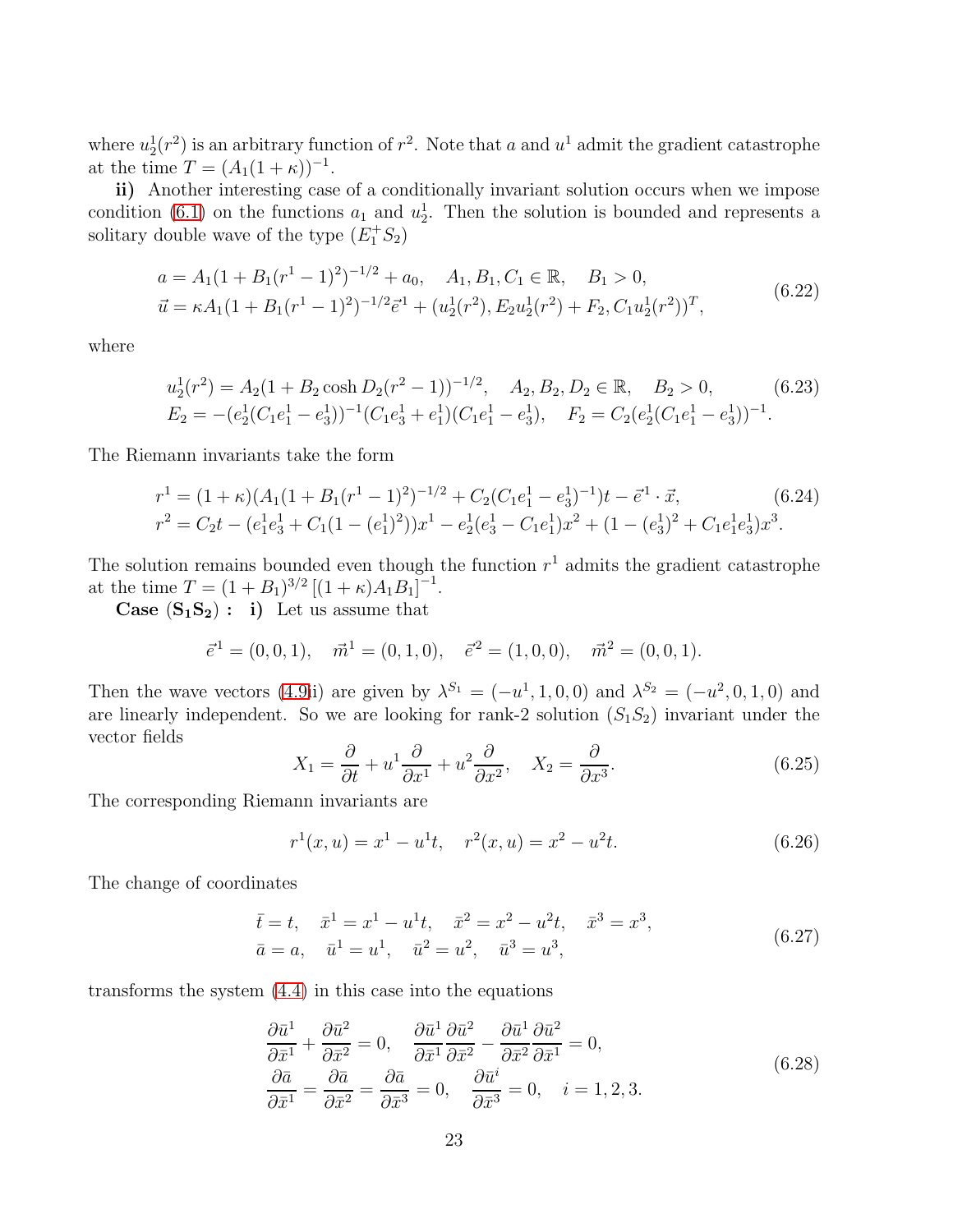where $u_2^1(r^2)$ is an arbitrary function of $r^2$. Note that $a$ and $u^1$ admit the gradient catastrophe at the time $T = (A_1(1+\kappa))^{-1}$.

**ii)** Another interesting case of a conditionally invariant solution occurs when we impose condition (6.1) on the functions $a_1$ and $u_2^1$. Then the solution is bounded and represents a solitary double wave of the type $(E_1^+ S_2)$

$$
\begin{aligned}
&a = A_1(1 + B_1(r^1-1)^2)^{-1/2} + a_0, \quad A_1, B_1, C_1 \in \mathbb{R}, \quad B_1 > 0, \\
&\vec{u} = \kappa A_1(1 + B_1(r^1-1)^2)^{-1/2}\vec{e}^{\,1} + (u_2^1(r^2), E_2 u_2^1(r^2) + F_2, C_1 u_2^1(r^2))^T,
\end{aligned}
\tag{6.22}
$$

where

$$
\begin{aligned}
&u_2^1(r^2) = A_2(1 + B_2 \cosh D_2(r^2-1))^{-1/2}, \quad A_2, B_2, D_2 \in \mathbb{R}, \quad B_2 > 0, \\
&E_2 = -(e_2^1(C_1 e_1^1 - e_3^1))^{-1}(C_1 e_3^1 + e_1^1)(C_1 e_1^1 - e_3^1), \quad F_2 = C_2(e_2^1(C_1 e_1^1 - e_3^1))^{-1}.
\end{aligned}
\tag{6.23}
$$

The Riemann invariants take the form

$$
\begin{aligned}
&r^1 = (1+\kappa)(A_1(1 + B_1(r^1-1)^2)^{-1/2} + C_2(C_1 e_1^1 - e_3^1)^{-1})t - \vec{e}^{\,1}\cdot\vec{x}, \\
&r^2 = C_2 t - (e_1^1 e_3^1 + C_1(1-(e_1^1)^2))x^1 - e_2^1(e_3^1 - C_1 e_1^1)x^2 + (1 - (e_3^1)^2 + C_1 e_1^1 e_3^1)x^3.
\end{aligned}
\tag{6.24}
$$

The solution remains bounded even though the function $r^1$ admits the gradient catastrophe at the time $T = (1+B_1)^{3/2}\left[(1+\kappa)A_1 B_1\right]^{-1}$.

**Case $(\mathbf{S_1 S_2})$ : i)** Let us assume that

$$
\vec{e}^{\,1} = (0,0,1), \quad \vec{m}^1 = (0,1,0), \quad \vec{e}^{\,2} = (1,0,0), \quad \vec{m}^2 = (0,0,1).
$$

Then the wave vectors (4.9ii) are given by $\lambda^{S_1} = (-u^1, 1, 0, 0)$ and $\lambda^{S_2} = (-u^2, 0, 1, 0)$ and are linearly independent. So we are looking for rank-2 solution $(S_1 S_2)$ invariant under the vector fields

$$
X_1 = \frac{\partial}{\partial t} + u^1 \frac{\partial}{\partial x^1} + u^2 \frac{\partial}{\partial x^2}, \quad X_2 = \frac{\partial}{\partial x^3}.
\tag{6.25}
$$

The corresponding Riemann invariants are

$$
r^1(x,u) = x^1 - u^1 t, \quad r^2(x,u) = x^2 - u^2 t.
\tag{6.26}
$$

The change of coordinates

$$
\begin{aligned}
&\bar{t} = t, \quad \bar{x}^1 = x^1 - u^1 t, \quad \bar{x}^2 = x^2 - u^2 t, \quad \bar{x}^3 = x^3, \\
&\bar{a} = a, \quad \bar{u}^1 = u^1, \quad \bar{u}^2 = u^2, \quad \bar{u}^3 = u^3,
\end{aligned}
\tag{6.27}
$$

transforms the system (4.4) in this case into the equations

$$
\begin{aligned}
&\frac{\partial \bar{u}^1}{\partial \bar{x}^1} + \frac{\partial \bar{u}^2}{\partial \bar{x}^2} = 0, \quad \frac{\partial \bar{u}^1}{\partial \bar{x}^1}\frac{\partial \bar{u}^2}{\partial \bar{x}^2} - \frac{\partial \bar{u}^1}{\partial \bar{x}^2}\frac{\partial \bar{u}^2}{\partial \bar{x}^1} = 0, \\
&\frac{\partial \bar{a}}{\partial \bar{x}^1} = \frac{\partial \bar{a}}{\partial \bar{x}^2} = \frac{\partial \bar{a}}{\partial \bar{x}^3} = 0, \quad \frac{\partial \bar{u}^i}{\partial \bar{x}^3} = 0, \quad i = 1,2,3.
\end{aligned}
\tag{6.28}
$$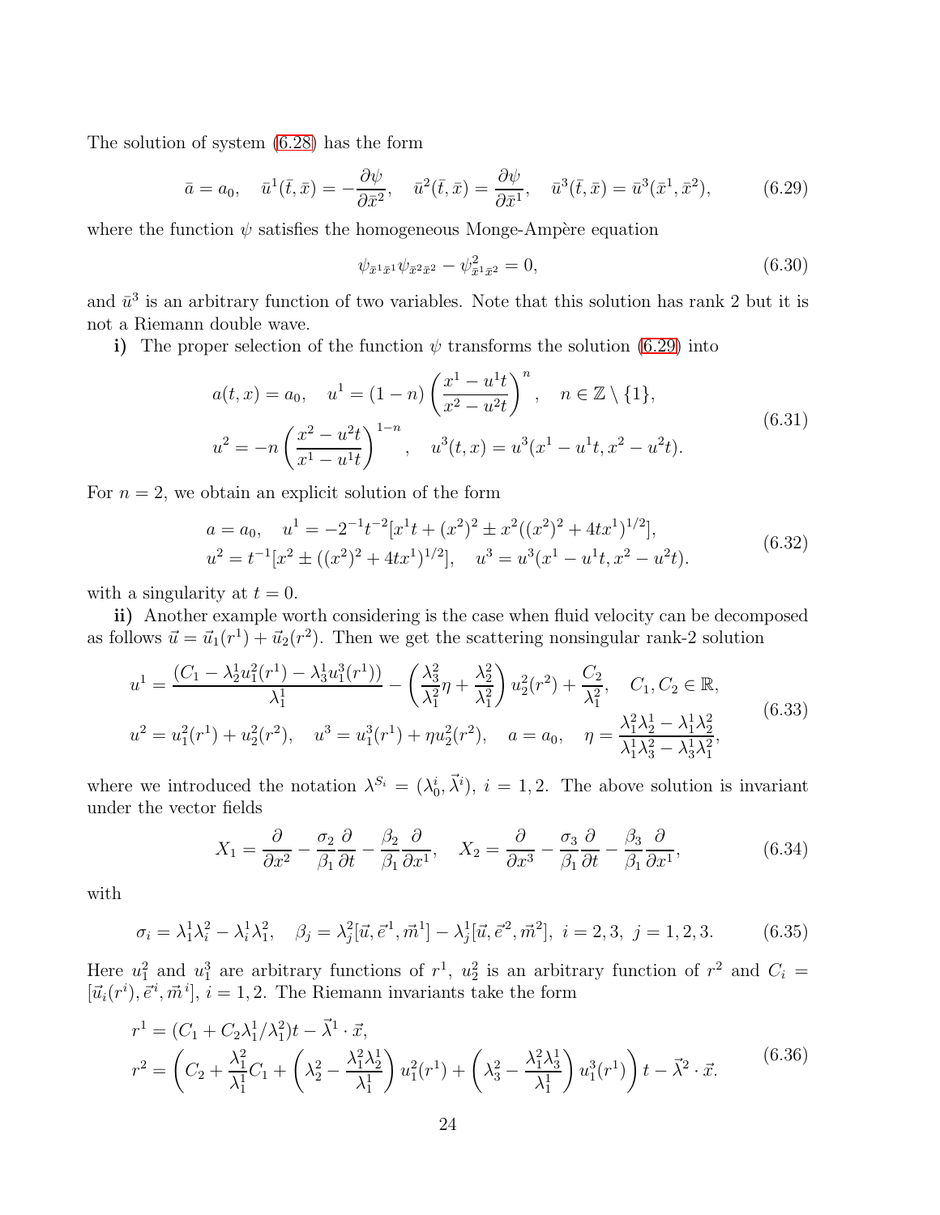The solution of system (6.28) has the form

$$\bar{a} = a_0, \quad \bar{u}^1(\bar{t}, \bar{x}) = -\frac{\partial \psi}{\partial \bar{x}^2}, \quad \bar{u}^2(\bar{t}, \bar{x}) = \frac{\partial \psi}{\partial \bar{x}^1}, \quad \bar{u}^3(\bar{t}, \bar{x}) = \bar{u}^3(\bar{x}^1, \bar{x}^2), \tag{6.29}$$

where the function $\psi$ satisfies the homogeneous Monge-Ampère equation

$$\psi_{\bar{x}^1\bar{x}^1}\psi_{\bar{x}^2\bar{x}^2} - \psi^2_{\bar{x}^1\bar{x}^2} = 0, \tag{6.30}$$

and $\bar{u}^3$ is an arbitrary function of two variables. Note that this solution has rank 2 but it is not a Riemann double wave.

**i)** The proper selection of the function $\psi$ transforms the solution (6.29) into

$$\begin{aligned}
&a(t,x) = a_0, \quad u^1 = (1-n)\left(\frac{x^1 - u^1 t}{x^2 - u^2 t}\right)^n, \quad n \in \mathbb{Z} \setminus \{1\}, \\
&u^2 = -n\left(\frac{x^2 - u^2 t}{x^1 - u^1 t}\right)^{1-n}, \quad u^3(t,x) = u^3(x^1 - u^1 t, x^2 - u^2 t).
\end{aligned} \tag{6.31}$$

For $n = 2$, we obtain an explicit solution of the form

$$\begin{aligned}
&a = a_0, \quad u^1 = -2^{-1}t^{-2}[x^1 t + (x^2)^2 \pm x^2((x^2)^2 + 4tx^1)^{1/2}], \\
&u^2 = t^{-1}[x^2 \pm ((x^2)^2 + 4tx^1)^{1/2}], \quad u^3 = u^3(x^1 - u^1 t, x^2 - u^2 t).
\end{aligned} \tag{6.32}$$

with a singularity at $t = 0$.

**ii)** Another example worth considering is the case when fluid velocity can be decomposed as follows $\vec{u} = \vec{u}_1(r^1) + \vec{u}_2(r^2)$. Then we get the scattering nonsingular rank-2 solution

$$\begin{aligned}
&u^1 = \frac{(C_1 - \lambda^1_2 u^2_1(r^1) - \lambda^1_3 u^3_1(r^1))}{\lambda^1_1} - \left(\frac{\lambda^2_3}{\lambda^2_1}\eta + \frac{\lambda^2_2}{\lambda^2_1}\right)u^2_2(r^2) + \frac{C_2}{\lambda^2_1}, \quad C_1, C_2 \in \mathbb{R}, \\
&u^2 = u^2_1(r^1) + u^2_2(r^2), \quad u^3 = u^3_1(r^1) + \eta u^2_2(r^2), \quad a = a_0, \quad \eta = \frac{\lambda^2_1\lambda^1_2 - \lambda^1_1\lambda^2_2}{\lambda^1_1\lambda^2_3 - \lambda^1_3\lambda^2_1},
\end{aligned} \tag{6.33}$$

where we introduced the notation $\lambda^{S_i} = (\lambda^i_0, \vec{\lambda}^i)$, $i = 1, 2$. The above solution is invariant under the vector fields

$$X_1 = \frac{\partial}{\partial x^2} - \frac{\sigma_2}{\beta_1}\frac{\partial}{\partial t} - \frac{\beta_2}{\beta_1}\frac{\partial}{\partial x^1}, \quad X_2 = \frac{\partial}{\partial x^3} - \frac{\sigma_3}{\beta_1}\frac{\partial}{\partial t} - \frac{\beta_3}{\beta_1}\frac{\partial}{\partial x^1}, \tag{6.34}$$

with

$$\sigma_i = \lambda^1_1\lambda^2_i - \lambda^1_i\lambda^2_1, \quad \beta_j = \lambda^2_j[\vec{u}, \vec{e}^1, \vec{m}^1] - \lambda^1_j[\vec{u}, \vec{e}^2, \vec{m}^2], \ i = 2, 3, \ j = 1, 2, 3. \tag{6.35}$$

Here $u^2_1$ and $u^3_1$ are arbitrary functions of $r^1$, $u^2_2$ is an arbitrary function of $r^2$ and $C_i = [\vec{u}_i(r^i), \vec{e}^i, \vec{m}^i]$, $i = 1, 2$. The Riemann invariants take the form

$$\begin{aligned}
&r^1 = (C_1 + C_2\lambda^1_1/\lambda^2_1)t - \vec{\lambda}^1 \cdot \vec{x}, \\
&r^2 = \left(C_2 + \frac{\lambda^2_1}{\lambda^1_1}C_1 + \left(\lambda^2_2 - \frac{\lambda^2_1\lambda^1_2}{\lambda^1_1}\right)u^2_1(r^1) + \left(\lambda^2_3 - \frac{\lambda^2_1\lambda^1_3}{\lambda^1_1}\right)u^3_1(r^1)\right)t - \vec{\lambda}^2 \cdot \vec{x}.
\end{aligned} \tag{6.36}$$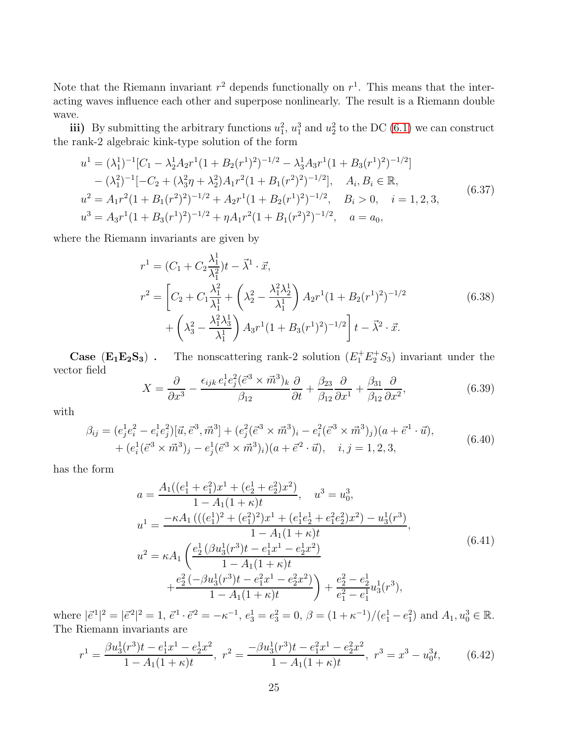Note that the Riemann invariant $r^2$ depends functionally on $r^1$. This means that the interacting waves influence each other and superpose nonlinearly. The result is a Riemann double wave.

**iii)** By submitting the arbitrary functions $u_1^2$, $u_1^3$ and $u_2^2$ to the DC (6.1) we can construct the rank-2 algebraic kink-type solution of the form

$$
\begin{aligned}
u^1 &= (\lambda_1^1)^{-1}[C_1 - \lambda_2^1 A_2 r^1 (1 + B_2 (r^1)^2)^{-1/2} - \lambda_3^1 A_3 r^1 (1 + B_3 (r^1)^2)^{-1/2}] \\
&\quad - (\lambda_1^2)^{-1}[-C_2 + (\lambda_3^2 \eta + \lambda_2^2) A_1 r^2 (1 + B_1 (r^2)^2)^{-1/2}], \quad A_i, B_i \in \mathbb{R}, \\
u^2 &= A_1 r^2 (1 + B_1 (r^2)^2)^{-1/2} + A_2 r^1 (1 + B_2 (r^1)^2)^{-1/2}, \quad B_i > 0, \quad i = 1, 2, 3, \\
u^3 &= A_3 r^1 (1 + B_3 (r^1)^2)^{-1/2} + \eta A_1 r^2 (1 + B_1 (r^2)^2)^{-1/2}, \quad a = a_0,
\end{aligned}
\tag{6.37}
$$

where the Riemann invariants are given by

$$
\begin{aligned}
r^1 &= (C_1 + C_2 \frac{\lambda_1^1}{\lambda_1^2}) t - \vec{\lambda}^1 \cdot \vec{x}, \\
r^2 &= \left[ C_2 + C_1 \frac{\lambda_1^2}{\lambda_1^1} + \left( \lambda_2^2 - \frac{\lambda_1^2 \lambda_2^1}{\lambda_1^1} \right) A_2 r^1 (1 + B_2 (r^1)^2)^{-1/2} \right. \\
&\quad \left. + \left( \lambda_3^2 - \frac{\lambda_1^2 \lambda_3^1}{\lambda_1^1} \right) A_3 r^1 (1 + B_3 (r^1)^2)^{-1/2} \right] t - \vec{\lambda}^2 \cdot \vec{x}.
\end{aligned}
\tag{6.38}
$$

**Case $(\mathbf{E_1 E_2 S_3})$ .** The nonscattering rank-2 solution $(E_1^+ E_2^+ S_3)$ invariant under the vector field

$$
X = \frac{\partial}{\partial x^3} - \frac{\epsilon_{ijk}\, e_i^1 e_j^2 (\vec{e}^{\,3} \times \vec{m}^3)_k}{\beta_{12}} \frac{\partial}{\partial t} + \frac{\beta_{23}}{\beta_{12}} \frac{\partial}{\partial x^1} + \frac{\beta_{31}}{\beta_{12}} \frac{\partial}{\partial x^2},
\tag{6.39}
$$

with

$$
\begin{aligned}
\beta_{ij} &= (e_j^1 e_i^2 - e_i^1 e_j^2)[\vec{u}, \vec{e}^{\,3}, \vec{m}^3] + (e_j^2 (\vec{e}^{\,3} \times \vec{m}^3)_i - e_i^2 (\vec{e}^{\,3} \times \vec{m}^3)_j)(a + \vec{e}^{\,1} \cdot \vec{u}), \\
&\quad + (e_i^1 (\vec{e}^{\,3} \times \vec{m}^3)_j - e_j^1 (\vec{e}^{\,3} \times \vec{m}^3)_i)(a + \vec{e}^{\,2} \cdot \vec{u}), \quad i, j = 1, 2, 3,
\end{aligned}
\tag{6.40}
$$

has the form

$$
\begin{aligned}
a &= \frac{A_1((e_1^1 + e_1^2) x^1 + (e_2^1 + e_2^2) x^2)}{1 - A_1(1 + \kappa) t}, \quad u^3 = u_0^3, \\
u^1 &= \frac{-\kappa A_1 \left( ((e_1^1)^2 + (e_1^2)^2) x^1 + (e_1^1 e_2^1 + e_1^2 e_2^2) x^2 \right) - u_3^1(r^3)}{1 - A_1(1 + \kappa) t}, \\
u^2 &= \kappa A_1 \left( \frac{e_2^1 \left( \beta u_3^1(r^3) t - e_1^1 x^1 - e_2^1 x^2 \right)}{1 - A_1(1 + \kappa) t} \right. \\
&\quad \left. + \frac{e_2^2 \left( -\beta u_3^1(r^3) t - e_1^2 x^1 - e_2^2 x^2 \right)}{1 - A_1(1 + \kappa) t} \right) + \frac{e_2^2 - e_2^1}{e_1^2 - e_1^1} u_3^1(r^3),
\end{aligned}
\tag{6.41}
$$

where $|\vec{e}^{\,1}|^2 = |\vec{e}^{\,2}|^2 = 1$, $\vec{e}^{\,1} \cdot \vec{e}^{\,2} = -\kappa^{-1}$, $e_3^1 = e_3^2 = 0$, $\beta = (1 + \kappa^{-1})/(e_1^1 - e_1^2)$ and $A_1, u_0^3 \in \mathbb{R}$. The Riemann invariants are

$$
r^1 = \frac{\beta u_3^1(r^3) t - e_1^1 x^1 - e_2^1 x^2}{1 - A_1(1 + \kappa) t}, \; r^2 = \frac{-\beta u_3^1(r^3) t - e_1^2 x^1 - e_2^2 x^2}{1 - A_1(1 + \kappa) t}, \; r^3 = x^3 - u_0^3 t,
\tag{6.42}
$$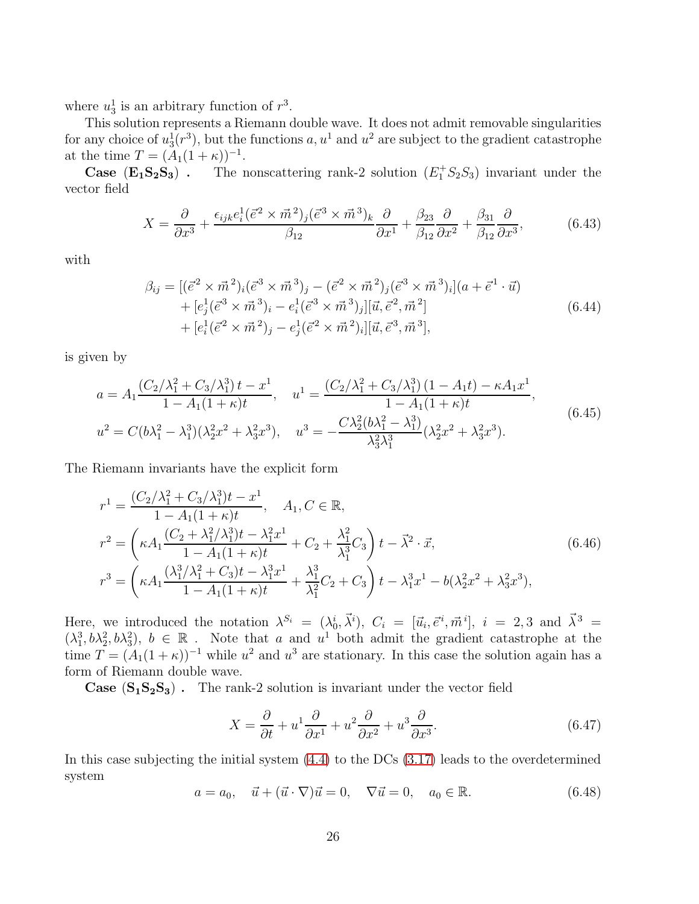where $u_3^1$ is an arbitrary function of $r^3$.

This solution represents a Riemann double wave. It does not admit removable singularities for any choice of $u_3^1(r^3)$, but the functions $a, u^1$ and $u^2$ are subject to the gradient catastrophe at the time $T = (A_1(1+\kappa))^{-1}$.

**Case $(\mathbf{E_1S_2S_3})$ .** The nonscattering rank-2 solution $(E_1^+ S_2 S_3)$ invariant under the vector field

$$X = \frac{\partial}{\partial x^3} + \frac{\epsilon_{ijk} e_i^1 (\vec{e}^{\,2} \times \vec{m}^{\,2})_j (\vec{e}^{\,3} \times \vec{m}^{\,3})_k}{\beta_{12}} \frac{\partial}{\partial x^1} + \frac{\beta_{23}}{\beta_{12}} \frac{\partial}{\partial x^2} + \frac{\beta_{31}}{\beta_{12}} \frac{\partial}{\partial x^3}, \tag{6.43}$$

with

$$\begin{aligned}
\beta_{ij} &= [(\vec{e}^{\,2} \times \vec{m}^{\,2})_i (\vec{e}^{\,3} \times \vec{m}^{\,3})_j - (\vec{e}^{\,2} \times \vec{m}^{\,2})_j (\vec{e}^{\,3} \times \vec{m}^{\,3})_i](a + \vec{e}^{\,1} \cdot \vec{u}) \\
&\quad + [e_j^1 (\vec{e}^{\,3} \times \vec{m}^{\,3})_i - e_i^1 (\vec{e}^{\,3} \times \vec{m}^{\,3})_j][\vec{u}, \vec{e}^{\,2}, \vec{m}^{\,2}] \\
&\quad + [e_i^1 (\vec{e}^{\,2} \times \vec{m}^{\,2})_j - e_j^1 (\vec{e}^{\,2} \times \vec{m}^{\,2})_i][\vec{u}, \vec{e}^{\,3}, \vec{m}^{\,3}],
\end{aligned} \tag{6.44}$$

is given by

$$\begin{aligned}
a &= A_1 \frac{(C_2/\lambda_1^2 + C_3/\lambda_1^3)\, t - x^1}{1 - A_1(1+\kappa)t}, \quad u^1 = \frac{(C_2/\lambda_1^2 + C_3/\lambda_1^3)\,(1 - A_1 t) - \kappa A_1 x^1}{1 - A_1(1+\kappa)t}, \\
u^2 &= C(b\lambda_1^2 - \lambda_1^3)(\lambda_2^2 x^2 + \lambda_3^2 x^3), \quad u^3 = -\frac{C\lambda_2^2 (b\lambda_1^2 - \lambda_1^3)}{\lambda_3^2 \lambda_1^3}(\lambda_2^2 x^2 + \lambda_3^2 x^3).
\end{aligned} \tag{6.45}$$

The Riemann invariants have the explicit form

$$\begin{aligned}
r^1 &= \frac{(C_2/\lambda_1^2 + C_3/\lambda_1^3)t - x^1}{1 - A_1(1+\kappa)t}, \quad A_1, C \in \mathbb{R}, \\
r^2 &= \left( \kappa A_1 \frac{(C_2 + \lambda_1^2/\lambda_1^3)t - \lambda_1^2 x^1}{1 - A_1(1+\kappa)t} + C_2 + \frac{\lambda_1^2}{\lambda_1^3} C_3 \right) t - \vec{\lambda}^2 \cdot \vec{x}, \\
r^3 &= \left( \kappa A_1 \frac{(\lambda_1^3/\lambda_1^2 + C_3)t - \lambda_1^3 x^1}{1 - A_1(1+\kappa)t} + \frac{\lambda_1^3}{\lambda_1^2} C_2 + C_3 \right) t - \lambda_1^3 x^1 - b(\lambda_2^2 x^2 + \lambda_3^2 x^3),
\end{aligned} \tag{6.46}$$

Here, we introduced the notation $\lambda^{S_i} = (\lambda_0^i, \vec{\lambda}^i)$, $C_i = [\vec{u}_i, \vec{e}^{\,i}, \vec{m}^{\,i}]$, $i = 2, 3$ and $\vec{\lambda}^3 = (\lambda_1^3, b\lambda_2^2, b\lambda_3^2)$, $b \in \mathbb{R}$ . Note that $a$ and $u^1$ both admit the gradient catastrophe at the time $T = (A_1(1+\kappa))^{-1}$ while $u^2$ and $u^3$ are stationary. In this case the solution again has a form of Riemann double wave.

**Case $(\mathbf{S_1S_2S_3})$ .** The rank-2 solution is invariant under the vector field

$$X = \frac{\partial}{\partial t} + u^1 \frac{\partial}{\partial x^1} + u^2 \frac{\partial}{\partial x^2} + u^3 \frac{\partial}{\partial x^3}. \tag{6.47}$$

In this case subjecting the initial system (4.4) to the DCs (3.17) leads to the overdetermined system

$$a = a_0, \quad \vec{u} + (\vec{u} \cdot \nabla)\vec{u} = 0, \quad \nabla \vec{u} = 0, \quad a_0 \in \mathbb{R}. \tag{6.48}$$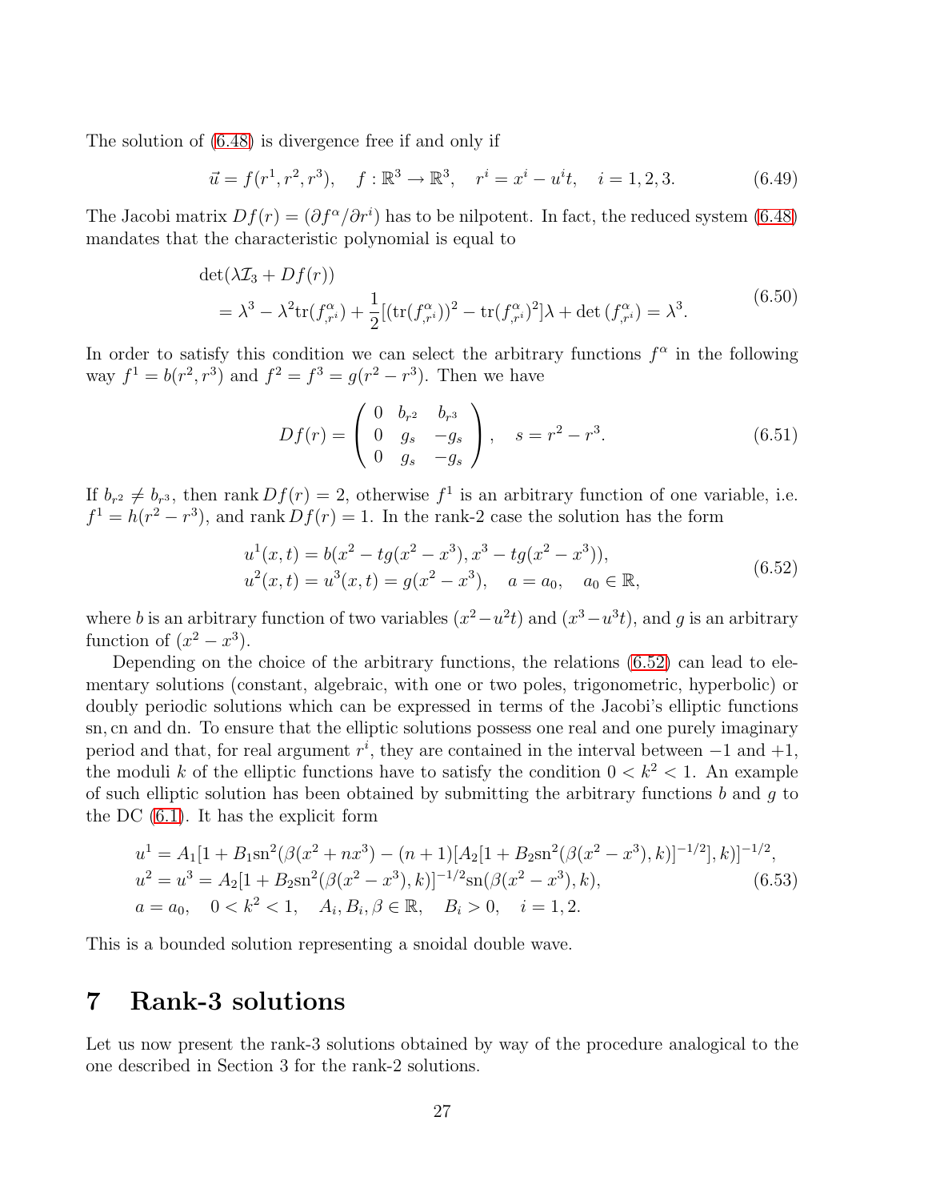The solution of (6.48) is divergence free if and only if

$$\vec{u} = f(r^1, r^2, r^3), \quad f : \mathbb{R}^3 \to \mathbb{R}^3, \quad r^i = x^i - u^i t, \quad i = 1, 2, 3. \tag{6.49}$$

The Jacobi matrix $Df(r) = (\partial f^\alpha / \partial r^i)$ has to be nilpotent. In fact, the reduced system (6.48) mandates that the characteristic polynomial is equal to

$$\begin{aligned} &\det(\lambda \mathcal{I}_3 + Df(r)) \\ &\quad = \lambda^3 - \lambda^2 \mathrm{tr}(f^\alpha_{,r^i}) + \frac{1}{2}[(\mathrm{tr}(f^\alpha_{,r^i}))^2 - \mathrm{tr}(f^\alpha_{,r^i})^2]\lambda + \det(f^\alpha_{,r^i}) = \lambda^3. \end{aligned} \tag{6.50}$$

In order to satisfy this condition we can select the arbitrary functions $f^\alpha$ in the following way $f^1 = b(r^2, r^3)$ and $f^2 = f^3 = g(r^2 - r^3)$. Then we have

$$Df(r) = \begin{pmatrix} 0 & b_{r^2} & b_{r^3} \\ 0 & g_s & -g_s \\ 0 & g_s & -g_s \end{pmatrix}, \quad s = r^2 - r^3. \tag{6.51}$$

If $b_{r^2} \neq b_{r^3}$, then $\mathrm{rank}\, Df(r) = 2$, otherwise $f^1$ is an arbitrary function of one variable, i.e. $f^1 = h(r^2 - r^3)$, and $\mathrm{rank}\, Df(r) = 1$. In the rank-2 case the solution has the form

$$\begin{aligned} &u^1(x,t) = b(x^2 - tg(x^2 - x^3), x^3 - tg(x^2 - x^3)), \\ &u^2(x,t) = u^3(x,t) = g(x^2 - x^3), \quad a = a_0, \quad a_0 \in \mathbb{R}, \end{aligned} \tag{6.52}$$

where $b$ is an arbitrary function of two variables $(x^2 - u^2 t)$ and $(x^3 - u^3 t)$, and $g$ is an arbitrary function of $(x^2 - x^3)$.

Depending on the choice of the arbitrary functions, the relations (6.52) can lead to elementary solutions (constant, algebraic, with one or two poles, trigonometric, hyperbolic) or doubly periodic solutions which can be expressed in terms of the Jacobi's elliptic functions sn, cn and dn. To ensure that the elliptic solutions possess one real and one purely imaginary period and that, for real argument $r^i$, they are contained in the interval between $-1$ and $+1$, the moduli $k$ of the elliptic functions have to satisfy the condition $0 < k^2 < 1$. An example of such elliptic solution has been obtained by submitting the arbitrary functions $b$ and $g$ to the DC (6.1). It has the explicit form

$$\begin{aligned} &u^1 = A_1[1 + B_1 \mathrm{sn}^2(\beta(x^2 + nx^3) - (n+1)[A_2[1 + B_2 \mathrm{sn}^2(\beta(x^2 - x^3), k)]^{-1/2}], k)]^{-1/2}, \\ &u^2 = u^3 = A_2[1 + B_2 \mathrm{sn}^2(\beta(x^2 - x^3), k)]^{-1/2} \mathrm{sn}(\beta(x^2 - x^3), k), \\ &a = a_0, \quad 0 < k^2 < 1, \quad A_i, B_i, \beta \in \mathbb{R}, \quad B_i > 0, \quad i = 1, 2. \end{aligned} \tag{6.53}$$

This is a bounded solution representing a snoidal double wave.

# 7 Rank-3 solutions

Let us now present the rank-3 solutions obtained by way of the procedure analogical to the one described in Section 3 for the rank-2 solutions.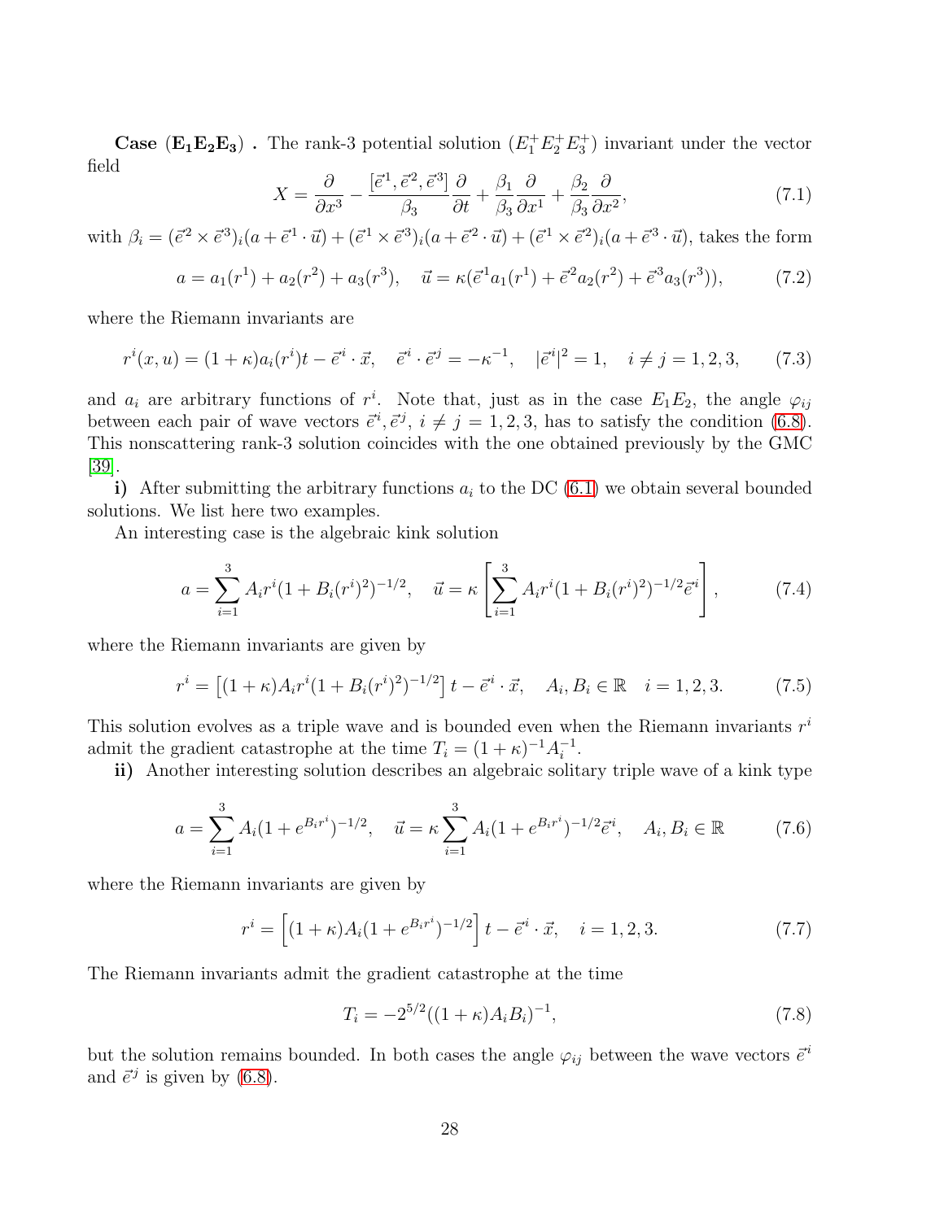**Case $(\mathbf{E_1E_2E_3})$ .** The rank-3 potential solution $(E_1^+E_2^+E_3^+)$ invariant under the vector field

$$X = \frac{\partial}{\partial x^3} - \frac{[\vec{e}^1, \vec{e}^2, \vec{e}^3]}{\beta_3}\frac{\partial}{\partial t} + \frac{\beta_1}{\beta_3}\frac{\partial}{\partial x^1} + \frac{\beta_2}{\beta_3}\frac{\partial}{\partial x^2}, \tag{7.1}$$

with $\beta_i = (\vec{e}^2 \times \vec{e}^3)_i(a + \vec{e}^1 \cdot \vec{u}) + (\vec{e}^1 \times \vec{e}^3)_i(a + \vec{e}^2 \cdot \vec{u}) + (\vec{e}^1 \times \vec{e}^2)_i(a + \vec{e}^3 \cdot \vec{u})$, takes the form

$$a = a_1(r^1) + a_2(r^2) + a_3(r^3), \quad \vec{u} = \kappa(\vec{e}^1 a_1(r^1) + \vec{e}^2 a_2(r^2) + \vec{e}^3 a_3(r^3)), \tag{7.2}$$

where the Riemann invariants are

$$r^i(x,u) = (1+\kappa)a_i(r^i)t - \vec{e}^i \cdot \vec{x}, \quad \vec{e}^i \cdot \vec{e}^j = -\kappa^{-1}, \quad |\vec{e}^i|^2 = 1, \quad i \neq j = 1,2,3, \tag{7.3}$$

and $a_i$ are arbitrary functions of $r^i$. Note that, just as in the case $E_1E_2$, the angle $\varphi_{ij}$ between each pair of wave vectors $\vec{e}^i, \vec{e}^j$, $i \neq j = 1,2,3$, has to satisfy the condition (6.8). This nonscattering rank-3 solution coincides with the one obtained previously by the GMC [39].

**i)** After submitting the arbitrary functions $a_i$ to the DC (6.1) we obtain several bounded solutions. We list here two examples.

An interesting case is the algebraic kink solution

$$a = \sum_{i=1}^{3} A_i r^i (1 + B_i(r^i)^2)^{-1/2}, \quad \vec{u} = \kappa\left[\sum_{i=1}^{3} A_i r^i (1 + B_i(r^i)^2)^{-1/2}\vec{e}^i\right], \tag{7.4}$$

where the Riemann invariants are given by

$$r^i = \left[(1+\kappa)A_i r^i (1 + B_i(r^i)^2)^{-1/2}\right]t - \vec{e}^i \cdot \vec{x}, \quad A_i, B_i \in \mathbb{R} \quad i = 1,2,3. \tag{7.5}$$

This solution evolves as a triple wave and is bounded even when the Riemann invariants $r^i$ admit the gradient catastrophe at the time $T_i = (1+\kappa)^{-1}A_i^{-1}$.

**ii)** Another interesting solution describes an algebraic solitary triple wave of a kink type

$$a = \sum_{i=1}^{3} A_i(1 + e^{B_i r^i})^{-1/2}, \quad \vec{u} = \kappa \sum_{i=1}^{3} A_i(1 + e^{B_i r^i})^{-1/2}\vec{e}^i, \quad A_i, B_i \in \mathbb{R} \tag{7.6}$$

where the Riemann invariants are given by

$$r^i = \left[(1+\kappa)A_i(1 + e^{B_i r^i})^{-1/2}\right]t - \vec{e}^i \cdot \vec{x}, \quad i = 1,2,3. \tag{7.7}$$

The Riemann invariants admit the gradient catastrophe at the time

$$T_i = -2^{5/2}((1+\kappa)A_i B_i)^{-1}, \tag{7.8}$$

but the solution remains bounded. In both cases the angle $\varphi_{ij}$ between the wave vectors $\vec{e}^i$ and $\vec{e}^j$ is given by (6.8).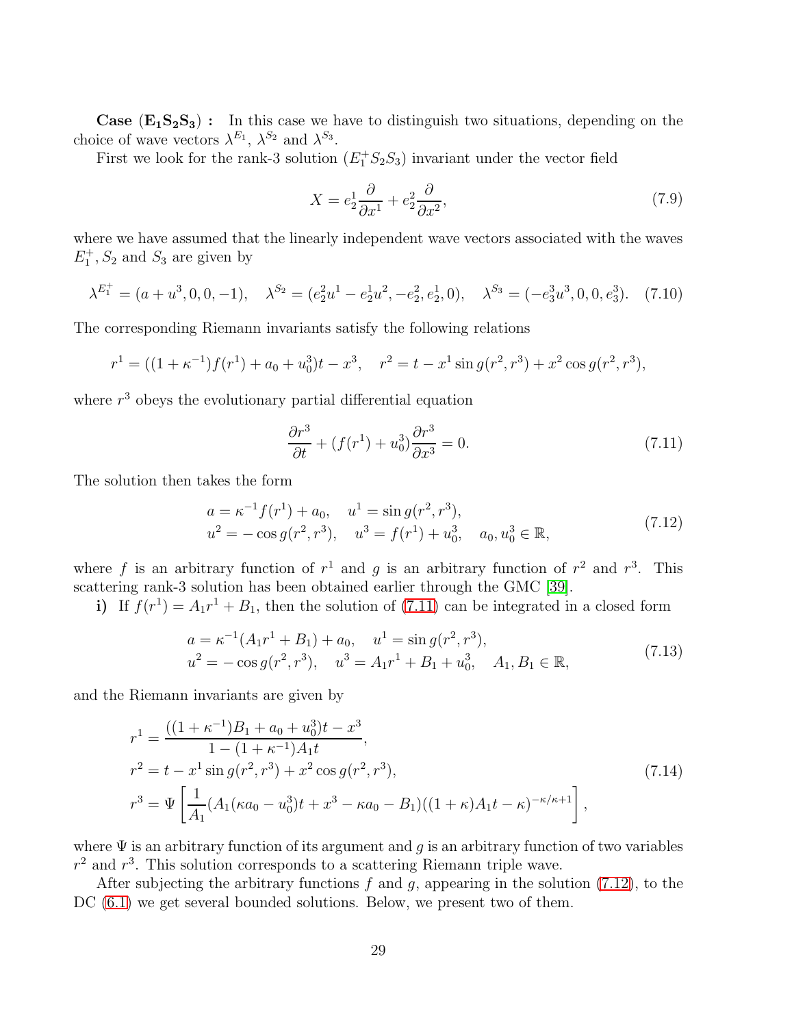**Case $(\mathbf{E_1S_2S_3})$ :** In this case we have to distinguish two situations, depending on the choice of wave vectors $\lambda^{E_1}$, $\lambda^{S_2}$ and $\lambda^{S_3}$.

First we look for the rank-3 solution $(E_1^+S_2S_3)$ invariant under the vector field

$$X = e_2^1 \frac{\partial}{\partial x^1} + e_2^2 \frac{\partial}{\partial x^2}, \tag{7.9}$$

where we have assumed that the linearly independent wave vectors associated with the waves $E_1^+, S_2$ and $S_3$ are given by

$$\lambda^{E_1^+} = (a + u^3, 0, 0, -1), \quad \lambda^{S_2} = (e_2^2 u^1 - e_2^1 u^2, -e_2^2, e_2^1, 0), \quad \lambda^{S_3} = (-e_3^3 u^3, 0, 0, e_3^3). \tag{7.10}$$

The corresponding Riemann invariants satisfy the following relations

$$r^1 = ((1 + \kappa^{-1})f(r^1) + a_0 + u_0^3)t - x^3, \quad r^2 = t - x^1 \sin g(r^2, r^3) + x^2 \cos g(r^2, r^3),$$

where $r^3$ obeys the evolutionary partial differential equation

$$\frac{\partial r^3}{\partial t} + (f(r^1) + u_0^3)\frac{\partial r^3}{\partial x^3} = 0. \tag{7.11}$$

The solution then takes the form

$$\begin{aligned}
&a = \kappa^{-1} f(r^1) + a_0, \quad u^1 = \sin g(r^2, r^3), \\
&u^2 = -\cos g(r^2, r^3), \quad u^3 = f(r^1) + u_0^3, \quad a_0, u_0^3 \in \mathbb{R},
\end{aligned} \tag{7.12}$$

where $f$ is an arbitrary function of $r^1$ and $g$ is an arbitrary function of $r^2$ and $r^3$. This scattering rank-3 solution has been obtained earlier through the GMC [39].

**i)** If $f(r^1) = A_1 r^1 + B_1$, then the solution of (7.11) can be integrated in a closed form

$$\begin{aligned}
&a = \kappa^{-1}(A_1 r^1 + B_1) + a_0, \quad u^1 = \sin g(r^2, r^3), \\
&u^2 = -\cos g(r^2, r^3), \quad u^3 = A_1 r^1 + B_1 + u_0^3, \quad A_1, B_1 \in \mathbb{R},
\end{aligned} \tag{7.13}$$

and the Riemann invariants are given by

$$\begin{aligned}
&r^1 = \frac{((1 + \kappa^{-1})B_1 + a_0 + u_0^3)t - x^3}{1 - (1 + \kappa^{-1})A_1 t}, \\
&r^2 = t - x^1 \sin g(r^2, r^3) + x^2 \cos g(r^2, r^3), \\
&r^3 = \Psi\left[\frac{1}{A_1}(A_1(\kappa a_0 - u_0^3)t + x^3 - \kappa a_0 - B_1)((1 + \kappa)A_1 t - \kappa)^{-\kappa/\kappa+1}\right],
\end{aligned} \tag{7.14}$$

where $\Psi$ is an arbitrary function of its argument and $g$ is an arbitrary function of two variables $r^2$ and $r^3$. This solution corresponds to a scattering Riemann triple wave.

After subjecting the arbitrary functions $f$ and $g$, appearing in the solution (7.12), to the DC (6.1) we get several bounded solutions. Below, we present two of them.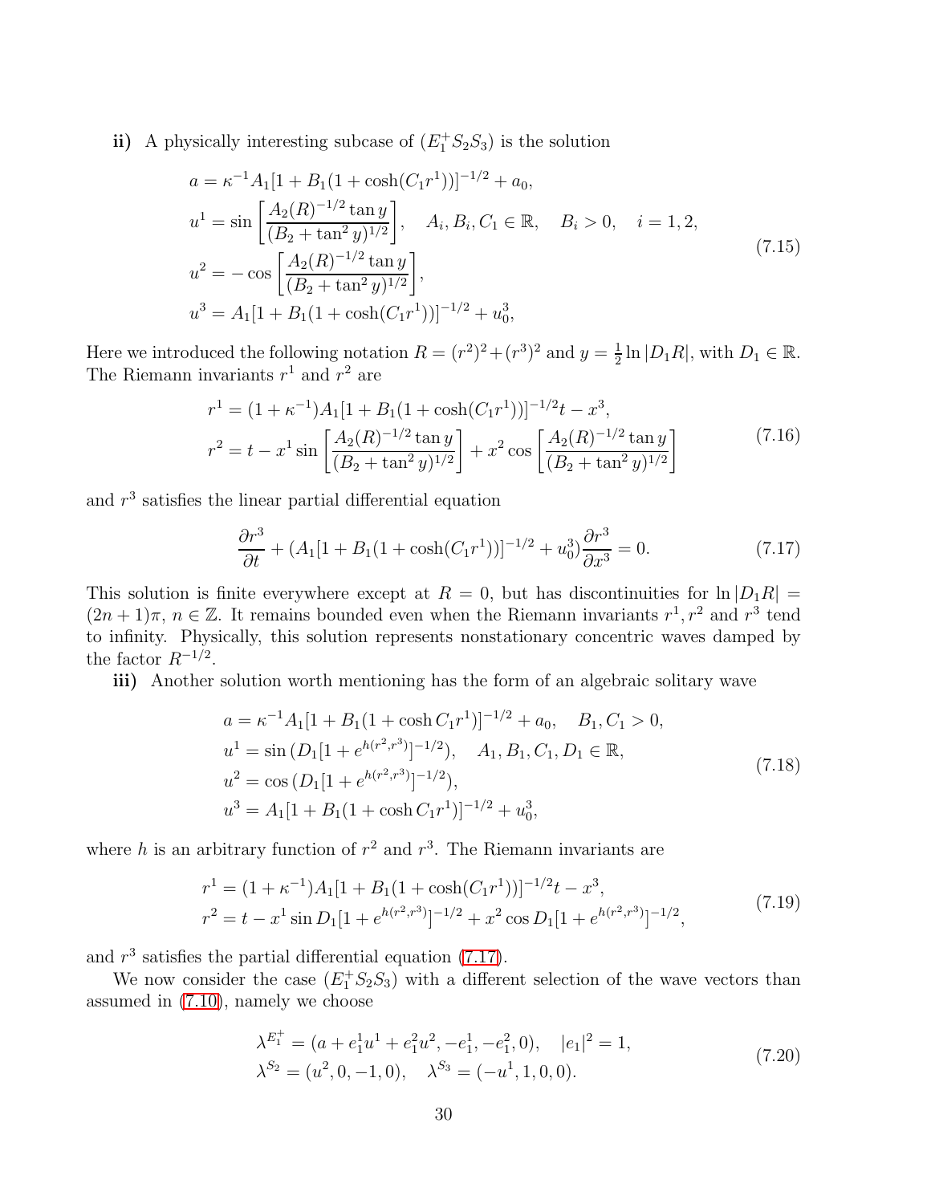**ii)** A physically interesting subcase of $(E_1^+ S_2 S_3)$ is the solution

$$
\begin{aligned}
a &= \kappa^{-1} A_1[1 + B_1(1 + \cosh(C_1 r^1))]^{-1/2} + a_0, \\
u^1 &= \sin\left[\frac{A_2(R)^{-1/2}\tan y}{(B_2 + \tan^2 y)^{1/2}}\right], \quad A_i, B_i, C_1 \in \mathbb{R}, \quad B_i > 0, \quad i = 1, 2, \\
u^2 &= -\cos\left[\frac{A_2(R)^{-1/2}\tan y}{(B_2 + \tan^2 y)^{1/2}}\right], \\
u^3 &= A_1[1 + B_1(1 + \cosh(C_1 r^1))]^{-1/2} + u_0^3,
\end{aligned}
\tag{7.15}
$$

Here we introduced the following notation $R = (r^2)^2 + (r^3)^2$ and $y = \frac{1}{2}\ln|D_1 R|$, with $D_1 \in \mathbb{R}$. The Riemann invariants $r^1$ and $r^2$ are

$$
\begin{aligned}
r^1 &= (1 + \kappa^{-1}) A_1[1 + B_1(1 + \cosh(C_1 r^1))]^{-1/2} t - x^3, \\
r^2 &= t - x^1 \sin\left[\frac{A_2(R)^{-1/2}\tan y}{(B_2 + \tan^2 y)^{1/2}}\right] + x^2 \cos\left[\frac{A_2(R)^{-1/2}\tan y}{(B_2 + \tan^2 y)^{1/2}}\right]
\end{aligned}
\tag{7.16}
$$

and $r^3$ satisfies the linear partial differential equation

$$
\frac{\partial r^3}{\partial t} + (A_1[1 + B_1(1 + \cosh(C_1 r^1))]^{-1/2} + u_0^3)\frac{\partial r^3}{\partial x^3} = 0.
\tag{7.17}
$$

This solution is finite everywhere except at $R = 0$, but has discontinuities for $\ln|D_1 R| = (2n+1)\pi$, $n \in \mathbb{Z}$. It remains bounded even when the Riemann invariants $r^1, r^2$ and $r^3$ tend to infinity. Physically, this solution represents nonstationary concentric waves damped by the factor $R^{-1/2}$.

**iii)** Another solution worth mentioning has the form of an algebraic solitary wave

$$
\begin{aligned}
a &= \kappa^{-1} A_1[1 + B_1(1 + \cosh C_1 r^1)]^{-1/2} + a_0, \quad B_1, C_1 > 0, \\
u^1 &= \sin(D_1[1 + e^{h(r^2, r^3)}]^{-1/2}), \quad A_1, B_1, C_1, D_1 \in \mathbb{R}, \\
u^2 &= \cos(D_1[1 + e^{h(r^2, r^3)}]^{-1/2}), \\
u^3 &= A_1[1 + B_1(1 + \cosh C_1 r^1)]^{-1/2} + u_0^3,
\end{aligned}
\tag{7.18}
$$

where $h$ is an arbitrary function of $r^2$ and $r^3$. The Riemann invariants are

$$
\begin{aligned}
r^1 &= (1 + \kappa^{-1}) A_1[1 + B_1(1 + \cosh(C_1 r^1))]^{-1/2} t - x^3, \\
r^2 &= t - x^1 \sin D_1[1 + e^{h(r^2, r^3)}]^{-1/2} + x^2 \cos D_1[1 + e^{h(r^2, r^3)}]^{-1/2},
\end{aligned}
\tag{7.19}
$$

and $r^3$ satisfies the partial differential equation (7.17).

We now consider the case $(E_1^+ S_2 S_3)$ with a different selection of the wave vectors than assumed in (7.10), namely we choose

$$
\begin{aligned}
&\lambda^{E_1^+} = (a + e_1^1 u^1 + e_1^2 u^2, -e_1^1, -e_1^2, 0), \quad |e_1|^2 = 1, \\
&\lambda^{S_2} = (u^2, 0, -1, 0), \quad \lambda^{S_3} = (-u^1, 1, 0, 0).
\end{aligned}
\tag{7.20}
$$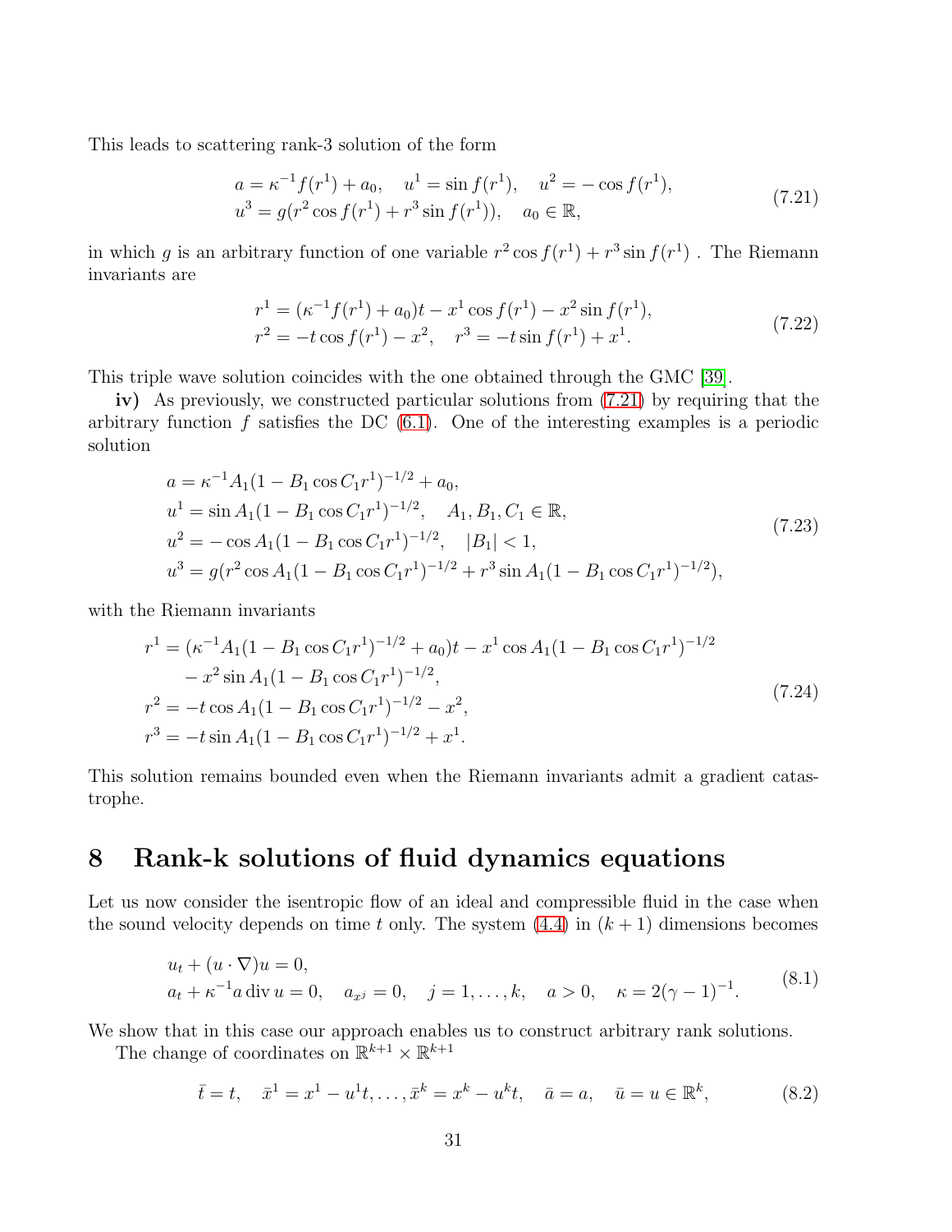This leads to scattering rank-3 solution of the form

$$
\begin{aligned}
&a = \kappa^{-1} f(r^1) + a_0, \quad u^1 = \sin f(r^1), \quad u^2 = -\cos f(r^1), \\
&u^3 = g(r^2 \cos f(r^1) + r^3 \sin f(r^1)), \quad a_0 \in \mathbb{R},
\end{aligned} \tag{7.21}
$$

in which $g$ is an arbitrary function of one variable $r^2 \cos f(r^1) + r^3 \sin f(r^1)$ . The Riemann invariants are

$$
\begin{aligned}
&r^1 = (\kappa^{-1} f(r^1) + a_0)t - x^1 \cos f(r^1) - x^2 \sin f(r^1), \\
&r^2 = -t \cos f(r^1) - x^2, \quad r^3 = -t \sin f(r^1) + x^1.
\end{aligned} \tag{7.22}
$$

This triple wave solution coincides with the one obtained through the GMC [39].

**iv)** As previously, we constructed particular solutions from (7.21) by requiring that the arbitrary function $f$ satisfies the DC (6.1). One of the interesting examples is a periodic solution

$$
\begin{aligned}
&a = \kappa^{-1} A_1 (1 - B_1 \cos C_1 r^1)^{-1/2} + a_0, \\
&u^1 = \sin A_1 (1 - B_1 \cos C_1 r^1)^{-1/2}, \quad A_1, B_1, C_1 \in \mathbb{R}, \\
&u^2 = -\cos A_1 (1 - B_1 \cos C_1 r^1)^{-1/2}, \quad |B_1| < 1, \\
&u^3 = g(r^2 \cos A_1 (1 - B_1 \cos C_1 r^1)^{-1/2} + r^3 \sin A_1 (1 - B_1 \cos C_1 r^1)^{-1/2}),
\end{aligned} \tag{7.23}
$$

with the Riemann invariants

$$
\begin{aligned}
r^1 = &(\kappa^{-1} A_1 (1 - B_1 \cos C_1 r^1)^{-1/2} + a_0)t - x^1 \cos A_1 (1 - B_1 \cos C_1 r^1)^{-1/2} \\
&- x^2 \sin A_1 (1 - B_1 \cos C_1 r^1)^{-1/2}, \\
r^2 = &-t \cos A_1 (1 - B_1 \cos C_1 r^1)^{-1/2} - x^2, \\
r^3 = &-t \sin A_1 (1 - B_1 \cos C_1 r^1)^{-1/2} + x^1.
\end{aligned} \tag{7.24}
$$

This solution remains bounded even when the Riemann invariants admit a gradient catastrophe.

# 8 Rank-k solutions of fluid dynamics equations

Let us now consider the isentropic flow of an ideal and compressible fluid in the case when the sound velocity depends on time $t$ only. The system (4.4) in $(k+1)$ dimensions becomes

$$
\begin{aligned}
&u_t + (u \cdot \nabla) u = 0, \\
&a_t + \kappa^{-1} a \operatorname{div} u = 0, \quad a_{x^j} = 0, \quad j = 1, \dots, k, \quad a > 0, \quad \kappa = 2(\gamma - 1)^{-1}.
\end{aligned} \tag{8.1}
$$

We show that in this case our approach enables us to construct arbitrary rank solutions.

The change of coordinates on $\mathbb{R}^{k+1} \times \mathbb{R}^{k+1}$

$$
\bar{t} = t, \quad \bar{x}^1 = x^1 - u^1 t, \dots, \bar{x}^k = x^k - u^k t, \quad \bar{a} = a, \quad \bar{u} = u \in \mathbb{R}^k, \tag{8.2}
$$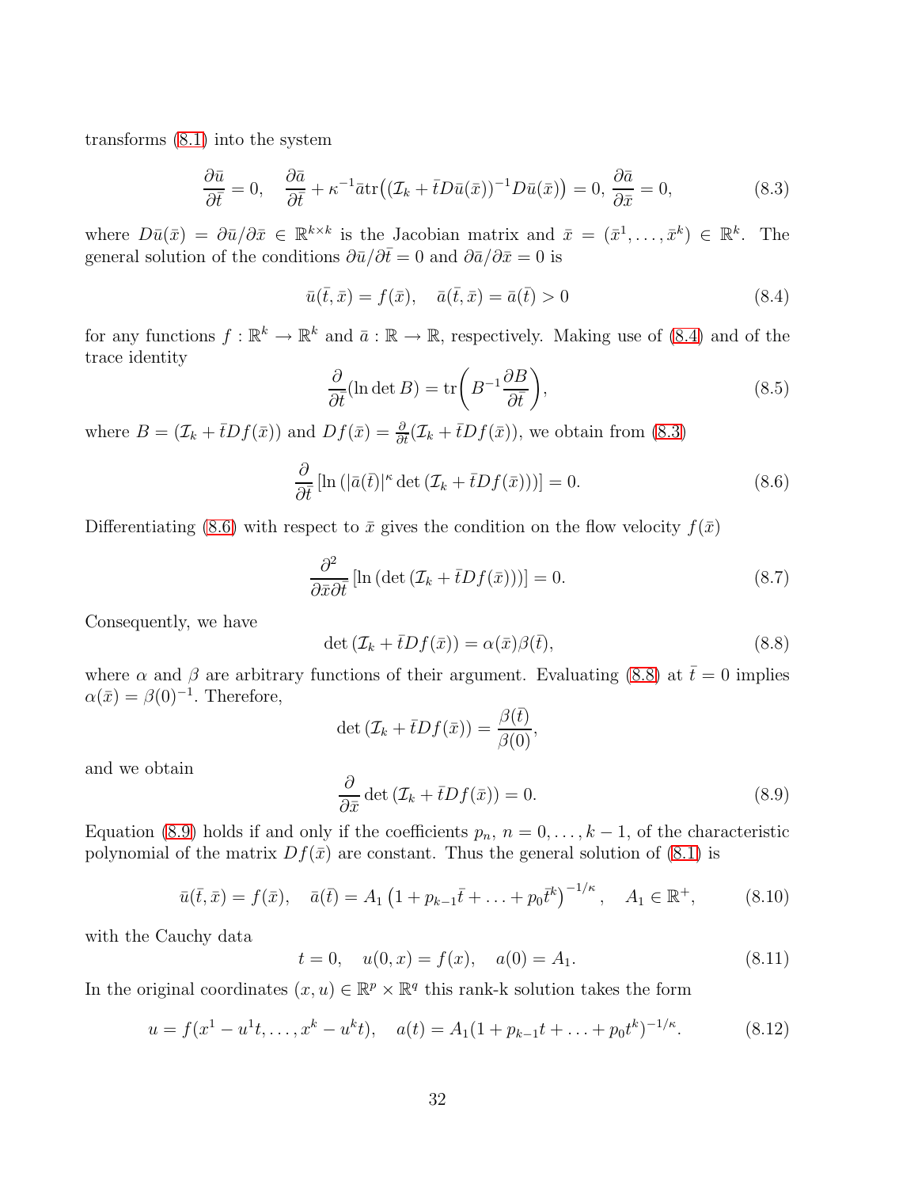transforms (8.1) into the system

$$\frac{\partial \bar{u}}{\partial \bar{t}} = 0, \quad \frac{\partial \bar{a}}{\partial \bar{t}} + \kappa^{-1}\bar{a}\mathrm{tr}\big((\mathcal{I}_k + \bar{t}D\bar{u}(\bar{x}))^{-1}D\bar{u}(\bar{x})\big) = 0, \; \frac{\partial \bar{a}}{\partial \bar{x}} = 0, \tag{8.3}$$

where $D\bar{u}(\bar{x}) = \partial\bar{u}/\partial\bar{x} \in \mathbb{R}^{k\times k}$ is the Jacobian matrix and $\bar{x} = (\bar{x}^1, \ldots, \bar{x}^k) \in \mathbb{R}^k$. The general solution of the conditions $\partial\bar{u}/\partial\bar{t} = 0$ and $\partial\bar{a}/\partial\bar{x} = 0$ is

$$\bar{u}(\bar{t}, \bar{x}) = f(\bar{x}), \quad \bar{a}(\bar{t}, \bar{x}) = \bar{a}(\bar{t}) > 0 \tag{8.4}$$

for any functions $f : \mathbb{R}^k \to \mathbb{R}^k$ and $\bar{a} : \mathbb{R} \to \mathbb{R}$, respectively. Making use of (8.4) and of the trace identity

$$\frac{\partial}{\partial \bar{t}}(\ln \det B) = \mathrm{tr}\bigg(B^{-1}\frac{\partial B}{\partial \bar{t}}\bigg), \tag{8.5}$$

where $B = (\mathcal{I}_k + \bar{t}Df(\bar{x}))$ and $Df(\bar{x}) = \frac{\partial}{\partial \bar{t}}(\mathcal{I}_k + \bar{t}Df(\bar{x}))$, we obtain from (8.3)

$$\frac{\partial}{\partial \bar{t}}\left[\ln\left(|\bar{a}(\bar{t})|^{\kappa} \det\left(\mathcal{I}_k + \bar{t}Df(\bar{x})\right)\right)\right] = 0. \tag{8.6}$$

Differentiating (8.6) with respect to $\bar{x}$ gives the condition on the flow velocity $f(\bar{x})$

$$\frac{\partial^2}{\partial \bar{x}\partial \bar{t}}\left[\ln\left(\det\left(\mathcal{I}_k + \bar{t}Df(\bar{x})\right)\right)\right] = 0. \tag{8.7}$$

Consequently, we have

$$\det\left(\mathcal{I}_k + \bar{t}Df(\bar{x})\right) = \alpha(\bar{x})\beta(\bar{t}), \tag{8.8}$$

where $\alpha$ and $\beta$ are arbitrary functions of their argument. Evaluating (8.8) at $\bar{t} = 0$ implies $\alpha(\bar{x}) = \beta(0)^{-1}$. Therefore,

$$\det\left(\mathcal{I}_k + \bar{t}Df(\bar{x})\right) = \frac{\beta(\bar{t})}{\beta(0)},$$

and we obtain

$$\frac{\partial}{\partial \bar{x}} \det\left(\mathcal{I}_k + \bar{t}Df(\bar{x})\right) = 0. \tag{8.9}$$

Equation (8.9) holds if and only if the coefficients $p_n$, $n = 0, \ldots, k-1$, of the characteristic polynomial of the matrix $Df(\bar{x})$ are constant. Thus the general solution of (8.1) is

$$\bar{u}(\bar{t}, \bar{x}) = f(\bar{x}), \quad \bar{a}(\bar{t}) = A_1\left(1 + p_{k-1}\bar{t} + \ldots + p_0\bar{t}^k\right)^{-1/\kappa}, \quad A_1 \in \mathbb{R}^+, \tag{8.10}$$

with the Cauchy data

$$t = 0, \quad u(0, x) = f(x), \quad a(0) = A_1. \tag{8.11}$$

In the original coordinates $(x, u) \in \mathbb{R}^p \times \mathbb{R}^q$ this rank-k solution takes the form

$$u = f(x^1 - u^1 t, \ldots, x^k - u^k t), \quad a(t) = A_1(1 + p_{k-1}t + \ldots + p_0 t^k)^{-1/\kappa}. \tag{8.12}$$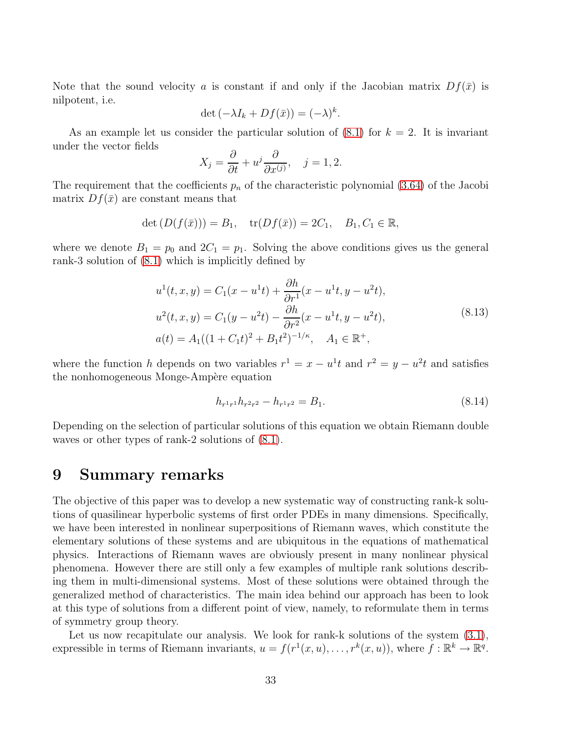Note that the sound velocity $a$ is constant if and only if the Jacobian matrix $Df(\bar{x})$ is nilpotent, i.e.

$$\det\left(-\lambda I_k + Df(\bar{x})\right) = (-\lambda)^k.$$

As an example let us consider the particular solution of (8.1) for $k = 2$. It is invariant under the vector fields

$$X_j = \frac{\partial}{\partial t} + u^j \frac{\partial}{\partial x^{(j)}}, \quad j = 1, 2.$$

The requirement that the coefficients $p_n$ of the characteristic polynomial (3.64) of the Jacobi matrix $Df(\bar{x})$ are constant means that

$$\det\left(D(f(\bar{x}))\right) = B_1, \quad \operatorname{tr}(Df(\bar{x})) = 2C_1, \quad B_1, C_1 \in \mathbb{R},$$

where we denote $B_1 = p_0$ and $2C_1 = p_1$. Solving the above conditions gives us the general rank-3 solution of (8.1) which is implicitly defined by

$$\begin{aligned}
u^1(t, x, y) &= C_1(x - u^1 t) + \frac{\partial h}{\partial r^1}(x - u^1 t, y - u^2 t), \\
u^2(t, x, y) &= C_1(y - u^2 t) - \frac{\partial h}{\partial r^2}(x - u^1 t, y - u^2 t), \\
a(t) &= A_1((1 + C_1 t)^2 + B_1 t^2)^{-1/\kappa}, \quad A_1 \in \mathbb{R}^+,
\end{aligned} \tag{8.13}$$

where the function $h$ depends on two variables $r^1 = x - u^1 t$ and $r^2 = y - u^2 t$ and satisfies the nonhomogeneous Monge-Ampère equation

$$h_{r^1 r^1} h_{r^2 r^2} - h_{r^1 r^2} = B_1. \tag{8.14}$$

Depending on the selection of particular solutions of this equation we obtain Riemann double waves or other types of rank-2 solutions of (8.1).

# 9 Summary remarks

The objective of this paper was to develop a new systematic way of constructing rank-k solutions of quasilinear hyperbolic systems of first order PDEs in many dimensions. Specifically, we have been interested in nonlinear superpositions of Riemann waves, which constitute the elementary solutions of these systems and are ubiquitous in the equations of mathematical physics. Interactions of Riemann waves are obviously present in many nonlinear physical phenomena. However there are still only a few examples of multiple rank solutions describing them in multi-dimensional systems. Most of these solutions were obtained through the generalized method of characteristics. The main idea behind our approach has been to look at this type of solutions from a different point of view, namely, to reformulate them in terms of symmetry group theory.

Let us now recapitulate our analysis. We look for rank-k solutions of the system (3.1), expressible in terms of Riemann invariants, $u = f(r^1(x, u), \ldots, r^k(x, u))$, where $f : \mathbb{R}^k \to \mathbb{R}^q$.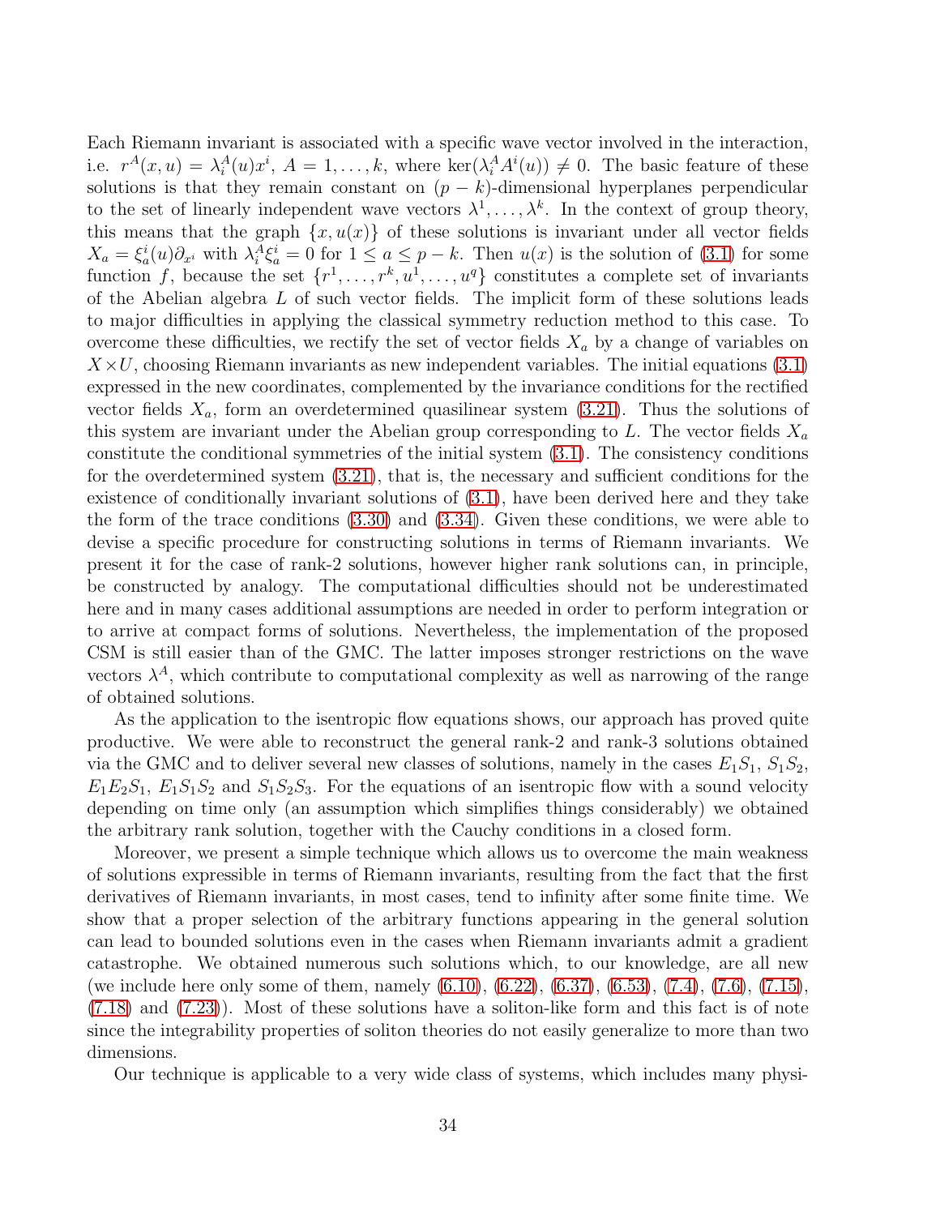Each Riemann invariant is associated with a specific wave vector involved in the interaction, i.e. $r^A(x,u) = \lambda^A_i(u)x^i$, $A = 1,\ldots,k$, where $\ker(\lambda^A_i A^i(u)) \neq 0$. The basic feature of these solutions is that they remain constant on $(p-k)$-dimensional hyperplanes perpendicular to the set of linearly independent wave vectors $\lambda^1,\ldots,\lambda^k$. In the context of group theory, this means that the graph $\{x, u(x)\}$ of these solutions is invariant under all vector fields $X_a = \xi^i_a(u)\partial_{x^i}$ with $\lambda^A_i \xi^i_a = 0$ for $1 \leq a \leq p-k$. Then $u(x)$ is the solution of (3.1) for some function $f$, because the set $\{r^1,\ldots,r^k,u^1,\ldots,u^q\}$ constitutes a complete set of invariants of the Abelian algebra $L$ of such vector fields. The implicit form of these solutions leads to major difficulties in applying the classical symmetry reduction method to this case. To overcome these difficulties, we rectify the set of vector fields $X_a$ by a change of variables on $X \times U$, choosing Riemann invariants as new independent variables. The initial equations (3.1) expressed in the new coordinates, complemented by the invariance conditions for the rectified vector fields $X_a$, form an overdetermined quasilinear system (3.21). Thus the solutions of this system are invariant under the Abelian group corresponding to $L$. The vector fields $X_a$ constitute the conditional symmetries of the initial system (3.1). The consistency conditions for the overdetermined system (3.21), that is, the necessary and sufficient conditions for the existence of conditionally invariant solutions of (3.1), have been derived here and they take the form of the trace conditions (3.30) and (3.34). Given these conditions, we were able to devise a specific procedure for constructing solutions in terms of Riemann invariants. We present it for the case of rank-2 solutions, however higher rank solutions can, in principle, be constructed by analogy. The computational difficulties should not be underestimated here and in many cases additional assumptions are needed in order to perform integration or to arrive at compact forms of solutions. Nevertheless, the implementation of the proposed CSM is still easier than of the GMC. The latter imposes stronger restrictions on the wave vectors $\lambda^A$, which contribute to computational complexity as well as narrowing of the range of obtained solutions.

As the application to the isentropic flow equations shows, our approach has proved quite productive. We were able to reconstruct the general rank-2 and rank-3 solutions obtained via the GMC and to deliver several new classes of solutions, namely in the cases $E_1S_1$, $S_1S_2$, $E_1E_2S_1$, $E_1S_1S_2$ and $S_1S_2S_3$. For the equations of an isentropic flow with a sound velocity depending on time only (an assumption which simplifies things considerably) we obtained the arbitrary rank solution, together with the Cauchy conditions in a closed form.

Moreover, we present a simple technique which allows us to overcome the main weakness of solutions expressible in terms of Riemann invariants, resulting from the fact that the first derivatives of Riemann invariants, in most cases, tend to infinity after some finite time. We show that a proper selection of the arbitrary functions appearing in the general solution can lead to bounded solutions even in the cases when Riemann invariants admit a gradient catastrophe. We obtained numerous such solutions which, to our knowledge, are all new (we include here only some of them, namely (6.10), (6.22), (6.37), (6.53), (7.4), (7.6), (7.15), (7.18) and (7.23)). Most of these solutions have a soliton-like form and this fact is of note since the integrability properties of soliton theories do not easily generalize to more than two dimensions.

Our technique is applicable to a very wide class of systems, which includes many physi-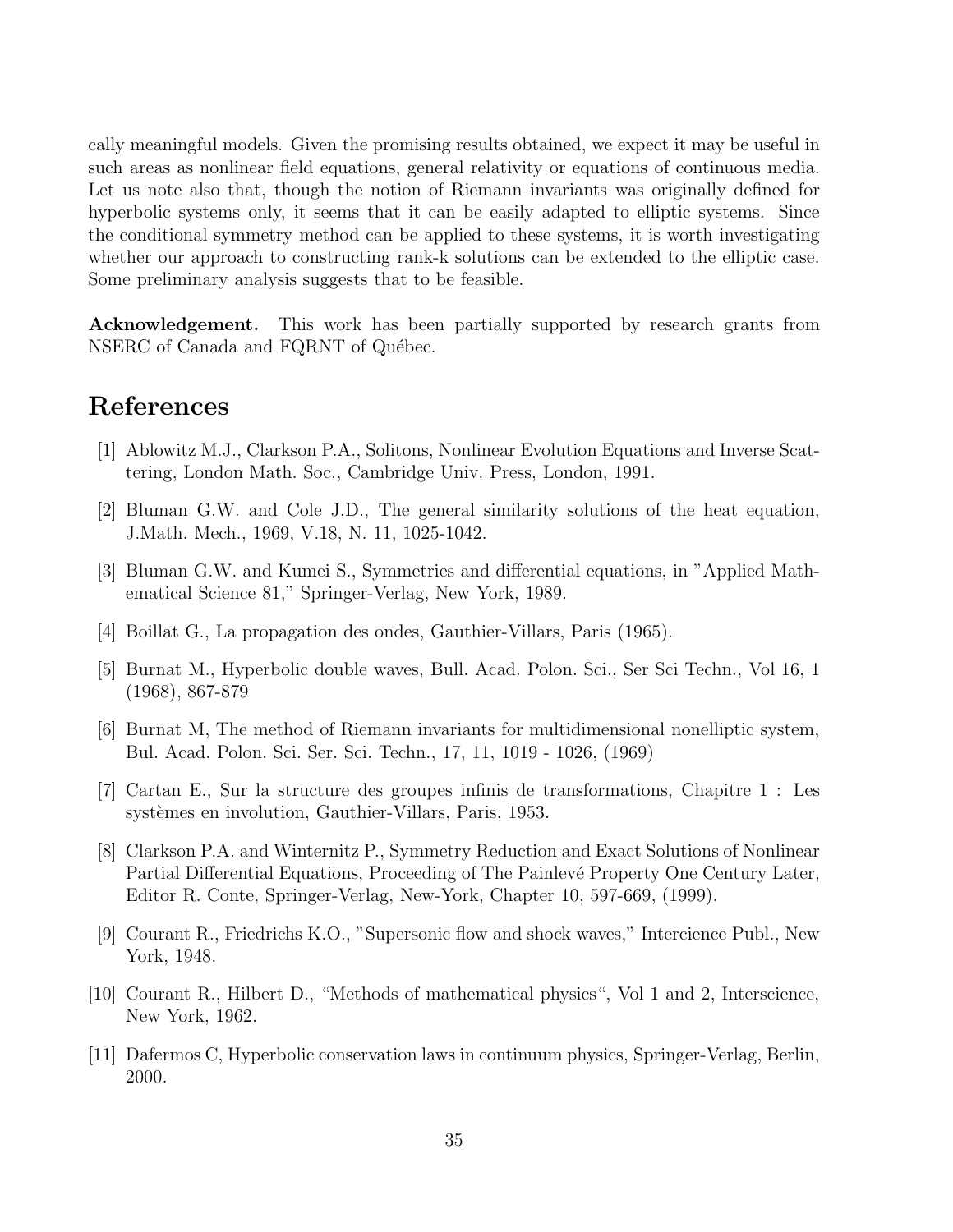cally meaningful models. Given the promising results obtained, we expect it may be useful in such areas as nonlinear field equations, general relativity or equations of continuous media. Let us note also that, though the notion of Riemann invariants was originally defined for hyperbolic systems only, it seems that it can be easily adapted to elliptic systems. Since the conditional symmetry method can be applied to these systems, it is worth investigating whether our approach to constructing rank-k solutions can be extended to the elliptic case. Some preliminary analysis suggests that to be feasible.

**Acknowledgement.** This work has been partially supported by research grants from NSERC of Canada and FQRNT of Québec.

# References

[1] Ablowitz M.J., Clarkson P.A., Solitons, Nonlinear Evolution Equations and Inverse Scattering, London Math. Soc., Cambridge Univ. Press, London, 1991.

[2] Bluman G.W. and Cole J.D., The general similarity solutions of the heat equation, J.Math. Mech., 1969, V.18, N. 11, 1025-1042.

[3] Bluman G.W. and Kumei S., Symmetries and differential equations, in "Applied Mathematical Science 81," Springer-Verlag, New York, 1989.

[4] Boillat G., La propagation des ondes, Gauthier-Villars, Paris (1965).

[5] Burnat M., Hyperbolic double waves, Bull. Acad. Polon. Sci., Ser Sci Techn., Vol 16, 1 (1968), 867-879

[6] Burnat M, The method of Riemann invariants for multidimensional nonelliptic system, Bul. Acad. Polon. Sci. Ser. Sci. Techn., 17, 11, 1019 - 1026, (1969)

[7] Cartan E., Sur la structure des groupes infinis de transformations, Chapitre 1 : Les systèmes en involution, Gauthier-Villars, Paris, 1953.

[8] Clarkson P.A. and Winternitz P., Symmetry Reduction and Exact Solutions of Nonlinear Partial Differential Equations, Proceeding of The Painlevé Property One Century Later, Editor R. Conte, Springer-Verlag, New-York, Chapter 10, 597-669, (1999).

[9] Courant R., Friedrichs K.O., "Supersonic flow and shock waves," Intercience Publ., New York, 1948.

[10] Courant R., Hilbert D., "Methods of mathematical physics", Vol 1 and 2, Interscience, New York, 1962.

[11] Dafermos C, Hyperbolic conservation laws in continuum physics, Springer-Verlag, Berlin, 2000.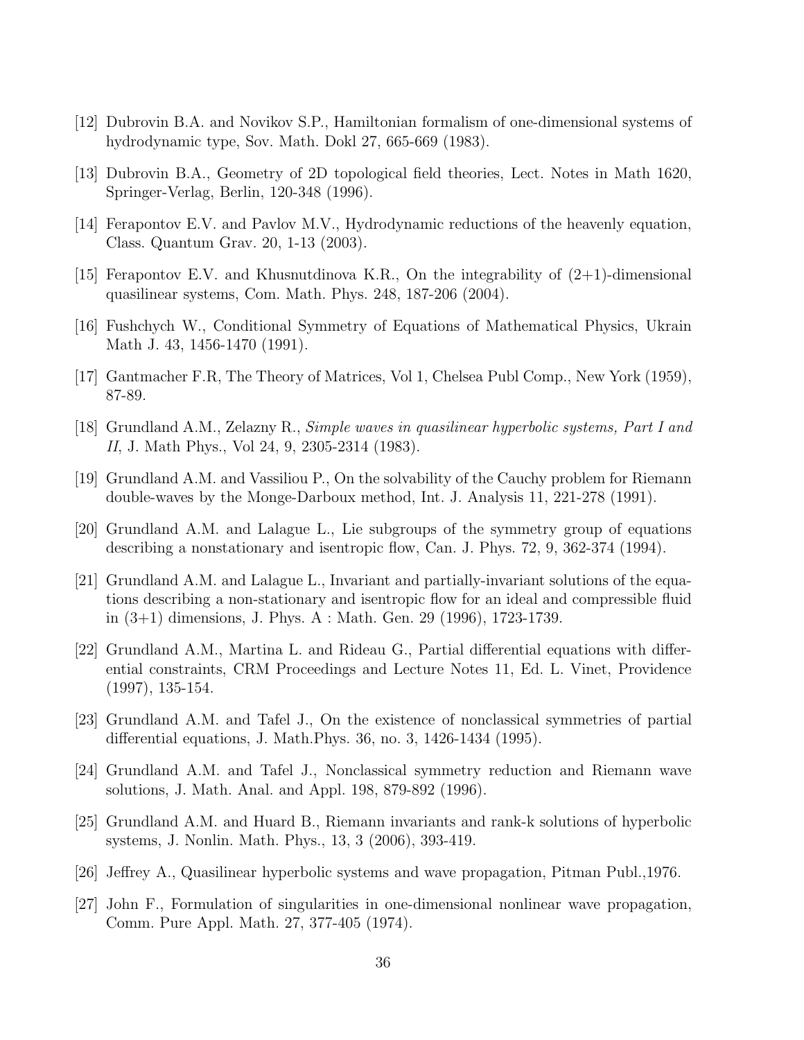[12] Dubrovin B.A. and Novikov S.P., Hamiltonian formalism of one-dimensional systems of hydrodynamic type, Sov. Math. Dokl 27, 665-669 (1983).

[13] Dubrovin B.A., Geometry of 2D topological field theories, Lect. Notes in Math 1620, Springer-Verlag, Berlin, 120-348 (1996).

[14] Ferapontov E.V. and Pavlov M.V., Hydrodynamic reductions of the heavenly equation, Class. Quantum Grav. 20, 1-13 (2003).

[15] Ferapontov E.V. and Khusnutdinova K.R., On the integrability of (2+1)-dimensional quasilinear systems, Com. Math. Phys. 248, 187-206 (2004).

[16] Fushchych W., Conditional Symmetry of Equations of Mathematical Physics, Ukrain Math J. 43, 1456-1470 (1991).

[17] Gantmacher F.R, The Theory of Matrices, Vol 1, Chelsea Publ Comp., New York (1959), 87-89.

[18] Grundland A.M., Zelazny R., *Simple waves in quasilinear hyperbolic systems, Part I and II*, J. Math Phys., Vol 24, 9, 2305-2314 (1983).

[19] Grundland A.M. and Vassiliou P., On the solvability of the Cauchy problem for Riemann double-waves by the Monge-Darboux method, Int. J. Analysis 11, 221-278 (1991).

[20] Grundland A.M. and Lalague L., Lie subgroups of the symmetry group of equations describing a nonstationary and isentropic flow, Can. J. Phys. 72, 9, 362-374 (1994).

[21] Grundland A.M. and Lalague L., Invariant and partially-invariant solutions of the equations describing a non-stationary and isentropic flow for an ideal and compressible fluid in (3+1) dimensions, J. Phys. A : Math. Gen. 29 (1996), 1723-1739.

[22] Grundland A.M., Martina L. and Rideau G., Partial differential equations with differential constraints, CRM Proceedings and Lecture Notes 11, Ed. L. Vinet, Providence (1997), 135-154.

[23] Grundland A.M. and Tafel J., On the existence of nonclassical symmetries of partial differential equations, J. Math.Phys. 36, no. 3, 1426-1434 (1995).

[24] Grundland A.M. and Tafel J., Nonclassical symmetry reduction and Riemann wave solutions, J. Math. Anal. and Appl. 198, 879-892 (1996).

[25] Grundland A.M. and Huard B., Riemann invariants and rank-k solutions of hyperbolic systems, J. Nonlin. Math. Phys., 13, 3 (2006), 393-419.

[26] Jeffrey A., Quasilinear hyperbolic systems and wave propagation, Pitman Publ.,1976.

[27] John F., Formulation of singularities in one-dimensional nonlinear wave propagation, Comm. Pure Appl. Math. 27, 377-405 (1974).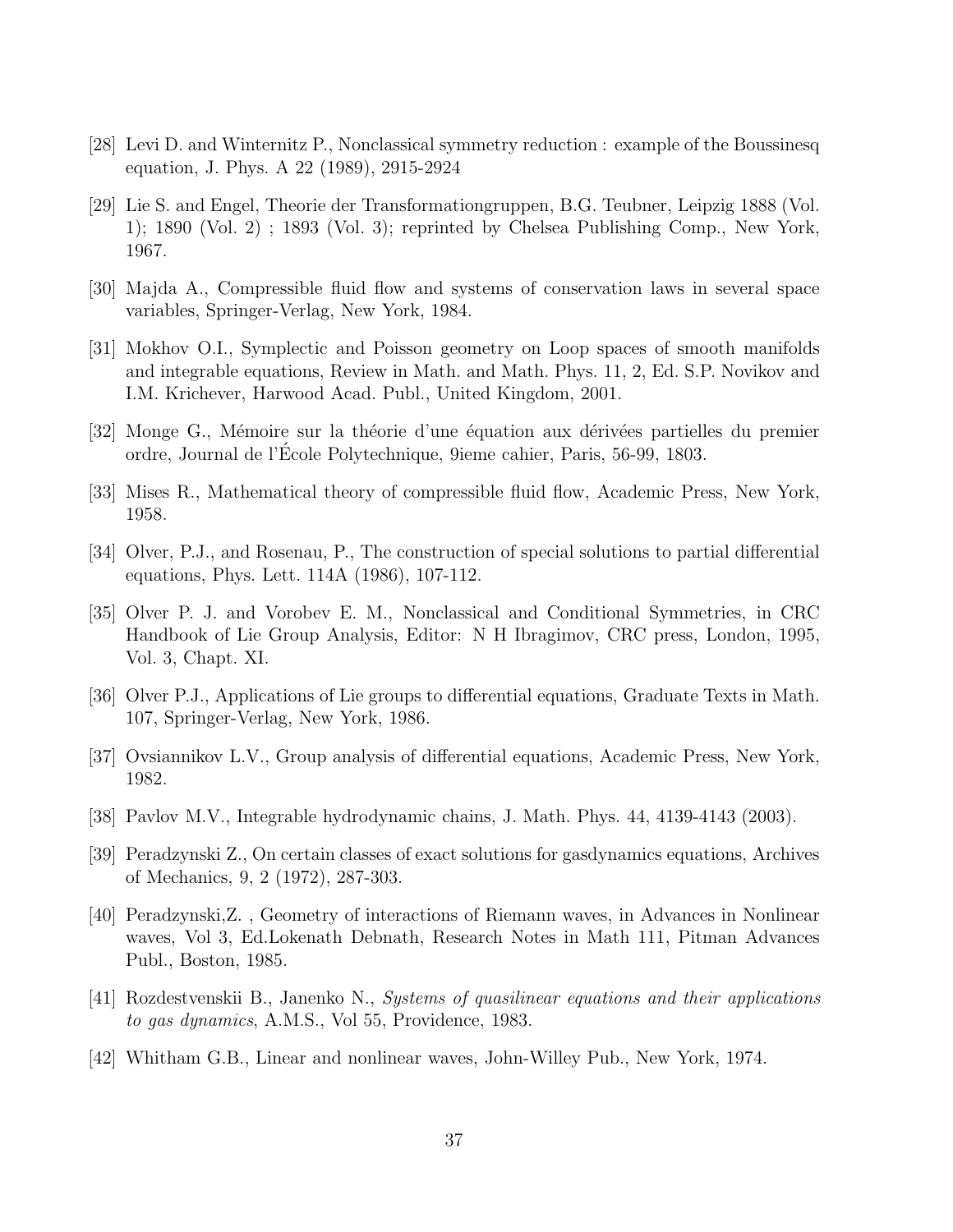[28] Levi D. and Winternitz P., Nonclassical symmetry reduction : example of the Boussinesq equation, J. Phys. A 22 (1989), 2915-2924

[29] Lie S. and Engel, Theorie der Transformationgruppen, B.G. Teubner, Leipzig 1888 (Vol. 1); 1890 (Vol. 2) ; 1893 (Vol. 3); reprinted by Chelsea Publishing Comp., New York, 1967.

[30] Majda A., Compressible fluid flow and systems of conservation laws in several space variables, Springer-Verlag, New York, 1984.

[31] Mokhov O.I., Symplectic and Poisson geometry on Loop spaces of smooth manifolds and integrable equations, Review in Math. and Math. Phys. 11, 2, Ed. S.P. Novikov and I.M. Krichever, Harwood Acad. Publ., United Kingdom, 2001.

[32] Monge G., Mémoire sur la théorie d'une équation aux dérivées partielles du premier ordre, Journal de l'École Polytechnique, 9ieme cahier, Paris, 56-99, 1803.

[33] Mises R., Mathematical theory of compressible fluid flow, Academic Press, New York, 1958.

[34] Olver, P.J., and Rosenau, P., The construction of special solutions to partial differential equations, Phys. Lett. 114A (1986), 107-112.

[35] Olver P. J. and Vorobev E. M., Nonclassical and Conditional Symmetries, in CRC Handbook of Lie Group Analysis, Editor: N H Ibragimov, CRC press, London, 1995, Vol. 3, Chapt. XI.

[36] Olver P.J., Applications of Lie groups to differential equations, Graduate Texts in Math. 107, Springer-Verlag, New York, 1986.

[37] Ovsiannikov L.V., Group analysis of differential equations, Academic Press, New York, 1982.

[38] Pavlov M.V., Integrable hydrodynamic chains, J. Math. Phys. 44, 4139-4143 (2003).

[39] Peradzynski Z., On certain classes of exact solutions for gasdynamics equations, Archives of Mechanics, 9, 2 (1972), 287-303.

[40] Peradzynski,Z. , Geometry of interactions of Riemann waves, in Advances in Nonlinear waves, Vol 3, Ed.Lokenath Debnath, Research Notes in Math 111, Pitman Advances Publ., Boston, 1985.

[41] Rozdestvenskii B., Janenko N., *Systems of quasilinear equations and their applications to gas dynamics*, A.M.S., Vol 55, Providence, 1983.

[42] Whitham G.B., Linear and nonlinear waves, John-Willey Pub., New York, 1974.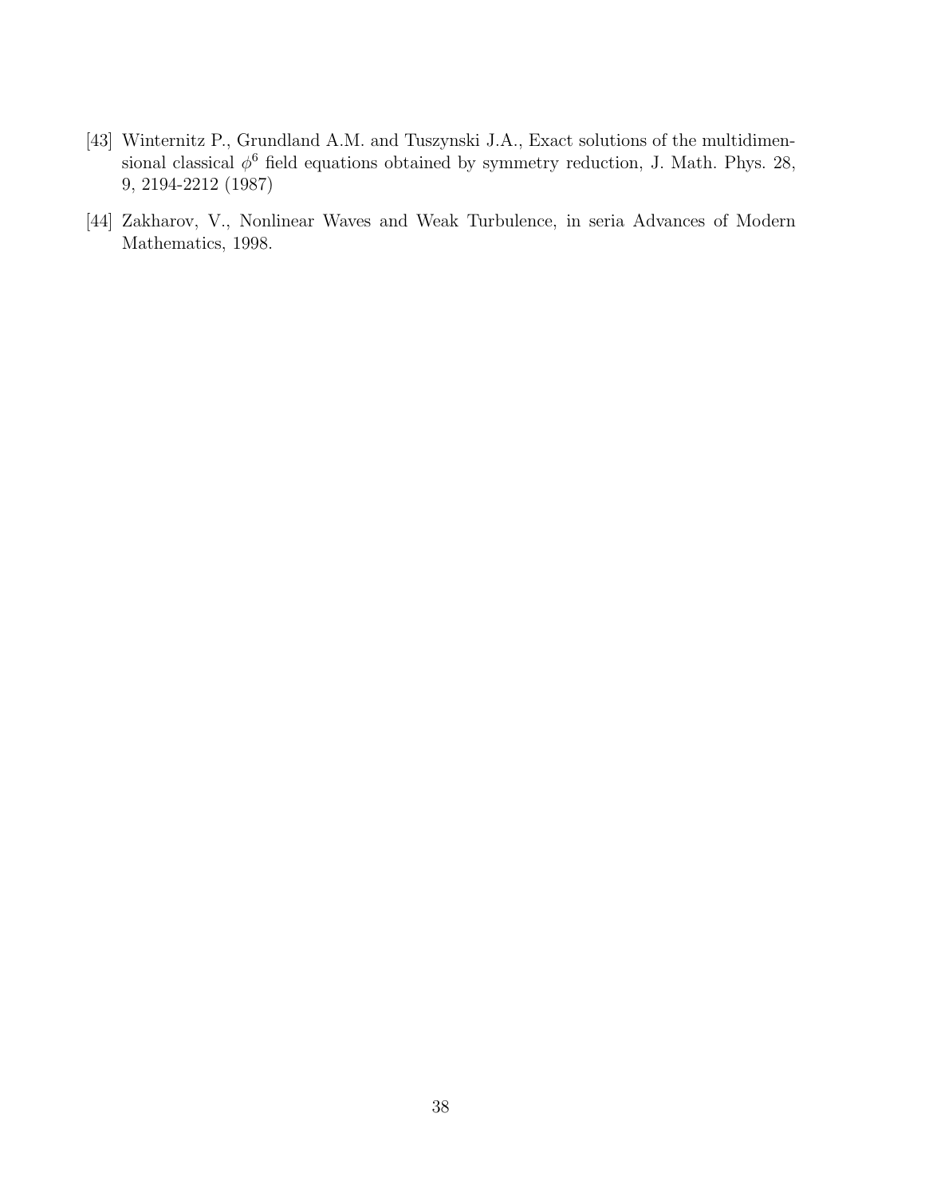[43] Winternitz P., Grundland A.M. and Tuszynski J.A., Exact solutions of the multidimensional classical $\phi^6$ field equations obtained by symmetry reduction, J. Math. Phys. 28, 9, 2194-2212 (1987)

[44] Zakharov, V., Nonlinear Waves and Weak Turbulence, in seria Advances of Modern Mathematics, 1998.